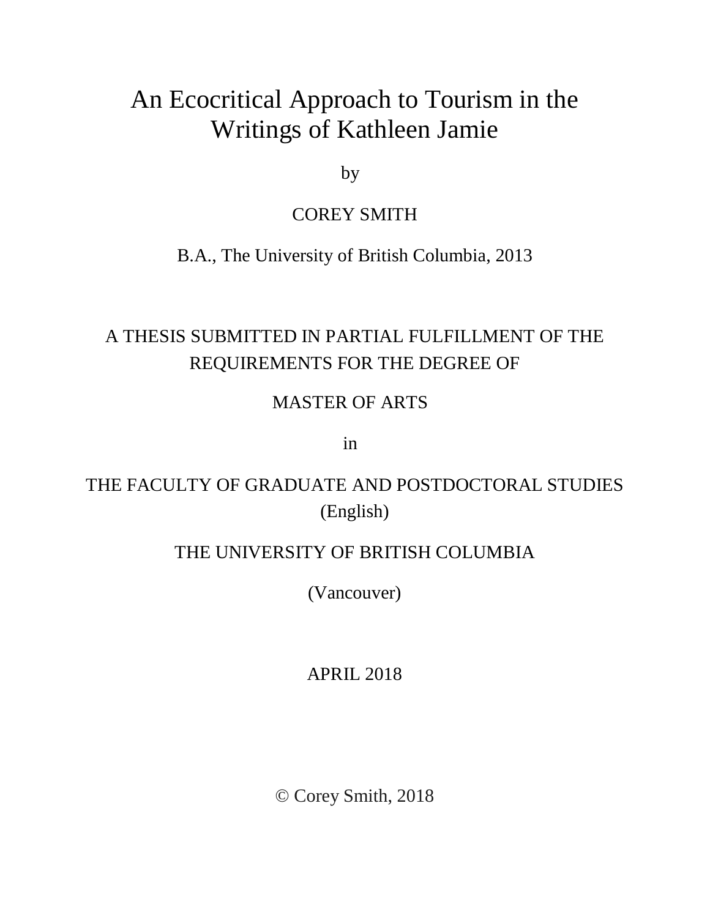# An Ecocritical Approach to Tourism in the Writings of Kathleen Jamie

by

COREY SMITH

B.A., The University of British Columbia, 2013

A THESIS SUBMITTED IN PARTIAL FULFILLMENT OF THE REQUIREMENTS FOR THE DEGREE OF

MASTER OF ARTS

in

THE FACULTY OF GRADUATE AND POSTDOCTORAL STUDIES

(English)

THE UNIVERSITY OF BRITISH COLUMBIA

(Vancouver)

APRIL 2018

© Corey Smith, 2018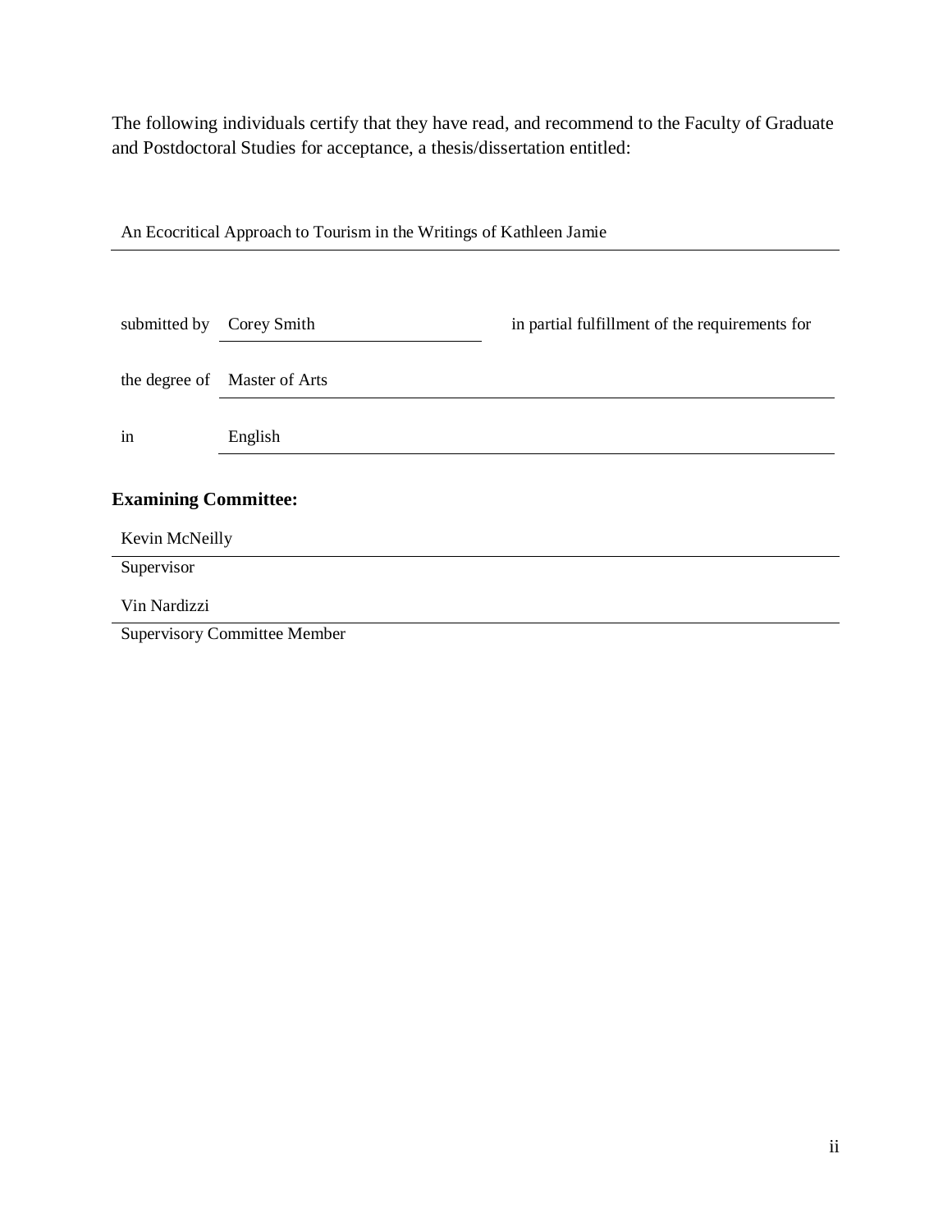The following individuals certify that they have read, and recommend to the Faculty of Graduate and Postdoctoral Studies for acceptance, a thesis/dissertation entitled:

An Ecocritical Approach to Tourism in the Writings of Kathleen Jamie

submitted by Corey Smith in partial fulfillment of the requirements for

the degree of Master of Arts

in English

**Examining Committee:**

Kevin McNeilly

Supervisor

Vin Nardizzi

Supervisory Committee Member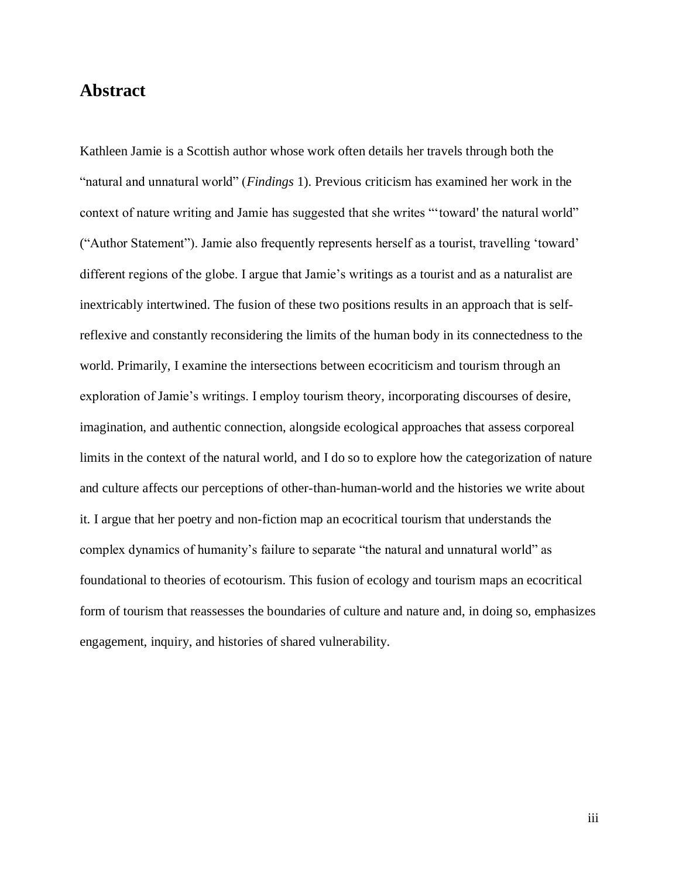## Abstract

Kathleen Jamie is a Scottish author whose work often details her travels through both the "natural and unnatural world" (*Findings* 1). Previous criticism has examined her work in the context of nature writing and Jamie has suggested that she writes "'toward' the natural world" ("Author Statement"). Jamie also frequently represents herself as a tourist, travelling 'toward' different regions of the globe. I argue that Jamie's writings as a tourist and as a naturalist are inextricably intertwined. The fusion of these two positions results in an approach that is self-reflexive and constantly reconsidering the limits of the human body in its connectedness to the world. Primarily, I examine the intersections between ecocriticism and tourism through an exploration of Jamie's writings. I employ tourism theory, incorporating discourses of desire, imagination, and authentic connection, alongside ecological approaches that assess corporeal limits in the context of the natural world, and I do so to explore how the categorization of nature and culture affects our perceptions of other-than-human-world and the histories we write about it. I argue that her poetry and non-fiction map an ecocritical tourism that understands the complex dynamics of humanity's failure to separate "the natural and unnatural world" as foundational to theories of ecotourism. This fusion of ecology and tourism maps an ecocritical form of tourism that reassesses the boundaries of culture and nature and, in doing so, emphasizes engagement, inquiry, and histories of shared vulnerability.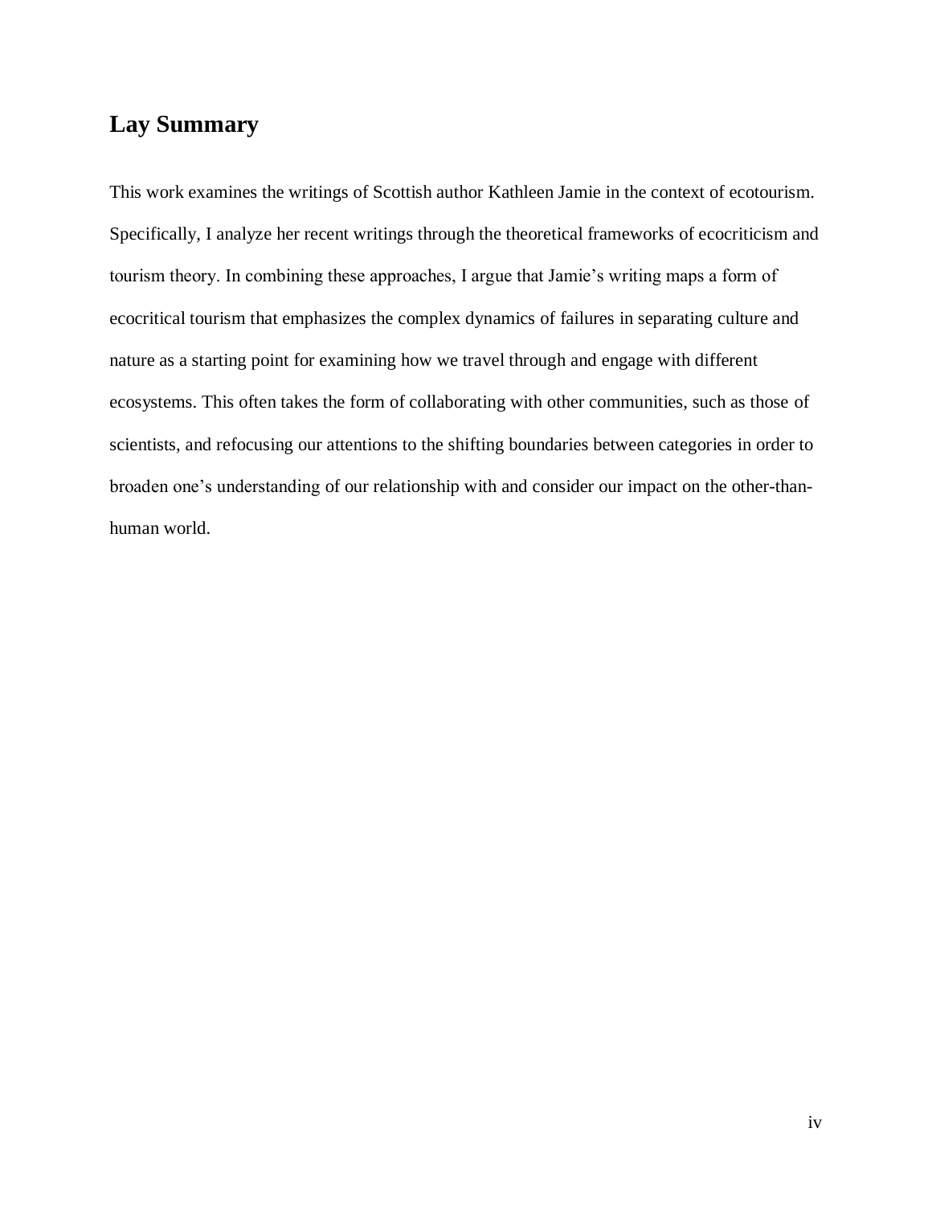## Lay Summary

This work examines the writings of Scottish author Kathleen Jamie in the context of ecotourism. Specifically, I analyze her recent writings through the theoretical frameworks of ecocriticism and tourism theory. In combining these approaches, I argue that Jamie's writing maps a form of ecocritical tourism that emphasizes the complex dynamics of failures in separating culture and nature as a starting point for examining how we travel through and engage with different ecosystems. This often takes the form of collaborating with other communities, such as those of scientists, and refocusing our attentions to the shifting boundaries between categories in order to broaden one's understanding of our relationship with and consider our impact on the other-than-human world.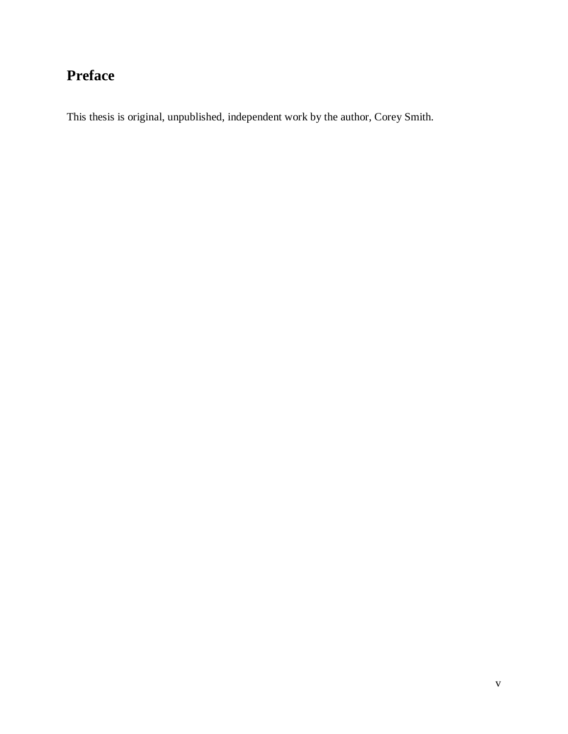# Preface

This thesis is original, unpublished, independent work by the author, Corey Smith.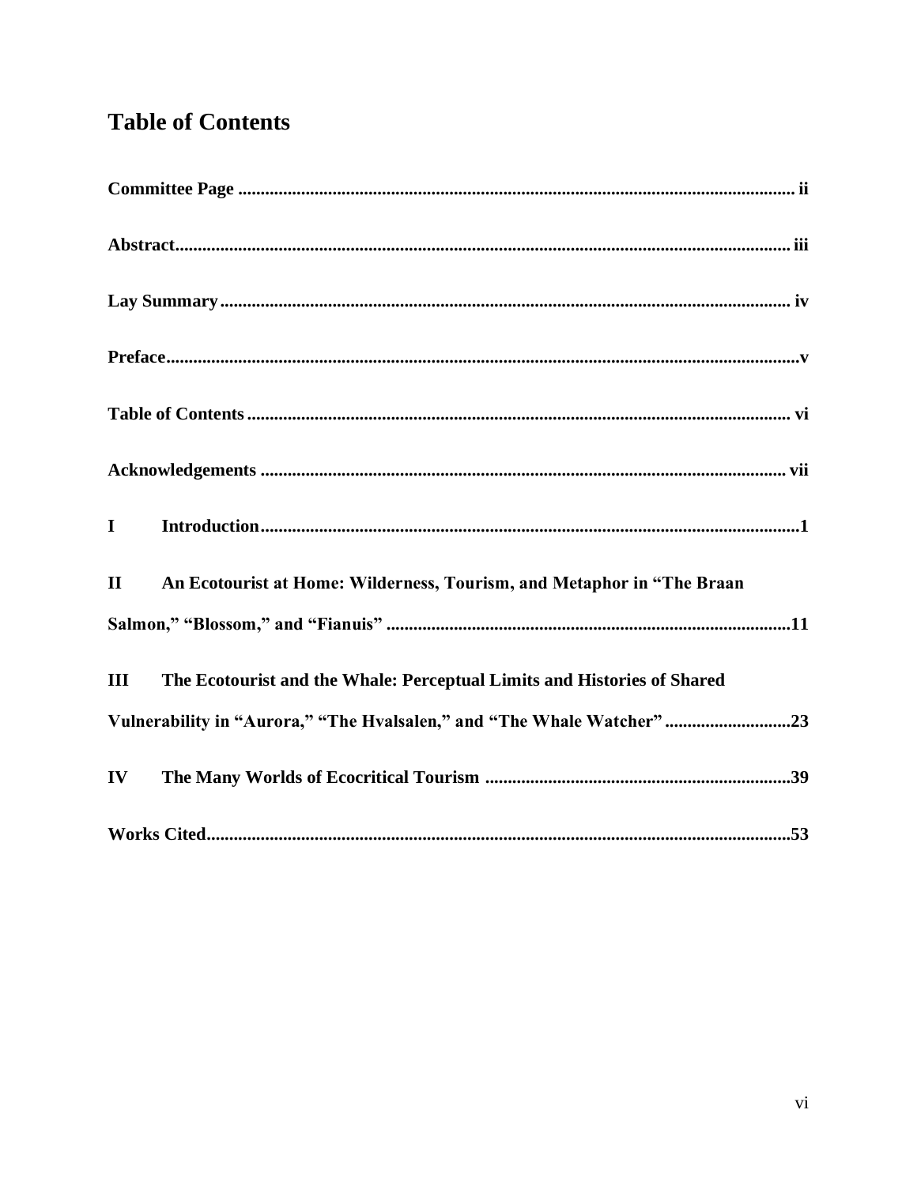# Table of Contents

**Committee Page** ........................................................................................................................ ii

**Abstract** ..................................................................................................................................... iii

**Lay Summary** ........................................................................................................................... iv

**Preface** ........................................................................................................................................v

**Table of Contents** ..................................................................................................................... vi

**Acknowledgements** ................................................................................................................. vii

**I Introduction** .............................................................................................................................1

**II An Ecotourist at Home: Wilderness, Tourism, and Metaphor in "The Braan Salmon," "Blossom," and "Fianuis"** ..........................................................................................11

**III The Ecotourist and the Whale: Perceptual Limits and Histories of Shared Vulnerability in "Aurora," "The Hvalsalen," and "The Whale Watcher"** ...........................23

**IV The Many Worlds of Ecocritical Tourism** ........................................................................39

**Works Cited** ..............................................................................................................................53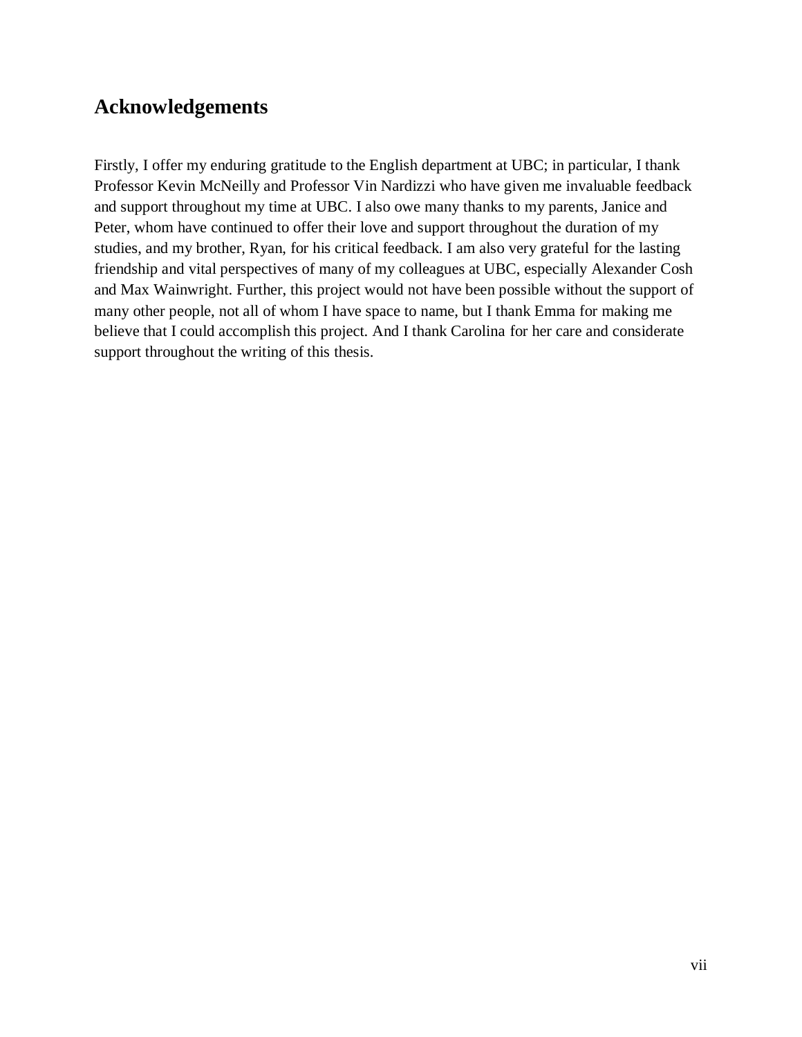## Acknowledgements

Firstly, I offer my enduring gratitude to the English department at UBC; in particular, I thank Professor Kevin McNeilly and Professor Vin Nardizzi who have given me invaluable feedback and support throughout my time at UBC. I also owe many thanks to my parents, Janice and Peter, whom have continued to offer their love and support throughout the duration of my studies, and my brother, Ryan, for his critical feedback. I am also very grateful for the lasting friendship and vital perspectives of many of my colleagues at UBC, especially Alexander Cosh and Max Wainwright. Further, this project would not have been possible without the support of many other people, not all of whom I have space to name, but I thank Emma for making me believe that I could accomplish this project. And I thank Carolina for her care and considerate support throughout the writing of this thesis.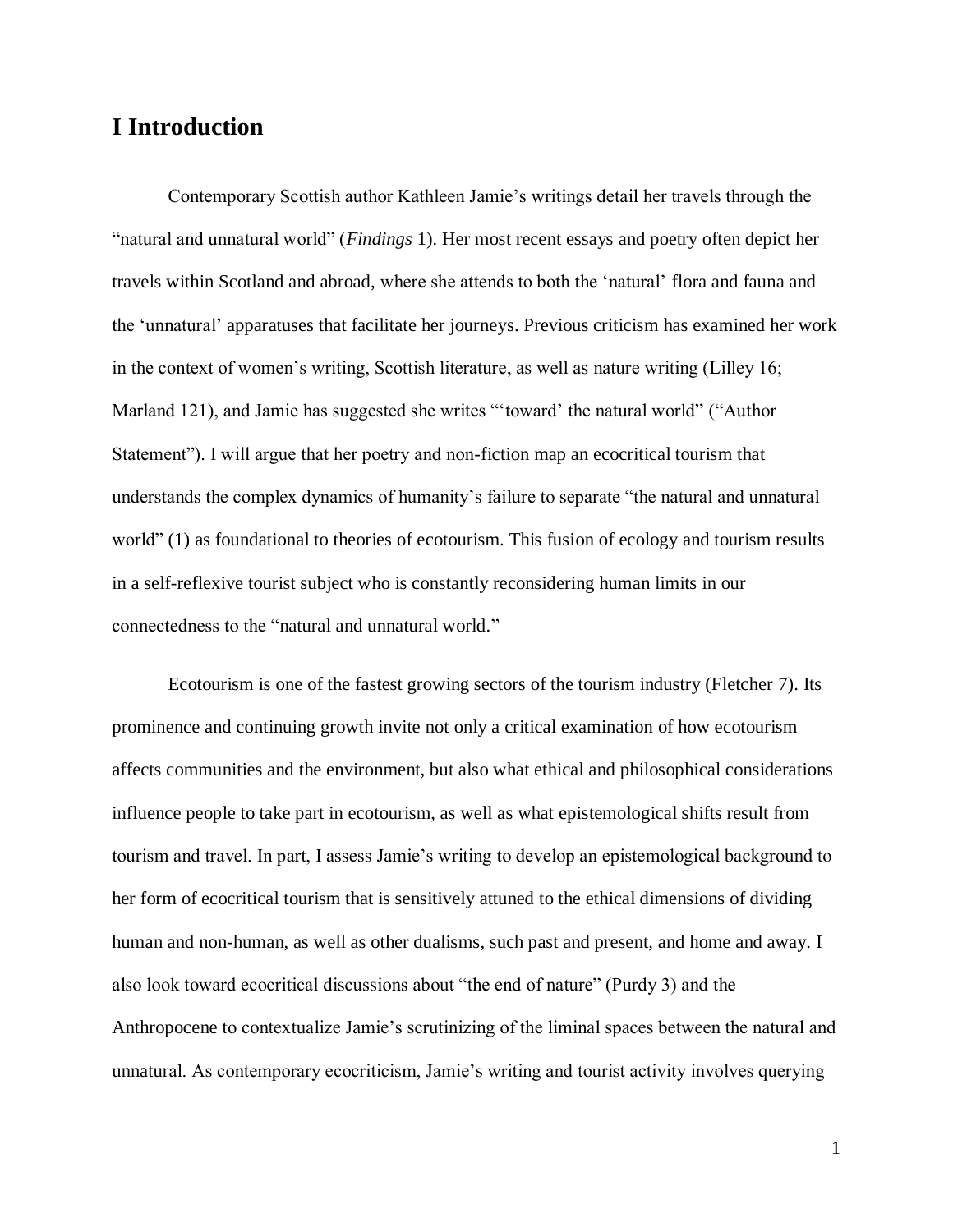# I Introduction

Contemporary Scottish author Kathleen Jamie's writings detail her travels through the "natural and unnatural world" (*Findings* 1). Her most recent essays and poetry often depict her travels within Scotland and abroad, where she attends to both the 'natural' flora and fauna and the 'unnatural' apparatuses that facilitate her journeys. Previous criticism has examined her work in the context of women's writing, Scottish literature, as well as nature writing (Lilley 16; Marland 121), and Jamie has suggested she writes "'toward' the natural world" ("Author Statement"). I will argue that her poetry and non-fiction map an ecocritical tourism that understands the complex dynamics of humanity's failure to separate "the natural and unnatural world" (1) as foundational to theories of ecotourism. This fusion of ecology and tourism results in a self-reflexive tourist subject who is constantly reconsidering human limits in our connectedness to the "natural and unnatural world."

Ecotourism is one of the fastest growing sectors of the tourism industry (Fletcher 7). Its prominence and continuing growth invite not only a critical examination of how ecotourism affects communities and the environment, but also what ethical and philosophical considerations influence people to take part in ecotourism, as well as what epistemological shifts result from tourism and travel. In part, I assess Jamie's writing to develop an epistemological background to her form of ecocritical tourism that is sensitively attuned to the ethical dimensions of dividing human and non-human, as well as other dualisms, such past and present, and home and away. I also look toward ecocritical discussions about "the end of nature" (Purdy 3) and the Anthropocene to contextualize Jamie's scrutinizing of the liminal spaces between the natural and unnatural. As contemporary ecocriticism, Jamie's writing and tourist activity involves querying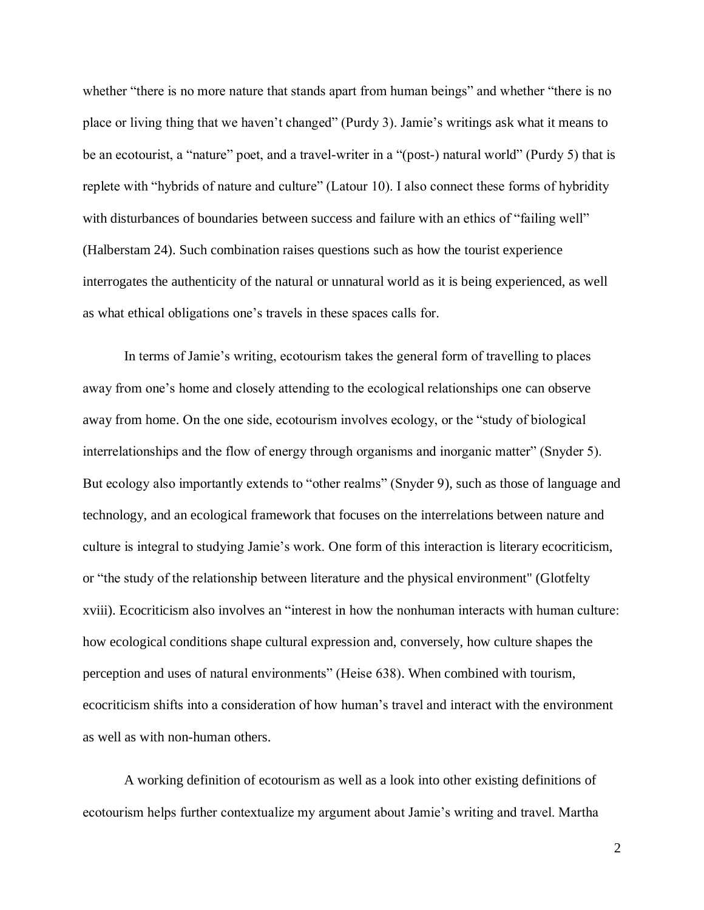whether "there is no more nature that stands apart from human beings" and whether "there is no place or living thing that we haven't changed" (Purdy 3). Jamie's writings ask what it means to be an ecotourist, a "nature" poet, and a travel-writer in a "(post-) natural world" (Purdy 5) that is replete with "hybrids of nature and culture" (Latour 10). I also connect these forms of hybridity with disturbances of boundaries between success and failure with an ethics of "failing well" (Halberstam 24). Such combination raises questions such as how the tourist experience interrogates the authenticity of the natural or unnatural world as it is being experienced, as well as what ethical obligations one's travels in these spaces calls for.

In terms of Jamie's writing, ecotourism takes the general form of travelling to places away from one's home and closely attending to the ecological relationships one can observe away from home. On the one side, ecotourism involves ecology, or the "study of biological interrelationships and the flow of energy through organisms and inorganic matter" (Snyder 5). But ecology also importantly extends to "other realms" (Snyder 9), such as those of language and technology, and an ecological framework that focuses on the interrelations between nature and culture is integral to studying Jamie's work. One form of this interaction is literary ecocriticism, or "the study of the relationship between literature and the physical environment" (Glotfelty xviii). Ecocriticism also involves an "interest in how the nonhuman interacts with human culture: how ecological conditions shape cultural expression and, conversely, how culture shapes the perception and uses of natural environments" (Heise 638). When combined with tourism, ecocriticism shifts into a consideration of how human's travel and interact with the environment as well as with non-human others.

A working definition of ecotourism as well as a look into other existing definitions of ecotourism helps further contextualize my argument about Jamie's writing and travel. Martha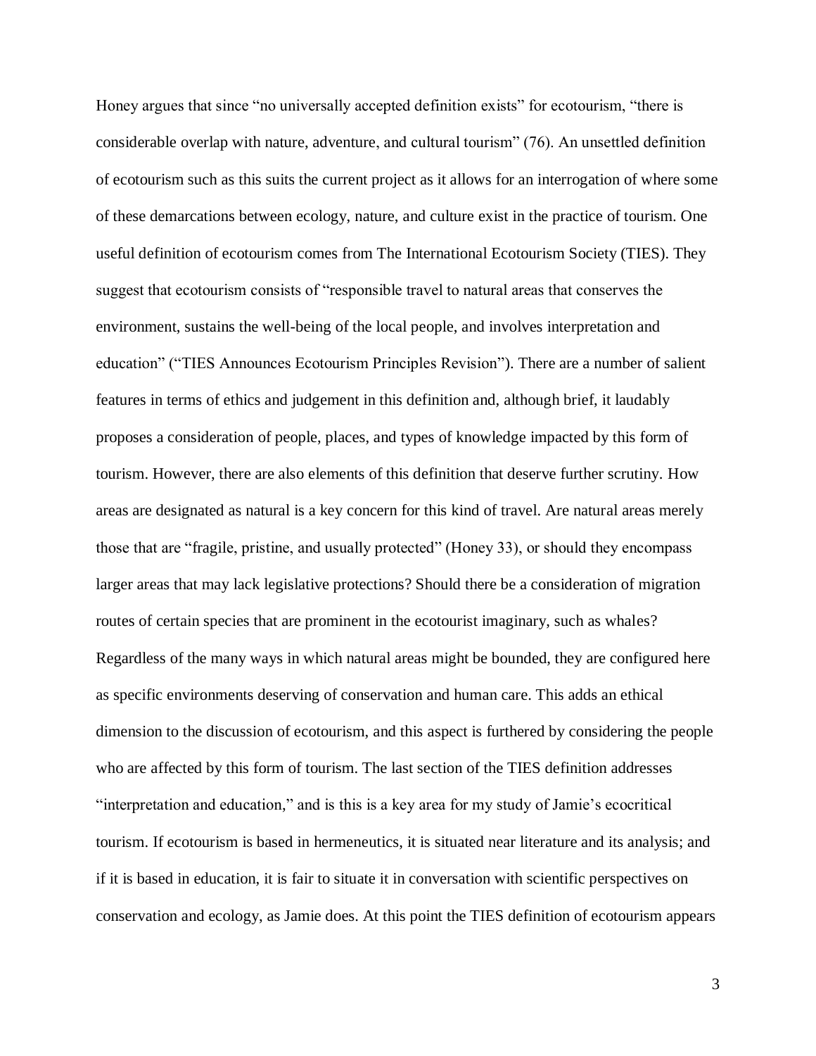Honey argues that since “no universally accepted definition exists” for ecotourism, “there is considerable overlap with nature, adventure, and cultural tourism” (76). An unsettled definition of ecotourism such as this suits the current project as it allows for an interrogation of where some of these demarcations between ecology, nature, and culture exist in the practice of tourism. One useful definition of ecotourism comes from The International Ecotourism Society (TIES). They suggest that ecotourism consists of “responsible travel to natural areas that conserves the environment, sustains the well-being of the local people, and involves interpretation and education” (“TIES Announces Ecotourism Principles Revision”). There are a number of salient features in terms of ethics and judgement in this definition and, although brief, it laudably proposes a consideration of people, places, and types of knowledge impacted by this form of tourism. However, there are also elements of this definition that deserve further scrutiny. How areas are designated as natural is a key concern for this kind of travel. Are natural areas merely those that are “fragile, pristine, and usually protected” (Honey 33), or should they encompass larger areas that may lack legislative protections? Should there be a consideration of migration routes of certain species that are prominent in the ecotourist imaginary, such as whales? Regardless of the many ways in which natural areas might be bounded, they are configured here as specific environments deserving of conservation and human care. This adds an ethical dimension to the discussion of ecotourism, and this aspect is furthered by considering the people who are affected by this form of tourism. The last section of the TIES definition addresses “interpretation and education,” and is this is a key area for my study of Jamie’s ecocritical tourism. If ecotourism is based in hermeneutics, it is situated near literature and its analysis; and if it is based in education, it is fair to situate it in conversation with scientific perspectives on conservation and ecology, as Jamie does. At this point the TIES definition of ecotourism appears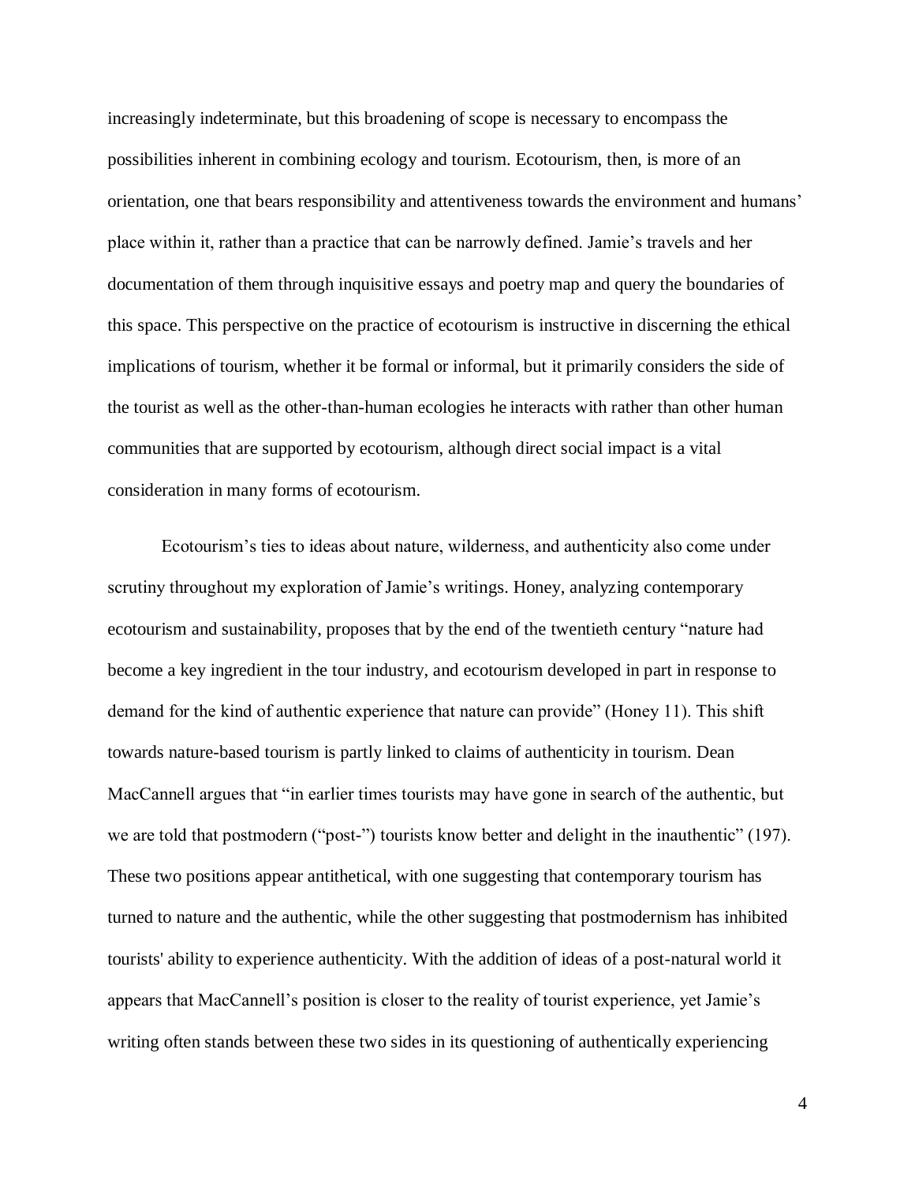increasingly indeterminate, but this broadening of scope is necessary to encompass the possibilities inherent in combining ecology and tourism. Ecotourism, then, is more of an orientation, one that bears responsibility and attentiveness towards the environment and humans' place within it, rather than a practice that can be narrowly defined. Jamie's travels and her documentation of them through inquisitive essays and poetry map and query the boundaries of this space. This perspective on the practice of ecotourism is instructive in discerning the ethical implications of tourism, whether it be formal or informal, but it primarily considers the side of the tourist as well as the other-than-human ecologies he interacts with rather than other human communities that are supported by ecotourism, although direct social impact is a vital consideration in many forms of ecotourism.

Ecotourism's ties to ideas about nature, wilderness, and authenticity also come under scrutiny throughout my exploration of Jamie's writings. Honey, analyzing contemporary ecotourism and sustainability, proposes that by the end of the twentieth century "nature had become a key ingredient in the tour industry, and ecotourism developed in part in response to demand for the kind of authentic experience that nature can provide" (Honey 11). This shift towards nature-based tourism is partly linked to claims of authenticity in tourism. Dean MacCannell argues that "in earlier times tourists may have gone in search of the authentic, but we are told that postmodern ("post-") tourists know better and delight in the inauthentic" (197). These two positions appear antithetical, with one suggesting that contemporary tourism has turned to nature and the authentic, while the other suggesting that postmodernism has inhibited tourists' ability to experience authenticity. With the addition of ideas of a post-natural world it appears that MacCannell's position is closer to the reality of tourist experience, yet Jamie's writing often stands between these two sides in its questioning of authentically experiencing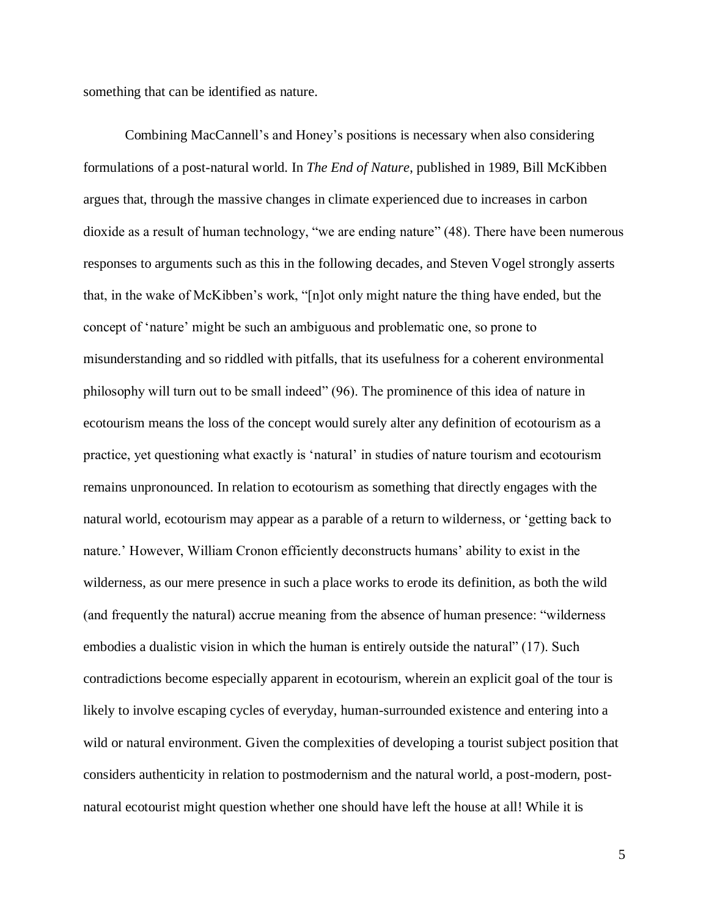something that can be identified as nature.

Combining MacCannell's and Honey's positions is necessary when also considering formulations of a post-natural world. In *The End of Nature*, published in 1989, Bill McKibben argues that, through the massive changes in climate experienced due to increases in carbon dioxide as a result of human technology, "we are ending nature" (48). There have been numerous responses to arguments such as this in the following decades, and Steven Vogel strongly asserts that, in the wake of McKibben's work, "[n]ot only might nature the thing have ended, but the concept of 'nature' might be such an ambiguous and problematic one, so prone to misunderstanding and so riddled with pitfalls, that its usefulness for a coherent environmental philosophy will turn out to be small indeed" (96). The prominence of this idea of nature in ecotourism means the loss of the concept would surely alter any definition of ecotourism as a practice, yet questioning what exactly is 'natural' in studies of nature tourism and ecotourism remains unpronounced. In relation to ecotourism as something that directly engages with the natural world, ecotourism may appear as a parable of a return to wilderness, or 'getting back to nature.' However, William Cronon efficiently deconstructs humans' ability to exist in the wilderness, as our mere presence in such a place works to erode its definition, as both the wild (and frequently the natural) accrue meaning from the absence of human presence: "wilderness embodies a dualistic vision in which the human is entirely outside the natural" (17). Such contradictions become especially apparent in ecotourism, wherein an explicit goal of the tour is likely to involve escaping cycles of everyday, human-surrounded existence and entering into a wild or natural environment. Given the complexities of developing a tourist subject position that considers authenticity in relation to postmodernism and the natural world, a post-modern, post-natural ecotourist might question whether one should have left the house at all! While it is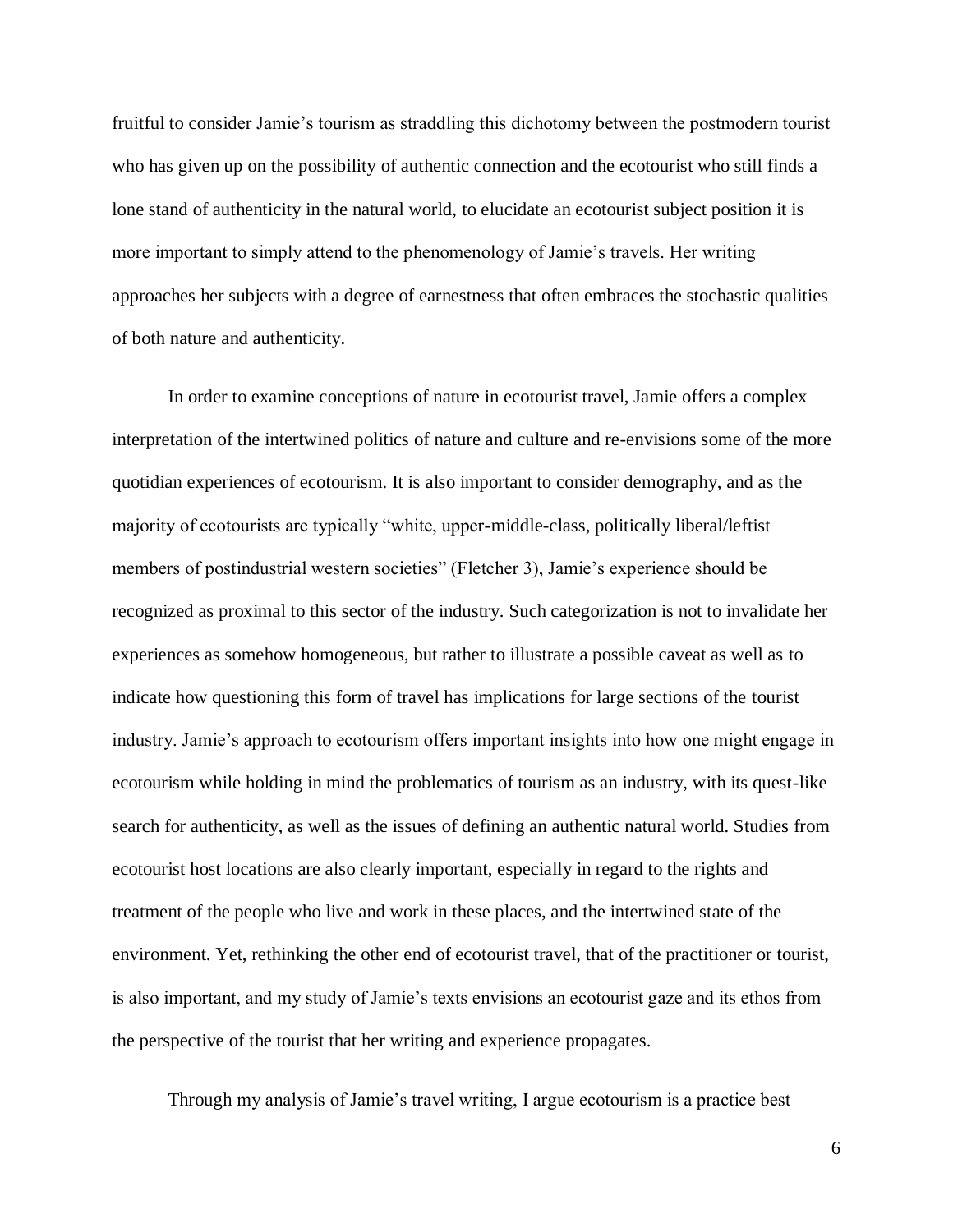fruitful to consider Jamie's tourism as straddling this dichotomy between the postmodern tourist who has given up on the possibility of authentic connection and the ecotourist who still finds a lone stand of authenticity in the natural world, to elucidate an ecotourist subject position it is more important to simply attend to the phenomenology of Jamie's travels. Her writing approaches her subjects with a degree of earnestness that often embraces the stochastic qualities of both nature and authenticity.

In order to examine conceptions of nature in ecotourist travel, Jamie offers a complex interpretation of the intertwined politics of nature and culture and re-envisions some of the more quotidian experiences of ecotourism. It is also important to consider demography, and as the majority of ecotourists are typically "white, upper-middle-class, politically liberal/leftist members of postindustrial western societies" (Fletcher 3), Jamie's experience should be recognized as proximal to this sector of the industry. Such categorization is not to invalidate her experiences as somehow homogeneous, but rather to illustrate a possible caveat as well as to indicate how questioning this form of travel has implications for large sections of the tourist industry. Jamie's approach to ecotourism offers important insights into how one might engage in ecotourism while holding in mind the problematics of tourism as an industry, with its quest-like search for authenticity, as well as the issues of defining an authentic natural world. Studies from ecotourist host locations are also clearly important, especially in regard to the rights and treatment of the people who live and work in these places, and the intertwined state of the environment. Yet, rethinking the other end of ecotourist travel, that of the practitioner or tourist, is also important, and my study of Jamie's texts envisions an ecotourist gaze and its ethos from the perspective of the tourist that her writing and experience propagates.

Through my analysis of Jamie's travel writing, I argue ecotourism is a practice best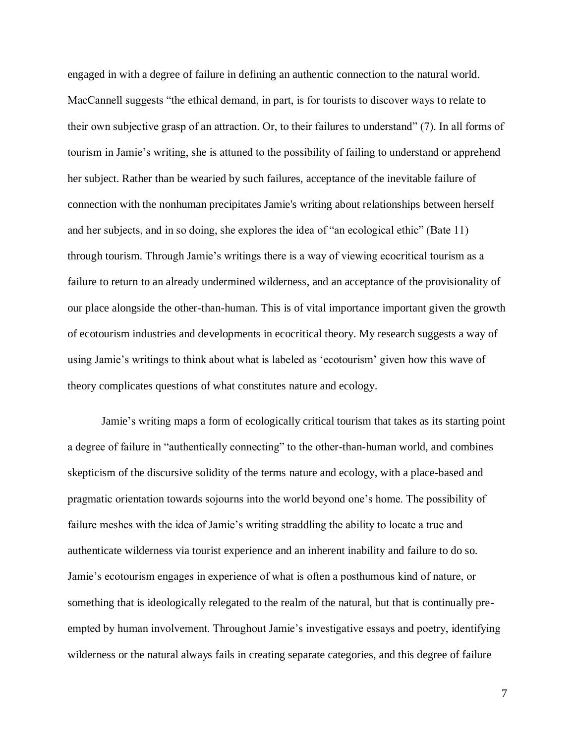engaged in with a degree of failure in defining an authentic connection to the natural world. MacCannell suggests "the ethical demand, in part, is for tourists to discover ways to relate to their own subjective grasp of an attraction. Or, to their failures to understand" (7). In all forms of tourism in Jamie's writing, she is attuned to the possibility of failing to understand or apprehend her subject. Rather than be wearied by such failures, acceptance of the inevitable failure of connection with the nonhuman precipitates Jamie's writing about relationships between herself and her subjects, and in so doing, she explores the idea of "an ecological ethic" (Bate 11) through tourism. Through Jamie's writings there is a way of viewing ecocritical tourism as a failure to return to an already undermined wilderness, and an acceptance of the provisionality of our place alongside the other-than-human. This is of vital importance important given the growth of ecotourism industries and developments in ecocritical theory. My research suggests a way of using Jamie's writings to think about what is labeled as 'ecotourism' given how this wave of theory complicates questions of what constitutes nature and ecology.

Jamie's writing maps a form of ecologically critical tourism that takes as its starting point a degree of failure in "authentically connecting" to the other-than-human world, and combines skepticism of the discursive solidity of the terms nature and ecology, with a place-based and pragmatic orientation towards sojourns into the world beyond one's home. The possibility of failure meshes with the idea of Jamie's writing straddling the ability to locate a true and authenticate wilderness via tourist experience and an inherent inability and failure to do so. Jamie's ecotourism engages in experience of what is often a posthumous kind of nature, or something that is ideologically relegated to the realm of the natural, but that is continually pre-empted by human involvement. Throughout Jamie's investigative essays and poetry, identifying wilderness or the natural always fails in creating separate categories, and this degree of failure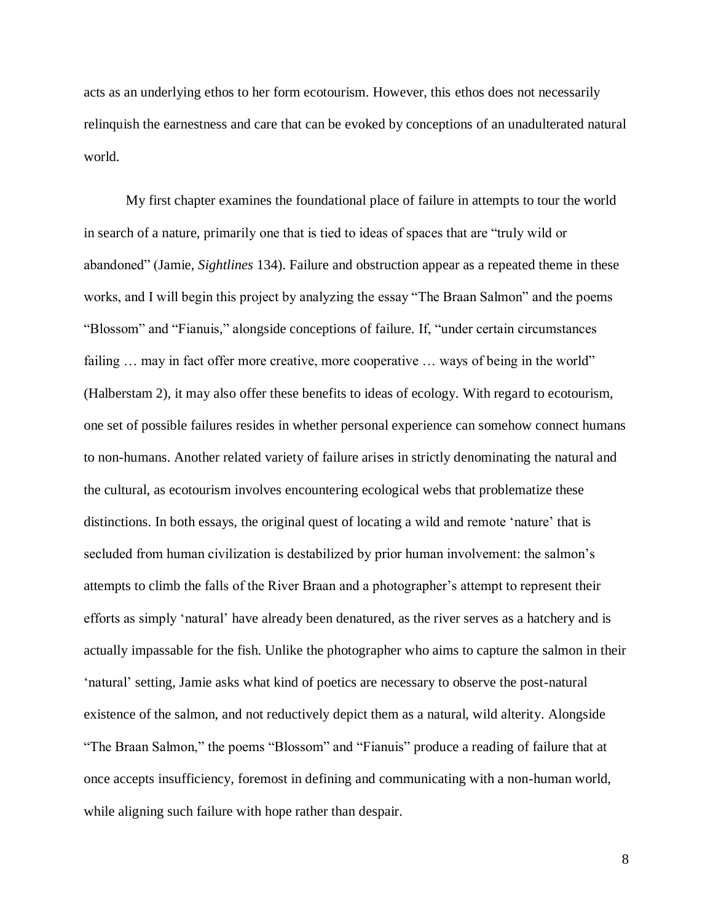acts as an underlying ethos to her form ecotourism. However, this ethos does not necessarily relinquish the earnestness and care that can be evoked by conceptions of an unadulterated natural world.

My first chapter examines the foundational place of failure in attempts to tour the world in search of a nature, primarily one that is tied to ideas of spaces that are "truly wild or abandoned" (Jamie, *Sightlines* 134). Failure and obstruction appear as a repeated theme in these works, and I will begin this project by analyzing the essay "The Braan Salmon" and the poems "Blossom" and "Fianuis," alongside conceptions of failure. If, "under certain circumstances failing … may in fact offer more creative, more cooperative … ways of being in the world" (Halberstam 2), it may also offer these benefits to ideas of ecology. With regard to ecotourism, one set of possible failures resides in whether personal experience can somehow connect humans to non-humans. Another related variety of failure arises in strictly denominating the natural and the cultural, as ecotourism involves encountering ecological webs that problematize these distinctions. In both essays, the original quest of locating a wild and remote 'nature' that is secluded from human civilization is destabilized by prior human involvement: the salmon's attempts to climb the falls of the River Braan and a photographer's attempt to represent their efforts as simply 'natural' have already been denatured, as the river serves as a hatchery and is actually impassable for the fish. Unlike the photographer who aims to capture the salmon in their 'natural' setting, Jamie asks what kind of poetics are necessary to observe the post-natural existence of the salmon, and not reductively depict them as a natural, wild alterity. Alongside "The Braan Salmon," the poems "Blossom" and "Fianuis" produce a reading of failure that at once accepts insufficiency, foremost in defining and communicating with a non-human world, while aligning such failure with hope rather than despair.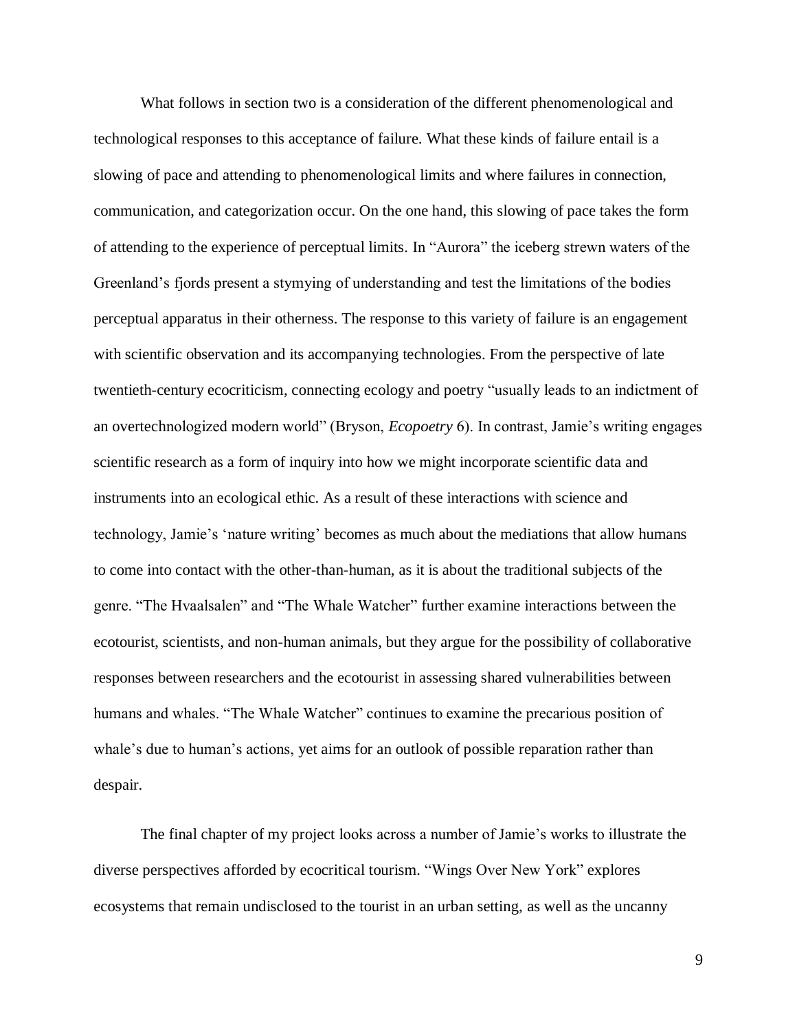What follows in section two is a consideration of the different phenomenological and technological responses to this acceptance of failure. What these kinds of failure entail is a slowing of pace and attending to phenomenological limits and where failures in connection, communication, and categorization occur. On the one hand, this slowing of pace takes the form of attending to the experience of perceptual limits. In "Aurora" the iceberg strewn waters of the Greenland's fjords present a stymying of understanding and test the limitations of the bodies perceptual apparatus in their otherness. The response to this variety of failure is an engagement with scientific observation and its accompanying technologies. From the perspective of late twentieth-century ecocriticism, connecting ecology and poetry "usually leads to an indictment of an overtechnologized modern world" (Bryson, *Ecopoetry* 6). In contrast, Jamie's writing engages scientific research as a form of inquiry into how we might incorporate scientific data and instruments into an ecological ethic. As a result of these interactions with science and technology, Jamie's 'nature writing' becomes as much about the mediations that allow humans to come into contact with the other-than-human, as it is about the traditional subjects of the genre. "The Hvaalsalen" and "The Whale Watcher" further examine interactions between the ecotourist, scientists, and non-human animals, but they argue for the possibility of collaborative responses between researchers and the ecotourist in assessing shared vulnerabilities between humans and whales. "The Whale Watcher" continues to examine the precarious position of whale's due to human's actions, yet aims for an outlook of possible reparation rather than despair.

The final chapter of my project looks across a number of Jamie's works to illustrate the diverse perspectives afforded by ecocritical tourism. "Wings Over New York" explores ecosystems that remain undisclosed to the tourist in an urban setting, as well as the uncanny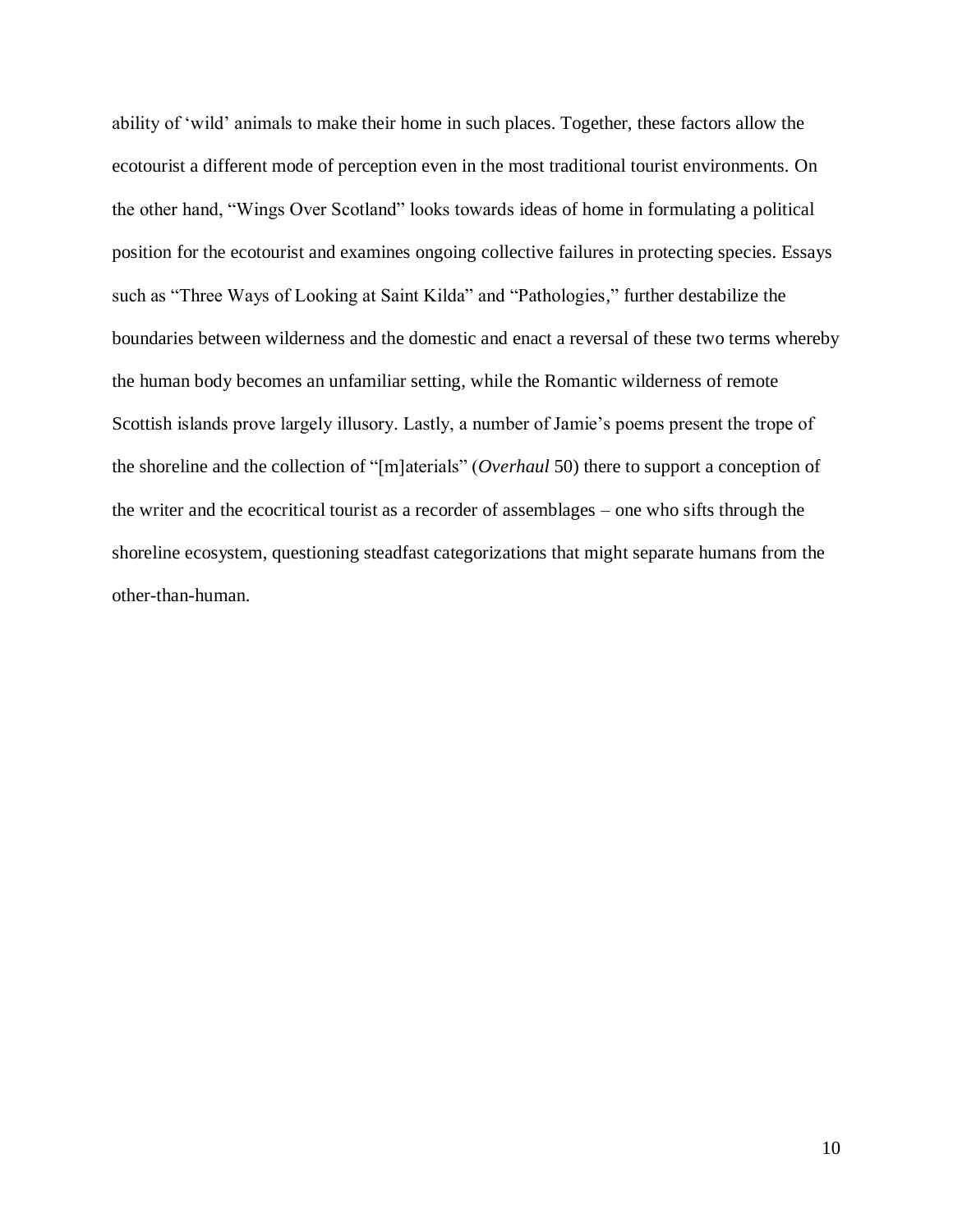ability of 'wild' animals to make their home in such places. Together, these factors allow the ecotourist a different mode of perception even in the most traditional tourist environments. On the other hand, "Wings Over Scotland" looks towards ideas of home in formulating a political position for the ecotourist and examines ongoing collective failures in protecting species. Essays such as "Three Ways of Looking at Saint Kilda" and "Pathologies," further destabilize the boundaries between wilderness and the domestic and enact a reversal of these two terms whereby the human body becomes an unfamiliar setting, while the Romantic wilderness of remote Scottish islands prove largely illusory. Lastly, a number of Jamie's poems present the trope of the shoreline and the collection of "[m]aterials" (*Overhaul* 50) there to support a conception of the writer and the ecocritical tourist as a recorder of assemblages – one who sifts through the shoreline ecosystem, questioning steadfast categorizations that might separate humans from the other-than-human.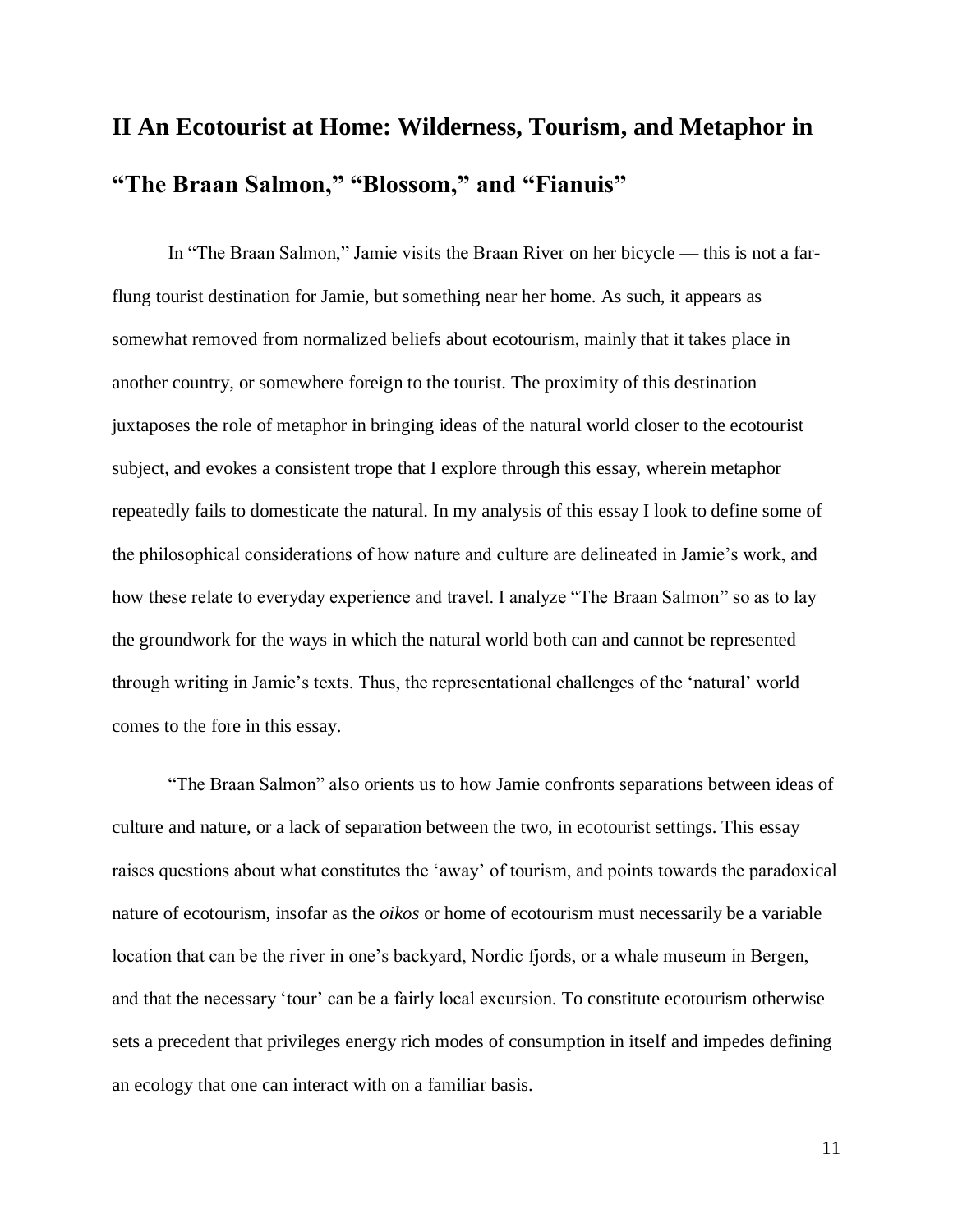## II An Ecotourist at Home: Wilderness, Tourism, and Metaphor in "The Braan Salmon," "Blossom," and "Fianuis"

In "The Braan Salmon," Jamie visits the Braan River on her bicycle — this is not a far-flung tourist destination for Jamie, but something near her home. As such, it appears as somewhat removed from normalized beliefs about ecotourism, mainly that it takes place in another country, or somewhere foreign to the tourist. The proximity of this destination juxtaposes the role of metaphor in bringing ideas of the natural world closer to the ecotourist subject, and evokes a consistent trope that I explore through this essay, wherein metaphor repeatedly fails to domesticate the natural. In my analysis of this essay I look to define some of the philosophical considerations of how nature and culture are delineated in Jamie's work, and how these relate to everyday experience and travel. I analyze "The Braan Salmon" so as to lay the groundwork for the ways in which the natural world both can and cannot be represented through writing in Jamie's texts. Thus, the representational challenges of the 'natural' world comes to the fore in this essay.

"The Braan Salmon" also orients us to how Jamie confronts separations between ideas of culture and nature, or a lack of separation between the two, in ecotourist settings. This essay raises questions about what constitutes the 'away' of tourism, and points towards the paradoxical nature of ecotourism, insofar as the *oikos* or home of ecotourism must necessarily be a variable location that can be the river in one's backyard, Nordic fjords, or a whale museum in Bergen, and that the necessary 'tour' can be a fairly local excursion. To constitute ecotourism otherwise sets a precedent that privileges energy rich modes of consumption in itself and impedes defining an ecology that one can interact with on a familiar basis.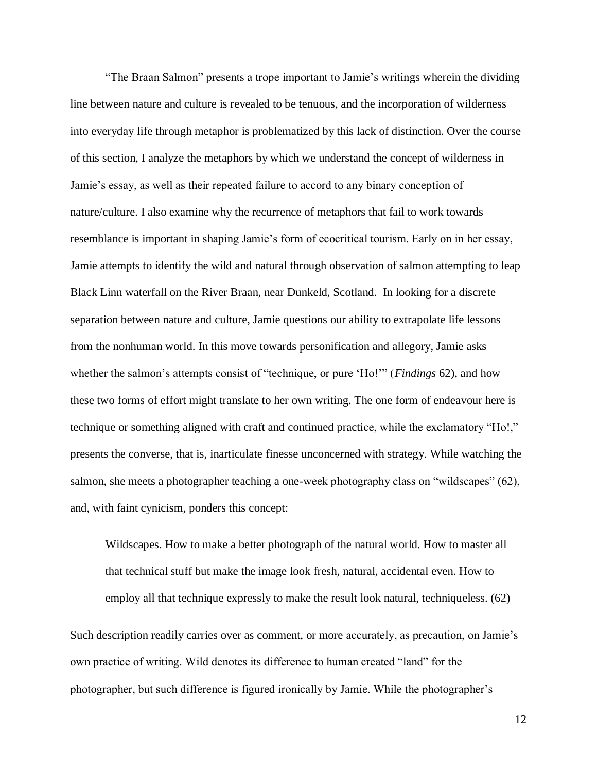“The Braan Salmon” presents a trope important to Jamie’s writings wherein the dividing line between nature and culture is revealed to be tenuous, and the incorporation of wilderness into everyday life through metaphor is problematized by this lack of distinction. Over the course of this section, I analyze the metaphors by which we understand the concept of wilderness in Jamie’s essay, as well as their repeated failure to accord to any binary conception of nature/culture. I also examine why the recurrence of metaphors that fail to work towards resemblance is important in shaping Jamie’s form of ecocritical tourism. Early on in her essay, Jamie attempts to identify the wild and natural through observation of salmon attempting to leap Black Linn waterfall on the River Braan, near Dunkeld, Scotland. In looking for a discrete separation between nature and culture, Jamie questions our ability to extrapolate life lessons from the nonhuman world. In this move towards personification and allegory, Jamie asks whether the salmon’s attempts consist of “technique, or pure ‘Ho!’” (*Findings* 62), and how these two forms of effort might translate to her own writing. The one form of endeavour here is technique or something aligned with craft and continued practice, while the exclamatory “Ho!,” presents the converse, that is, inarticulate finesse unconcerned with strategy. While watching the salmon, she meets a photographer teaching a one-week photography class on “wildscapes” (62), and, with faint cynicism, ponders this concept:

> Wildscapes. How to make a better photograph of the natural world. How to master all that technical stuff but make the image look fresh, natural, accidental even. How to employ all that technique expressly to make the result look natural, techniqueless. (62)

Such description readily carries over as comment, or more accurately, as precaution, on Jamie’s own practice of writing. Wild denotes its difference to human created “land” for the photographer, but such difference is figured ironically by Jamie. While the photographer’s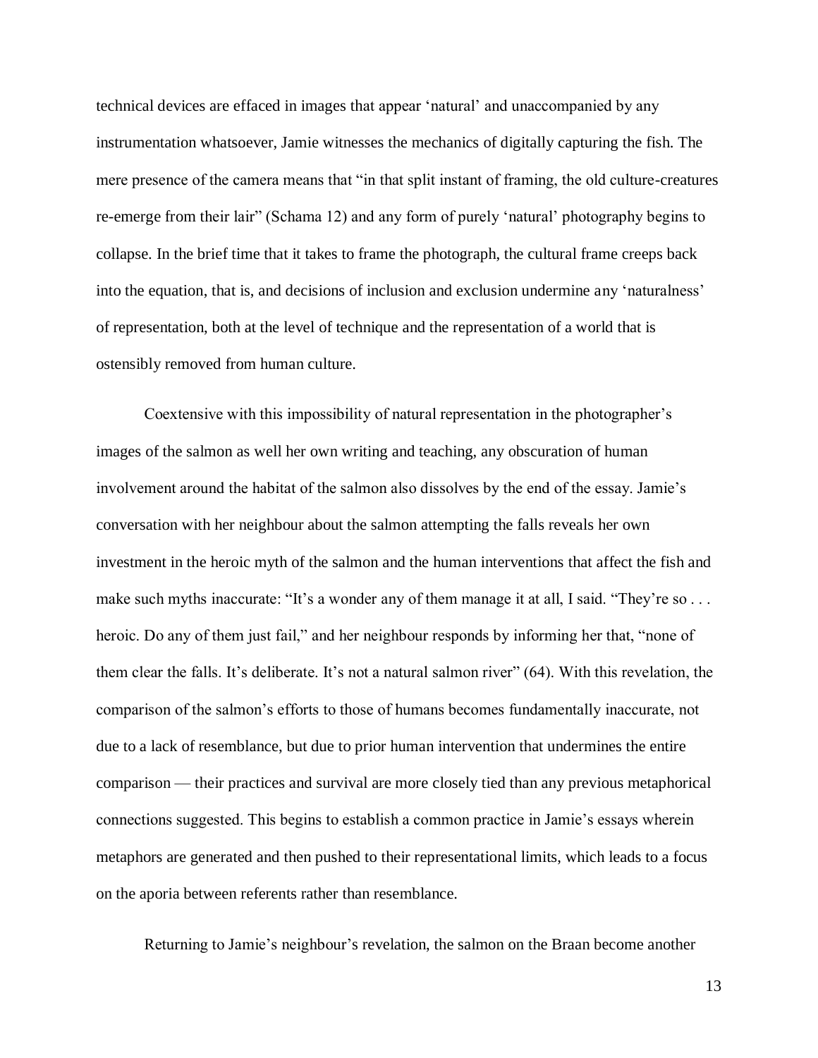technical devices are effaced in images that appear 'natural' and unaccompanied by any instrumentation whatsoever, Jamie witnesses the mechanics of digitally capturing the fish. The mere presence of the camera means that "in that split instant of framing, the old culture-creatures re-emerge from their lair" (Schama 12) and any form of purely 'natural' photography begins to collapse. In the brief time that it takes to frame the photograph, the cultural frame creeps back into the equation, that is, and decisions of inclusion and exclusion undermine any 'naturalness' of representation, both at the level of technique and the representation of a world that is ostensibly removed from human culture.

Coextensive with this impossibility of natural representation in the photographer's images of the salmon as well her own writing and teaching, any obscuration of human involvement around the habitat of the salmon also dissolves by the end of the essay. Jamie's conversation with her neighbour about the salmon attempting the falls reveals her own investment in the heroic myth of the salmon and the human interventions that affect the fish and make such myths inaccurate: "It's a wonder any of them manage it at all, I said. "They're so . . . heroic. Do any of them just fail," and her neighbour responds by informing her that, "none of them clear the falls. It's deliberate. It's not a natural salmon river" (64). With this revelation, the comparison of the salmon's efforts to those of humans becomes fundamentally inaccurate, not due to a lack of resemblance, but due to prior human intervention that undermines the entire comparison — their practices and survival are more closely tied than any previous metaphorical connections suggested. This begins to establish a common practice in Jamie's essays wherein metaphors are generated and then pushed to their representational limits, which leads to a focus on the aporia between referents rather than resemblance.

Returning to Jamie's neighbour's revelation, the salmon on the Braan become another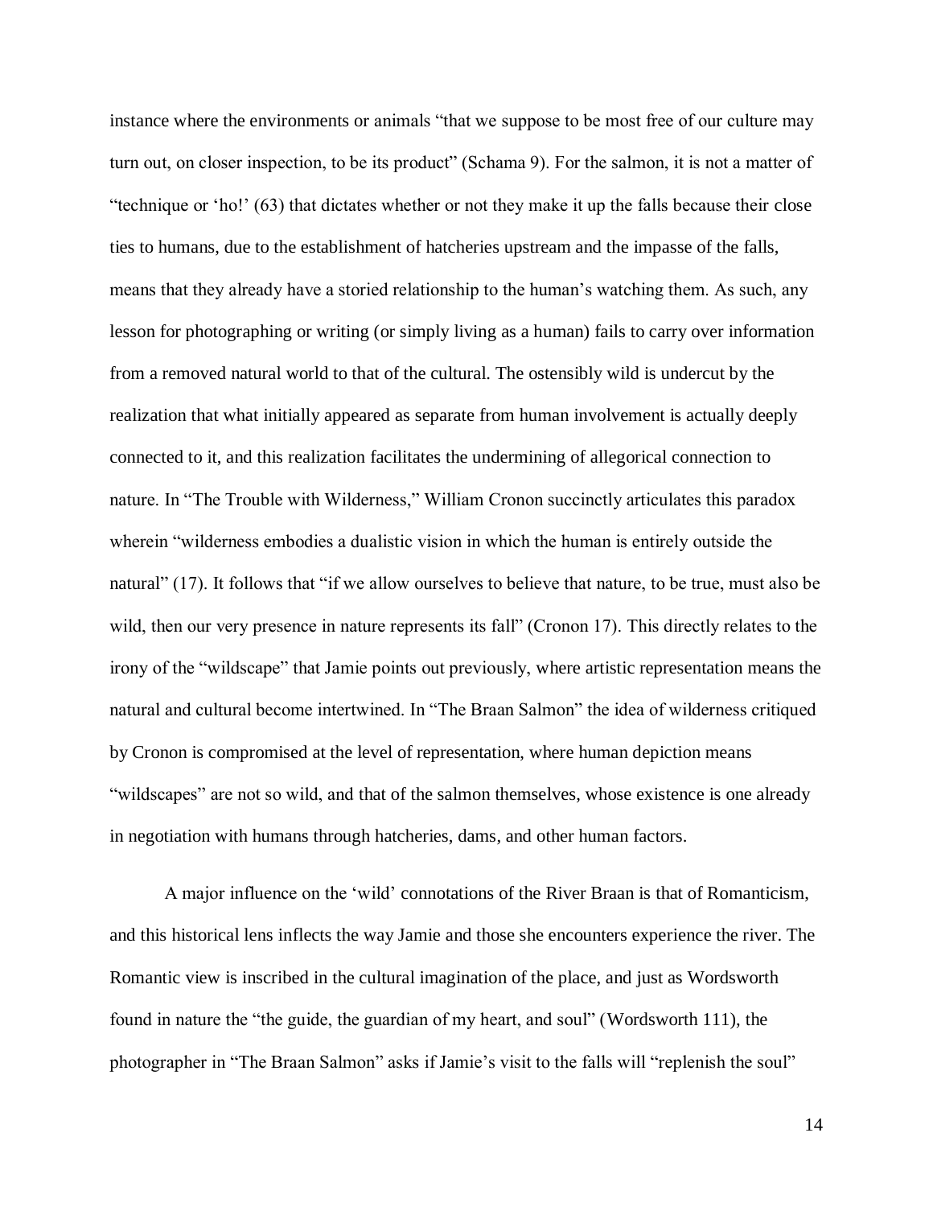instance where the environments or animals "that we suppose to be most free of our culture may turn out, on closer inspection, to be its product" (Schama 9). For the salmon, it is not a matter of "technique or 'ho!' (63) that dictates whether or not they make it up the falls because their close ties to humans, due to the establishment of hatcheries upstream and the impasse of the falls, means that they already have a storied relationship to the human's watching them. As such, any lesson for photographing or writing (or simply living as a human) fails to carry over information from a removed natural world to that of the cultural. The ostensibly wild is undercut by the realization that what initially appeared as separate from human involvement is actually deeply connected to it, and this realization facilitates the undermining of allegorical connection to nature. In "The Trouble with Wilderness," William Cronon succinctly articulates this paradox wherein "wilderness embodies a dualistic vision in which the human is entirely outside the natural" (17). It follows that "if we allow ourselves to believe that nature, to be true, must also be wild, then our very presence in nature represents its fall" (Cronon 17). This directly relates to the irony of the "wildscape" that Jamie points out previously, where artistic representation means the natural and cultural become intertwined. In "The Braan Salmon" the idea of wilderness critiqued by Cronon is compromised at the level of representation, where human depiction means "wildscapes" are not so wild, and that of the salmon themselves, whose existence is one already in negotiation with humans through hatcheries, dams, and other human factors.

A major influence on the 'wild' connotations of the River Braan is that of Romanticism, and this historical lens inflects the way Jamie and those she encounters experience the river. The Romantic view is inscribed in the cultural imagination of the place, and just as Wordsworth found in nature the "the guide, the guardian of my heart, and soul" (Wordsworth 111), the photographer in "The Braan Salmon" asks if Jamie's visit to the falls will "replenish the soul"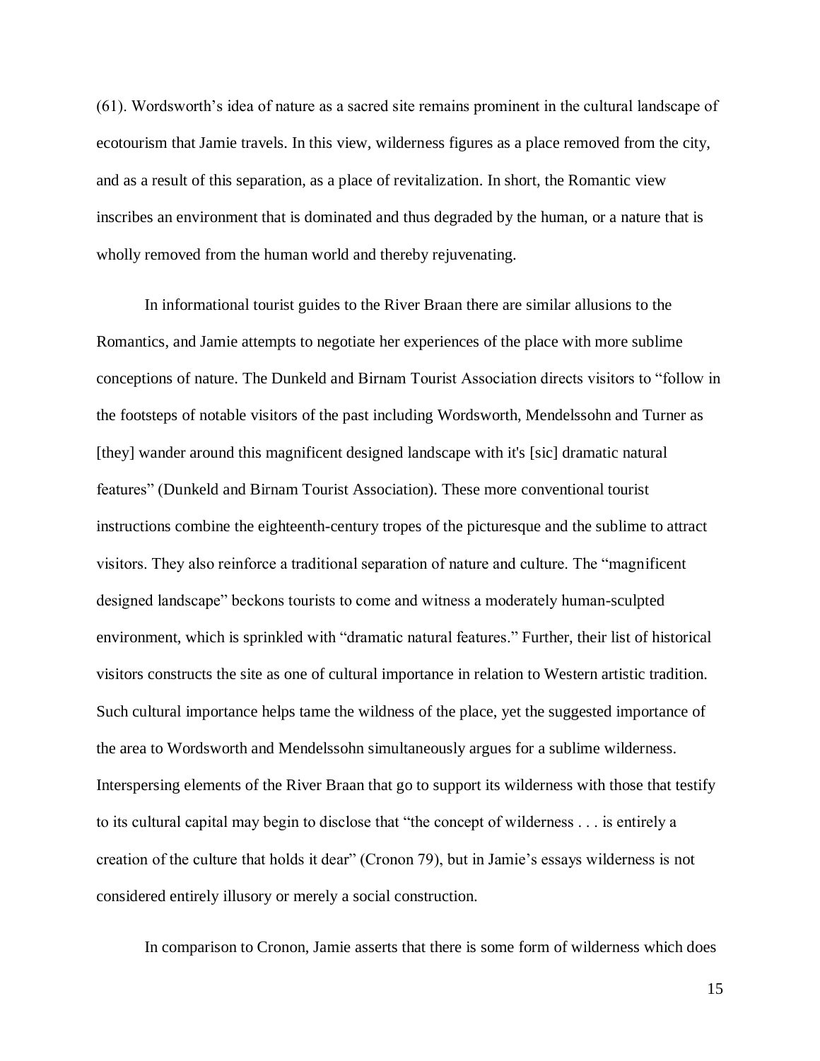(61). Wordsworth's idea of nature as a sacred site remains prominent in the cultural landscape of ecotourism that Jamie travels. In this view, wilderness figures as a place removed from the city, and as a result of this separation, as a place of revitalization. In short, the Romantic view inscribes an environment that is dominated and thus degraded by the human, or a nature that is wholly removed from the human world and thereby rejuvenating.

In informational tourist guides to the River Braan there are similar allusions to the Romantics, and Jamie attempts to negotiate her experiences of the place with more sublime conceptions of nature. The Dunkeld and Birnam Tourist Association directs visitors to "follow in the footsteps of notable visitors of the past including Wordsworth, Mendelssohn and Turner as [they] wander around this magnificent designed landscape with it's [sic] dramatic natural features" (Dunkeld and Birnam Tourist Association). These more conventional tourist instructions combine the eighteenth-century tropes of the picturesque and the sublime to attract visitors. They also reinforce a traditional separation of nature and culture. The "magnificent designed landscape" beckons tourists to come and witness a moderately human-sculpted environment, which is sprinkled with "dramatic natural features." Further, their list of historical visitors constructs the site as one of cultural importance in relation to Western artistic tradition. Such cultural importance helps tame the wildness of the place, yet the suggested importance of the area to Wordsworth and Mendelssohn simultaneously argues for a sublime wilderness. Interspersing elements of the River Braan that go to support its wilderness with those that testify to its cultural capital may begin to disclose that "the concept of wilderness . . . is entirely a creation of the culture that holds it dear" (Cronon 79), but in Jamie's essays wilderness is not considered entirely illusory or merely a social construction.

In comparison to Cronon, Jamie asserts that there is some form of wilderness which does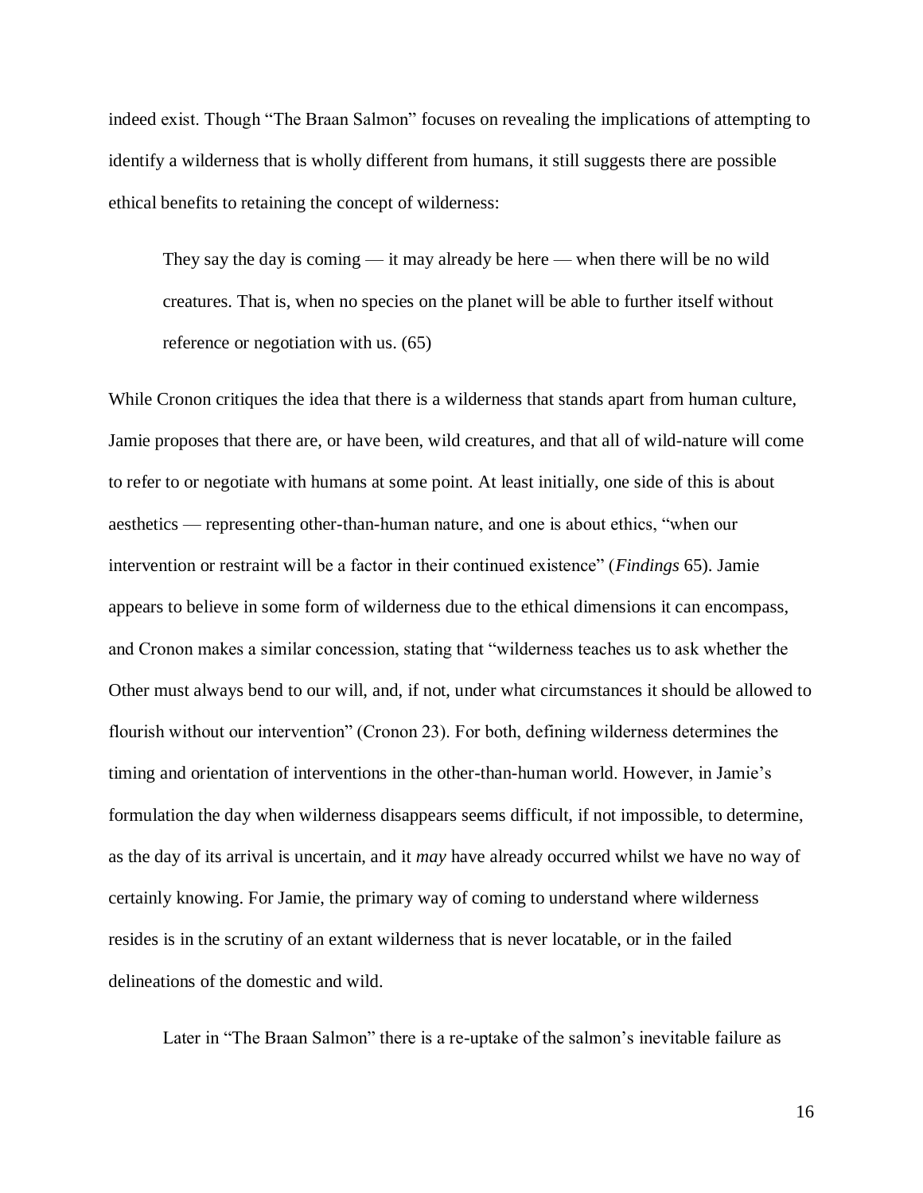indeed exist. Though "The Braan Salmon" focuses on revealing the implications of attempting to identify a wilderness that is wholly different from humans, it still suggests there are possible ethical benefits to retaining the concept of wilderness:

> They say the day is coming — it may already be here — when there will be no wild creatures. That is, when no species on the planet will be able to further itself without reference or negotiation with us. (65)

While Cronon critiques the idea that there is a wilderness that stands apart from human culture, Jamie proposes that there are, or have been, wild creatures, and that all of wild-nature will come to refer to or negotiate with humans at some point. At least initially, one side of this is about aesthetics — representing other-than-human nature, and one is about ethics, "when our intervention or restraint will be a factor in their continued existence" (*Findings* 65). Jamie appears to believe in some form of wilderness due to the ethical dimensions it can encompass, and Cronon makes a similar concession, stating that "wilderness teaches us to ask whether the Other must always bend to our will, and, if not, under what circumstances it should be allowed to flourish without our intervention" (Cronon 23). For both, defining wilderness determines the timing and orientation of interventions in the other-than-human world. However, in Jamie's formulation the day when wilderness disappears seems difficult, if not impossible, to determine, as the day of its arrival is uncertain, and it *may* have already occurred whilst we have no way of certainly knowing. For Jamie, the primary way of coming to understand where wilderness resides is in the scrutiny of an extant wilderness that is never locatable, or in the failed delineations of the domestic and wild.

Later in "The Braan Salmon" there is a re-uptake of the salmon's inevitable failure as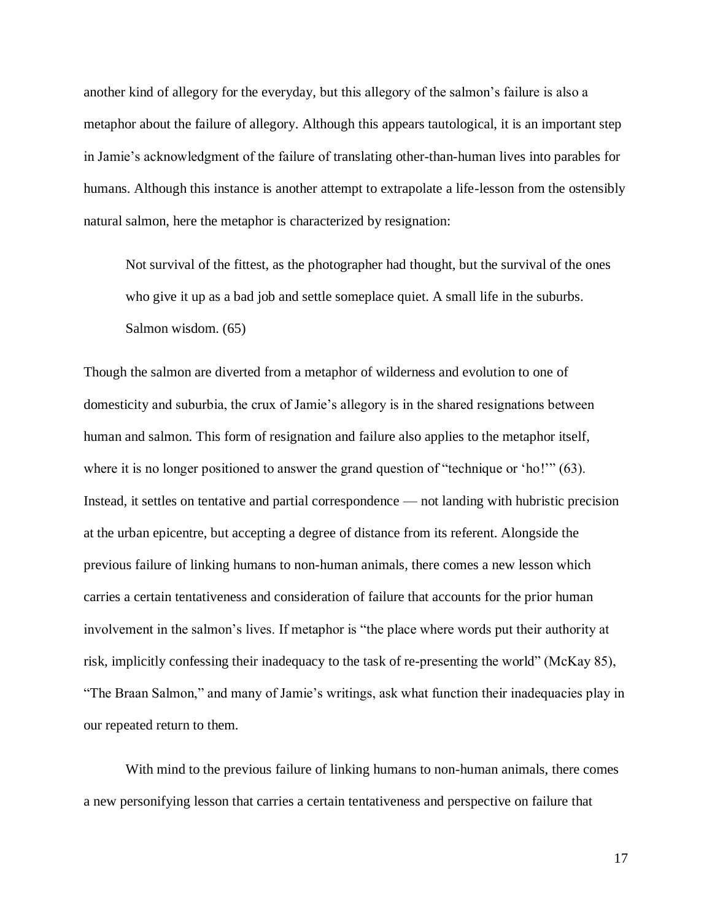another kind of allegory for the everyday, but this allegory of the salmon's failure is also a metaphor about the failure of allegory. Although this appears tautological, it is an important step in Jamie's acknowledgment of the failure of translating other-than-human lives into parables for humans. Although this instance is another attempt to extrapolate a life-lesson from the ostensibly natural salmon, here the metaphor is characterized by resignation:

> Not survival of the fittest, as the photographer had thought, but the survival of the ones who give it up as a bad job and settle someplace quiet. A small life in the suburbs. Salmon wisdom. (65)

Though the salmon are diverted from a metaphor of wilderness and evolution to one of domesticity and suburbia, the crux of Jamie's allegory is in the shared resignations between human and salmon. This form of resignation and failure also applies to the metaphor itself, where it is no longer positioned to answer the grand question of "technique or 'ho!'" (63). Instead, it settles on tentative and partial correspondence — not landing with hubristic precision at the urban epicentre, but accepting a degree of distance from its referent. Alongside the previous failure of linking humans to non-human animals, there comes a new lesson which carries a certain tentativeness and consideration of failure that accounts for the prior human involvement in the salmon's lives. If metaphor is "the place where words put their authority at risk, implicitly confessing their inadequacy to the task of re-presenting the world" (McKay 85), "The Braan Salmon," and many of Jamie's writings, ask what function their inadequacies play in our repeated return to them.

With mind to the previous failure of linking humans to non-human animals, there comes a new personifying lesson that carries a certain tentativeness and perspective on failure that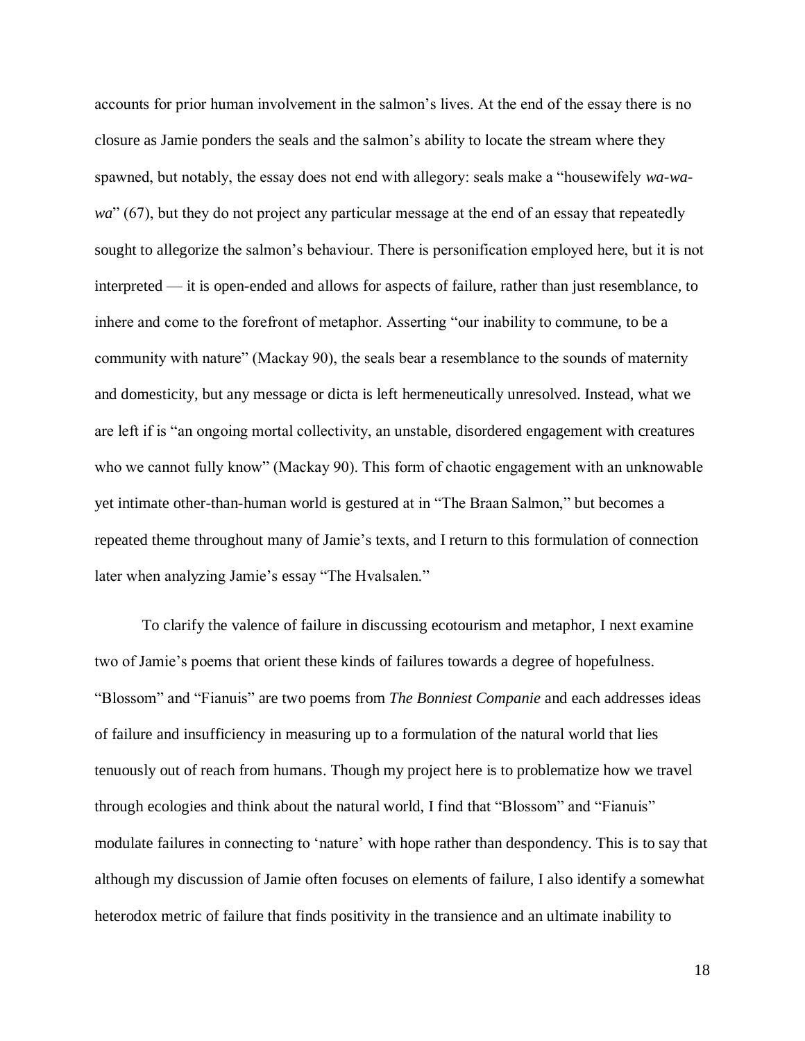accounts for prior human involvement in the salmon's lives. At the end of the essay there is no closure as Jamie ponders the seals and the salmon's ability to locate the stream where they spawned, but notably, the essay does not end with allegory: seals make a "housewifely *wa-wa-wa*" (67), but they do not project any particular message at the end of an essay that repeatedly sought to allegorize the salmon's behaviour. There is personification employed here, but it is not interpreted — it is open-ended and allows for aspects of failure, rather than just resemblance, to inhere and come to the forefront of metaphor. Asserting "our inability to commune, to be a community with nature" (Mackay 90), the seals bear a resemblance to the sounds of maternity and domesticity, but any message or dicta is left hermeneutically unresolved. Instead, what we are left if is "an ongoing mortal collectivity, an unstable, disordered engagement with creatures who we cannot fully know" (Mackay 90). This form of chaotic engagement with an unknowable yet intimate other-than-human world is gestured at in "The Braan Salmon," but becomes a repeated theme throughout many of Jamie's texts, and I return to this formulation of connection later when analyzing Jamie's essay "The Hvalsalen."

To clarify the valence of failure in discussing ecotourism and metaphor, I next examine two of Jamie's poems that orient these kinds of failures towards a degree of hopefulness. "Blossom" and "Fianuis" are two poems from *The Bonniest Companie* and each addresses ideas of failure and insufficiency in measuring up to a formulation of the natural world that lies tenuously out of reach from humans. Though my project here is to problematize how we travel through ecologies and think about the natural world, I find that "Blossom" and "Fianuis" modulate failures in connecting to 'nature' with hope rather than despondency. This is to say that although my discussion of Jamie often focuses on elements of failure, I also identify a somewhat heterodox metric of failure that finds positivity in the transience and an ultimate inability to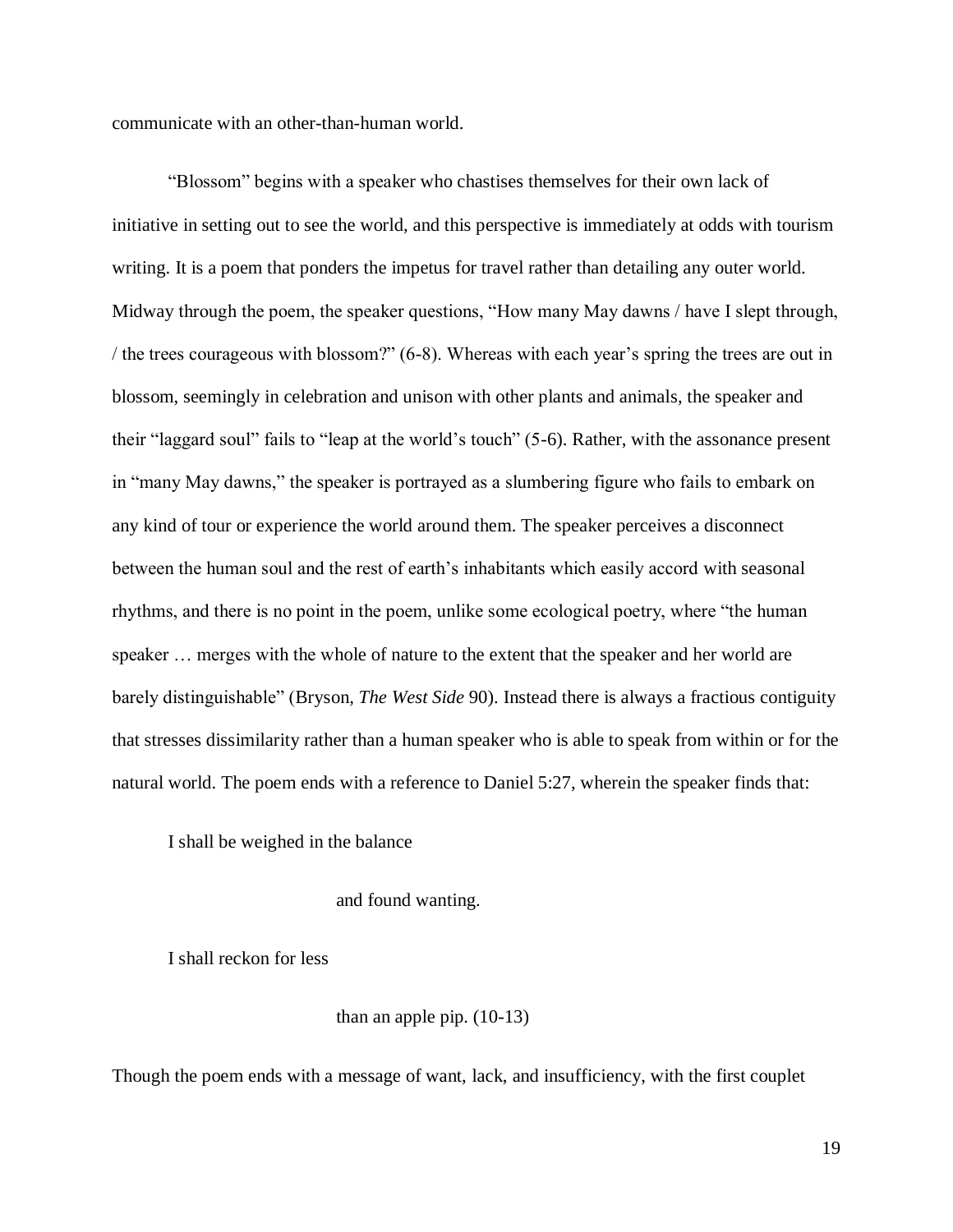communicate with an other-than-human world.

"Blossom" begins with a speaker who chastises themselves for their own lack of initiative in setting out to see the world, and this perspective is immediately at odds with tourism writing. It is a poem that ponders the impetus for travel rather than detailing any outer world. Midway through the poem, the speaker questions, "How many May dawns / have I slept through, / the trees courageous with blossom?" (6-8). Whereas with each year's spring the trees are out in blossom, seemingly in celebration and unison with other plants and animals, the speaker and their "laggard soul" fails to "leap at the world's touch" (5-6). Rather, with the assonance present in "many May dawns," the speaker is portrayed as a slumbering figure who fails to embark on any kind of tour or experience the world around them. The speaker perceives a disconnect between the human soul and the rest of earth's inhabitants which easily accord with seasonal rhythms, and there is no point in the poem, unlike some ecological poetry, where "the human speaker … merges with the whole of nature to the extent that the speaker and her world are barely distinguishable" (Bryson, *The West Side* 90). Instead there is always a fractious contiguity that stresses dissimilarity rather than a human speaker who is able to speak from within or for the natural world. The poem ends with a reference to Daniel 5:27, wherein the speaker finds that:

> I shall be weighed in the balance
>
> and found wanting.
>
> I shall reckon for less
>
> than an apple pip. (10-13)

Though the poem ends with a message of want, lack, and insufficiency, with the first couplet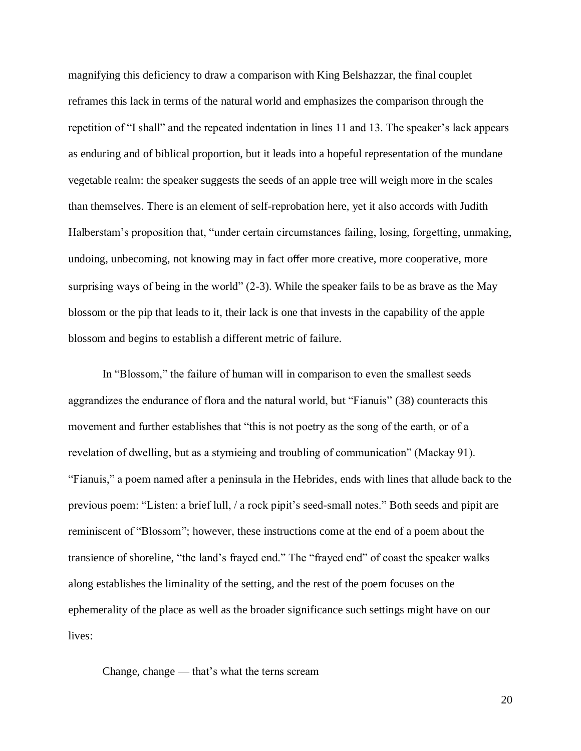magnifying this deficiency to draw a comparison with King Belshazzar, the final couplet reframes this lack in terms of the natural world and emphasizes the comparison through the repetition of "I shall" and the repeated indentation in lines 11 and 13. The speaker's lack appears as enduring and of biblical proportion, but it leads into a hopeful representation of the mundane vegetable realm: the speaker suggests the seeds of an apple tree will weigh more in the scales than themselves. There is an element of self-reprobation here, yet it also accords with Judith Halberstam's proposition that, "under certain circumstances failing, losing, forgetting, unmaking, undoing, unbecoming, not knowing may in fact offer more creative, more cooperative, more surprising ways of being in the world" (2-3). While the speaker fails to be as brave as the May blossom or the pip that leads to it, their lack is one that invests in the capability of the apple blossom and begins to establish a different metric of failure.

In "Blossom," the failure of human will in comparison to even the smallest seeds aggrandizes the endurance of flora and the natural world, but "Fianuis" (38) counteracts this movement and further establishes that "this is not poetry as the song of the earth, or of a revelation of dwelling, but as a stymieing and troubling of communication" (Mackay 91). "Fianuis," a poem named after a peninsula in the Hebrides, ends with lines that allude back to the previous poem: "Listen: a brief lull, / a rock pipit's seed-small notes." Both seeds and pipit are reminiscent of "Blossom"; however, these instructions come at the end of a poem about the transience of shoreline, "the land's frayed end." The "frayed end" of coast the speaker walks along establishes the liminality of the setting, and the rest of the poem focuses on the ephemerality of the place as well as the broader significance such settings might have on our lives:

> Change, change — that's what the terns scream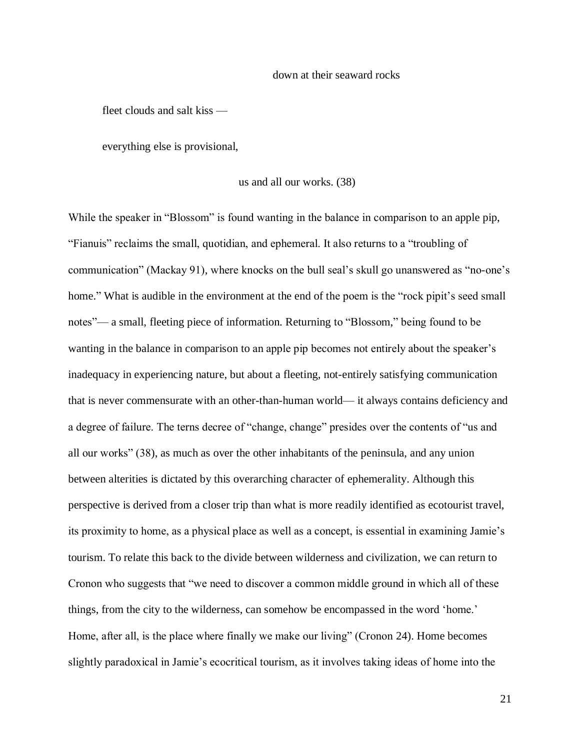down at their seaward rocks

fleet clouds and salt kiss —

everything else is provisional,

us and all our works. (38)

While the speaker in "Blossom" is found wanting in the balance in comparison to an apple pip, "Fianuis" reclaims the small, quotidian, and ephemeral. It also returns to a "troubling of communication" (Mackay 91), where knocks on the bull seal's skull go unanswered as "no-one's home." What is audible in the environment at the end of the poem is the "rock pipit's seed small notes"— a small, fleeting piece of information. Returning to "Blossom," being found to be wanting in the balance in comparison to an apple pip becomes not entirely about the speaker's inadequacy in experiencing nature, but about a fleeting, not-entirely satisfying communication that is never commensurate with an other-than-human world— it always contains deficiency and a degree of failure. The terns decree of "change, change" presides over the contents of "us and all our works" (38), as much as over the other inhabitants of the peninsula, and any union between alterities is dictated by this overarching character of ephemerality. Although this perspective is derived from a closer trip than what is more readily identified as ecotourist travel, its proximity to home, as a physical place as well as a concept, is essential in examining Jamie's tourism. To relate this back to the divide between wilderness and civilization, we can return to Cronon who suggests that "we need to discover a common middle ground in which all of these things, from the city to the wilderness, can somehow be encompassed in the word 'home.' Home, after all, is the place where finally we make our living" (Cronon 24). Home becomes slightly paradoxical in Jamie's ecocritical tourism, as it involves taking ideas of home into the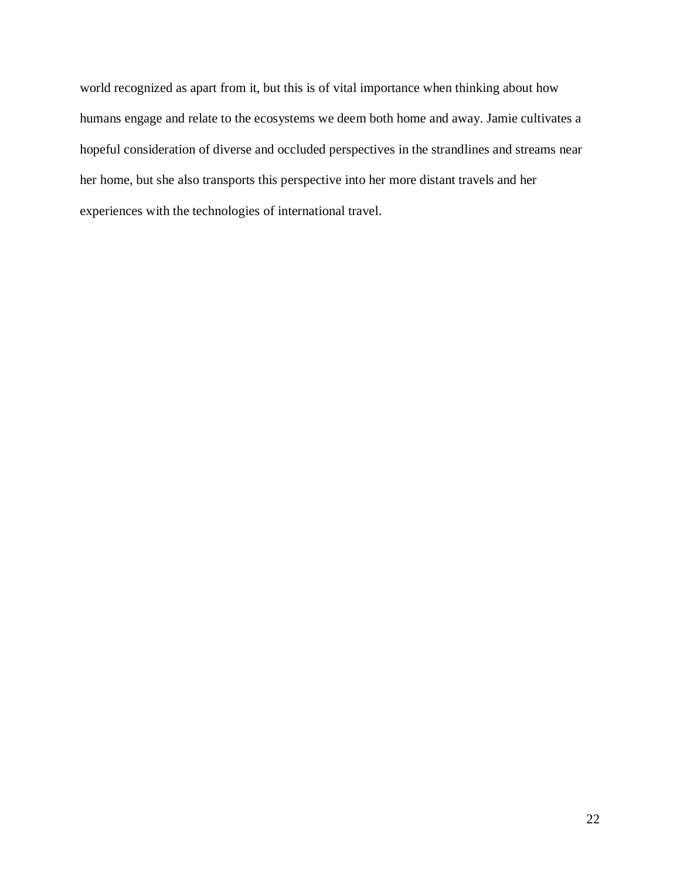world recognized as apart from it, but this is of vital importance when thinking about how humans engage and relate to the ecosystems we deem both home and away. Jamie cultivates a hopeful consideration of diverse and occluded perspectives in the strandlines and streams near her home, but she also transports this perspective into her more distant travels and her experiences with the technologies of international travel.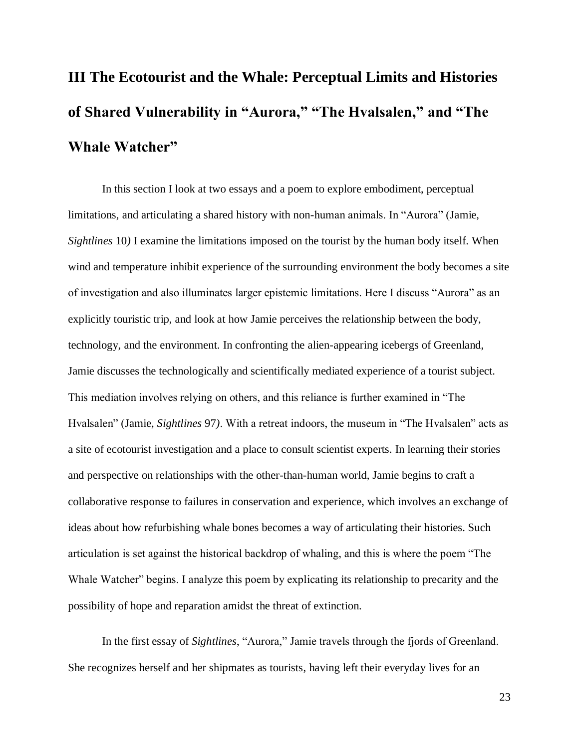## III The Ecotourist and the Whale: Perceptual Limits and Histories of Shared Vulnerability in "Aurora," "The Hvalsalen," and "The Whale Watcher"

In this section I look at two essays and a poem to explore embodiment, perceptual limitations, and articulating a shared history with non-human animals. In "Aurora" (Jamie, *Sightlines* 10*)* I examine the limitations imposed on the tourist by the human body itself. When wind and temperature inhibit experience of the surrounding environment the body becomes a site of investigation and also illuminates larger epistemic limitations. Here I discuss "Aurora" as an explicitly touristic trip, and look at how Jamie perceives the relationship between the body, technology, and the environment. In confronting the alien-appearing icebergs of Greenland, Jamie discusses the technologically and scientifically mediated experience of a tourist subject. This mediation involves relying on others, and this reliance is further examined in "The Hvalsalen" (Jamie, *Sightlines* 97*)*. With a retreat indoors, the museum in "The Hvalsalen" acts as a site of ecotourist investigation and a place to consult scientist experts. In learning their stories and perspective on relationships with the other-than-human world, Jamie begins to craft a collaborative response to failures in conservation and experience, which involves an exchange of ideas about how refurbishing whale bones becomes a way of articulating their histories. Such articulation is set against the historical backdrop of whaling, and this is where the poem "The Whale Watcher" begins. I analyze this poem by explicating its relationship to precarity and the possibility of hope and reparation amidst the threat of extinction.

In the first essay of *Sightlines*, "Aurora," Jamie travels through the fjords of Greenland. She recognizes herself and her shipmates as tourists, having left their everyday lives for an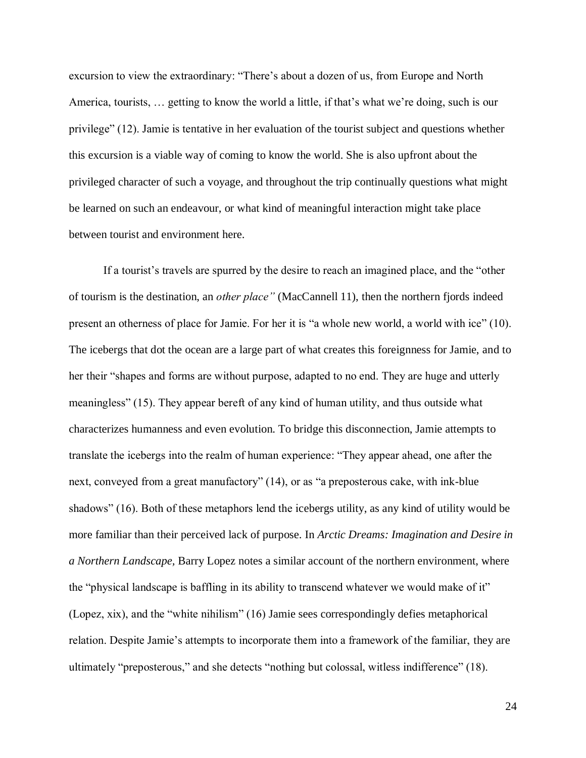excursion to view the extraordinary: "There's about a dozen of us, from Europe and North America, tourists, … getting to know the world a little, if that's what we're doing, such is our privilege" (12). Jamie is tentative in her evaluation of the tourist subject and questions whether this excursion is a viable way of coming to know the world. She is also upfront about the privileged character of such a voyage, and throughout the trip continually questions what might be learned on such an endeavour, or what kind of meaningful interaction might take place between tourist and environment here.

If a tourist's travels are spurred by the desire to reach an imagined place, and the "other of tourism is the destination, an *other place"* (MacCannell 11), then the northern fjords indeed present an otherness of place for Jamie. For her it is "a whole new world, a world with ice" (10). The icebergs that dot the ocean are a large part of what creates this foreignness for Jamie, and to her their "shapes and forms are without purpose, adapted to no end. They are huge and utterly meaningless" (15). They appear bereft of any kind of human utility, and thus outside what characterizes humanness and even evolution. To bridge this disconnection, Jamie attempts to translate the icebergs into the realm of human experience: "They appear ahead, one after the next, conveyed from a great manufactory" (14), or as "a preposterous cake, with ink-blue shadows" (16). Both of these metaphors lend the icebergs utility, as any kind of utility would be more familiar than their perceived lack of purpose. In *Arctic Dreams: Imagination and Desire in a Northern Landscape,* Barry Lopez notes a similar account of the northern environment, where the "physical landscape is baffling in its ability to transcend whatever we would make of it" (Lopez, xix), and the "white nihilism" (16) Jamie sees correspondingly defies metaphorical relation. Despite Jamie's attempts to incorporate them into a framework of the familiar, they are ultimately "preposterous," and she detects "nothing but colossal, witless indifference" (18).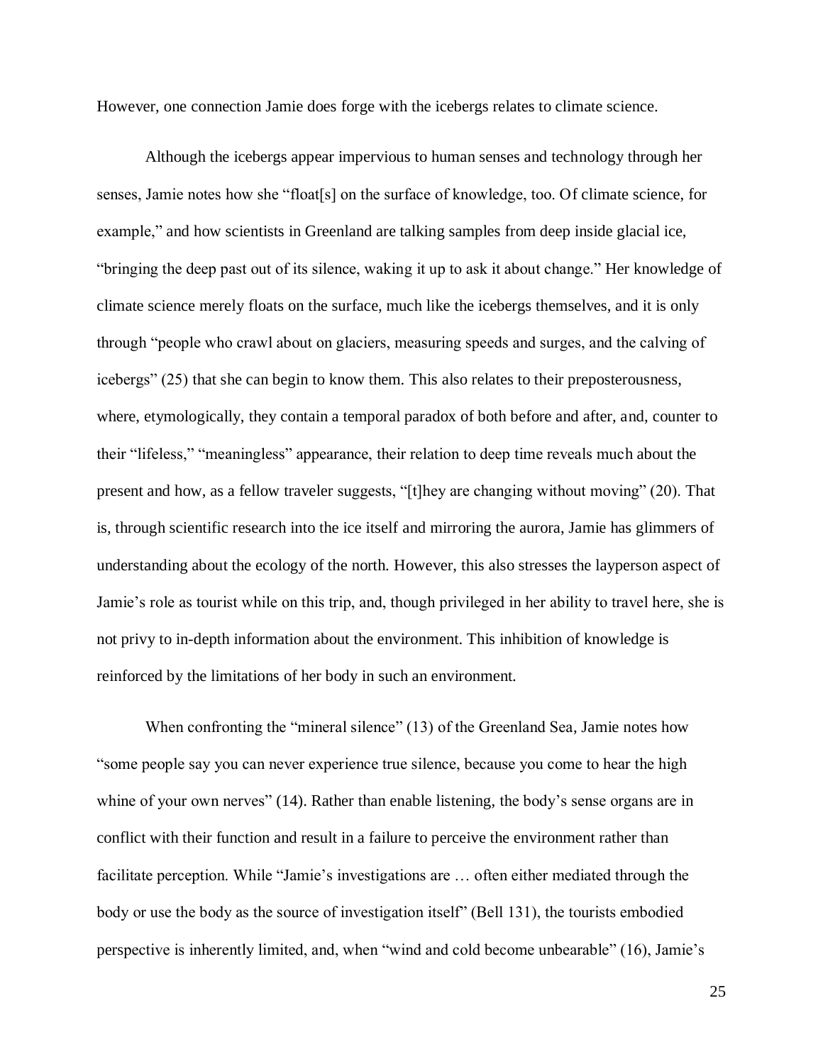However, one connection Jamie does forge with the icebergs relates to climate science.

Although the icebergs appear impervious to human senses and technology through her senses, Jamie notes how she "float[s] on the surface of knowledge, too. Of climate science, for example," and how scientists in Greenland are talking samples from deep inside glacial ice, "bringing the deep past out of its silence, waking it up to ask it about change." Her knowledge of climate science merely floats on the surface, much like the icebergs themselves, and it is only through "people who crawl about on glaciers, measuring speeds and surges, and the calving of icebergs" (25) that she can begin to know them. This also relates to their preposterousness, where, etymologically, they contain a temporal paradox of both before and after, and, counter to their "lifeless," "meaningless" appearance, their relation to deep time reveals much about the present and how, as a fellow traveler suggests, "[t]hey are changing without moving" (20). That is, through scientific research into the ice itself and mirroring the aurora, Jamie has glimmers of understanding about the ecology of the north. However, this also stresses the layperson aspect of Jamie's role as tourist while on this trip, and, though privileged in her ability to travel here, she is not privy to in-depth information about the environment. This inhibition of knowledge is reinforced by the limitations of her body in such an environment.

When confronting the "mineral silence" (13) of the Greenland Sea, Jamie notes how "some people say you can never experience true silence, because you come to hear the high whine of your own nerves" (14). Rather than enable listening, the body's sense organs are in conflict with their function and result in a failure to perceive the environment rather than facilitate perception. While "Jamie's investigations are … often either mediated through the body or use the body as the source of investigation itself" (Bell 131), the tourists embodied perspective is inherently limited, and, when "wind and cold become unbearable" (16), Jamie's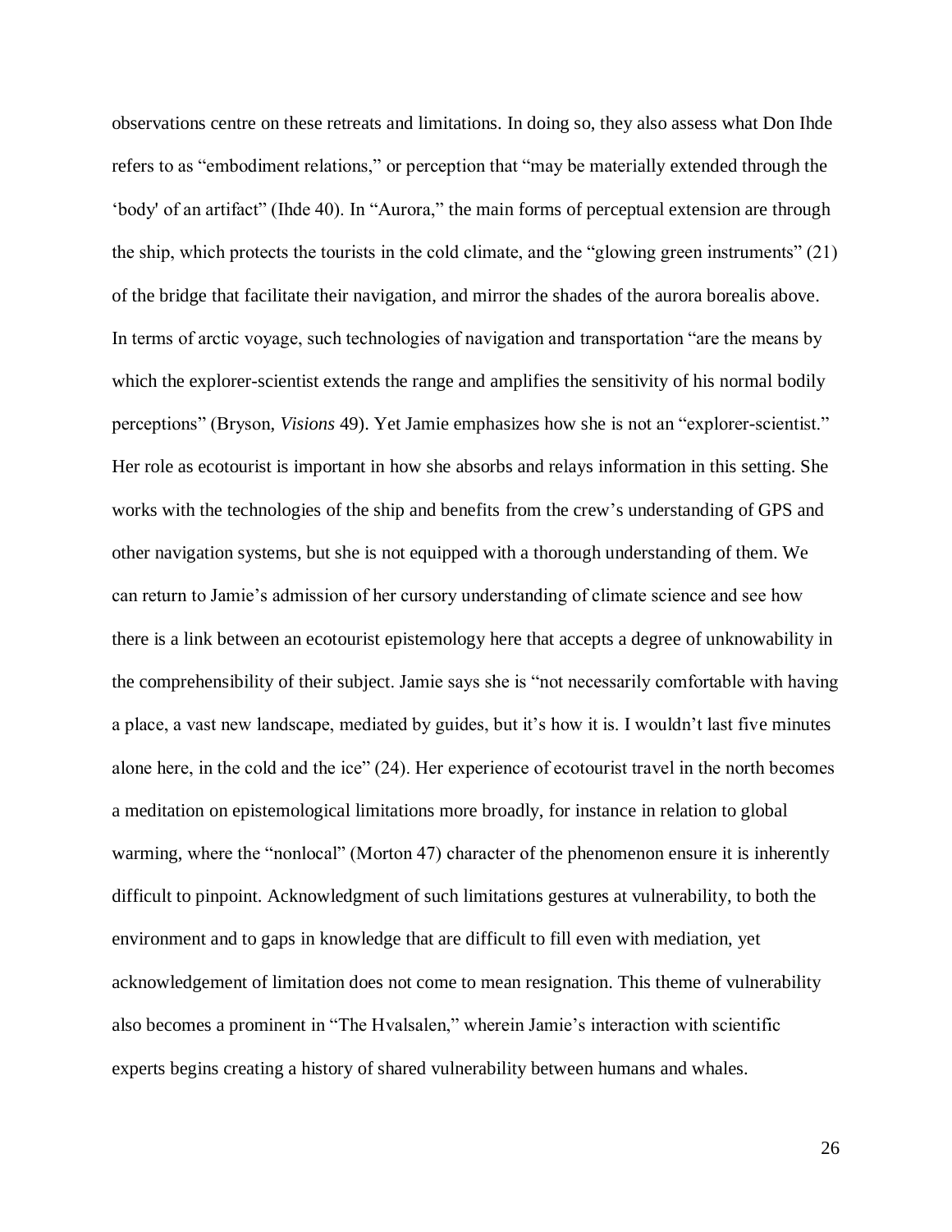observations centre on these retreats and limitations. In doing so, they also assess what Don Ihde refers to as "embodiment relations," or perception that "may be materially extended through the 'body' of an artifact" (Ihde 40). In "Aurora," the main forms of perceptual extension are through the ship, which protects the tourists in the cold climate, and the "glowing green instruments" (21) of the bridge that facilitate their navigation, and mirror the shades of the aurora borealis above. In terms of arctic voyage, such technologies of navigation and transportation "are the means by which the explorer-scientist extends the range and amplifies the sensitivity of his normal bodily perceptions" (Bryson, *Visions* 49). Yet Jamie emphasizes how she is not an "explorer-scientist." Her role as ecotourist is important in how she absorbs and relays information in this setting. She works with the technologies of the ship and benefits from the crew's understanding of GPS and other navigation systems, but she is not equipped with a thorough understanding of them. We can return to Jamie's admission of her cursory understanding of climate science and see how there is a link between an ecotourist epistemology here that accepts a degree of unknowability in the comprehensibility of their subject. Jamie says she is "not necessarily comfortable with having a place, a vast new landscape, mediated by guides, but it's how it is. I wouldn't last five minutes alone here, in the cold and the ice" (24). Her experience of ecotourist travel in the north becomes a meditation on epistemological limitations more broadly, for instance in relation to global warming, where the "nonlocal" (Morton 47) character of the phenomenon ensure it is inherently difficult to pinpoint. Acknowledgment of such limitations gestures at vulnerability, to both the environment and to gaps in knowledge that are difficult to fill even with mediation, yet acknowledgement of limitation does not come to mean resignation. This theme of vulnerability also becomes a prominent in "The Hvalsalen," wherein Jamie's interaction with scientific experts begins creating a history of shared vulnerability between humans and whales.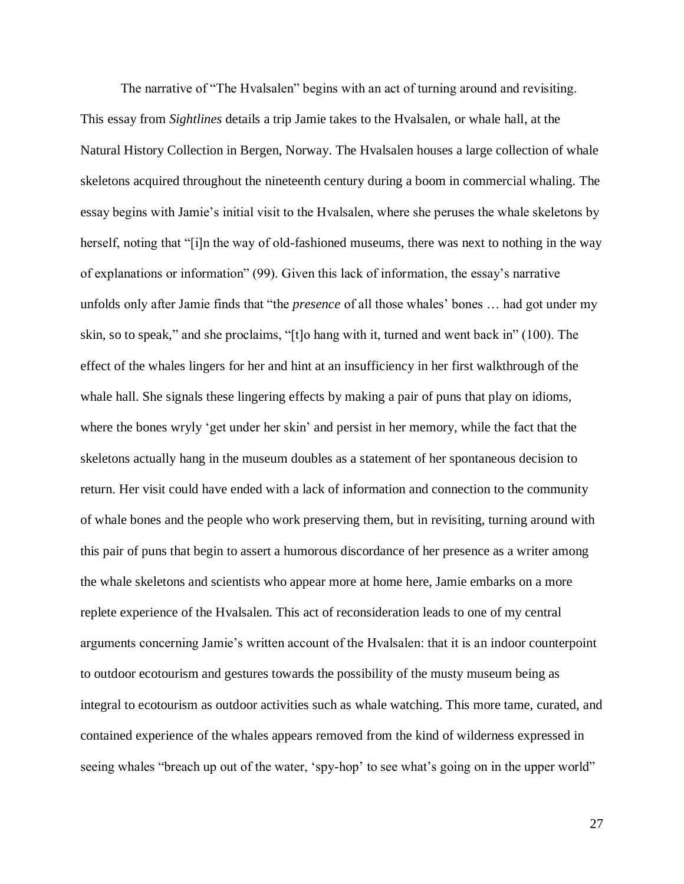The narrative of "The Hvalsalen" begins with an act of turning around and revisiting. This essay from *Sightlines* details a trip Jamie takes to the Hvalsalen, or whale hall, at the Natural History Collection in Bergen, Norway. The Hvalsalen houses a large collection of whale skeletons acquired throughout the nineteenth century during a boom in commercial whaling. The essay begins with Jamie's initial visit to the Hvalsalen, where she peruses the whale skeletons by herself, noting that "[i]n the way of old-fashioned museums, there was next to nothing in the way of explanations or information" (99). Given this lack of information, the essay's narrative unfolds only after Jamie finds that "the *presence* of all those whales' bones … had got under my skin, so to speak," and she proclaims, "[t]o hang with it, turned and went back in" (100). The effect of the whales lingers for her and hint at an insufficiency in her first walkthrough of the whale hall. She signals these lingering effects by making a pair of puns that play on idioms, where the bones wryly 'get under her skin' and persist in her memory, while the fact that the skeletons actually hang in the museum doubles as a statement of her spontaneous decision to return. Her visit could have ended with a lack of information and connection to the community of whale bones and the people who work preserving them, but in revisiting, turning around with this pair of puns that begin to assert a humorous discordance of her presence as a writer among the whale skeletons and scientists who appear more at home here, Jamie embarks on a more replete experience of the Hvalsalen. This act of reconsideration leads to one of my central arguments concerning Jamie's written account of the Hvalsalen: that it is an indoor counterpoint to outdoor ecotourism and gestures towards the possibility of the musty museum being as integral to ecotourism as outdoor activities such as whale watching. This more tame, curated, and contained experience of the whales appears removed from the kind of wilderness expressed in seeing whales "breach up out of the water, 'spy-hop' to see what's going on in the upper world"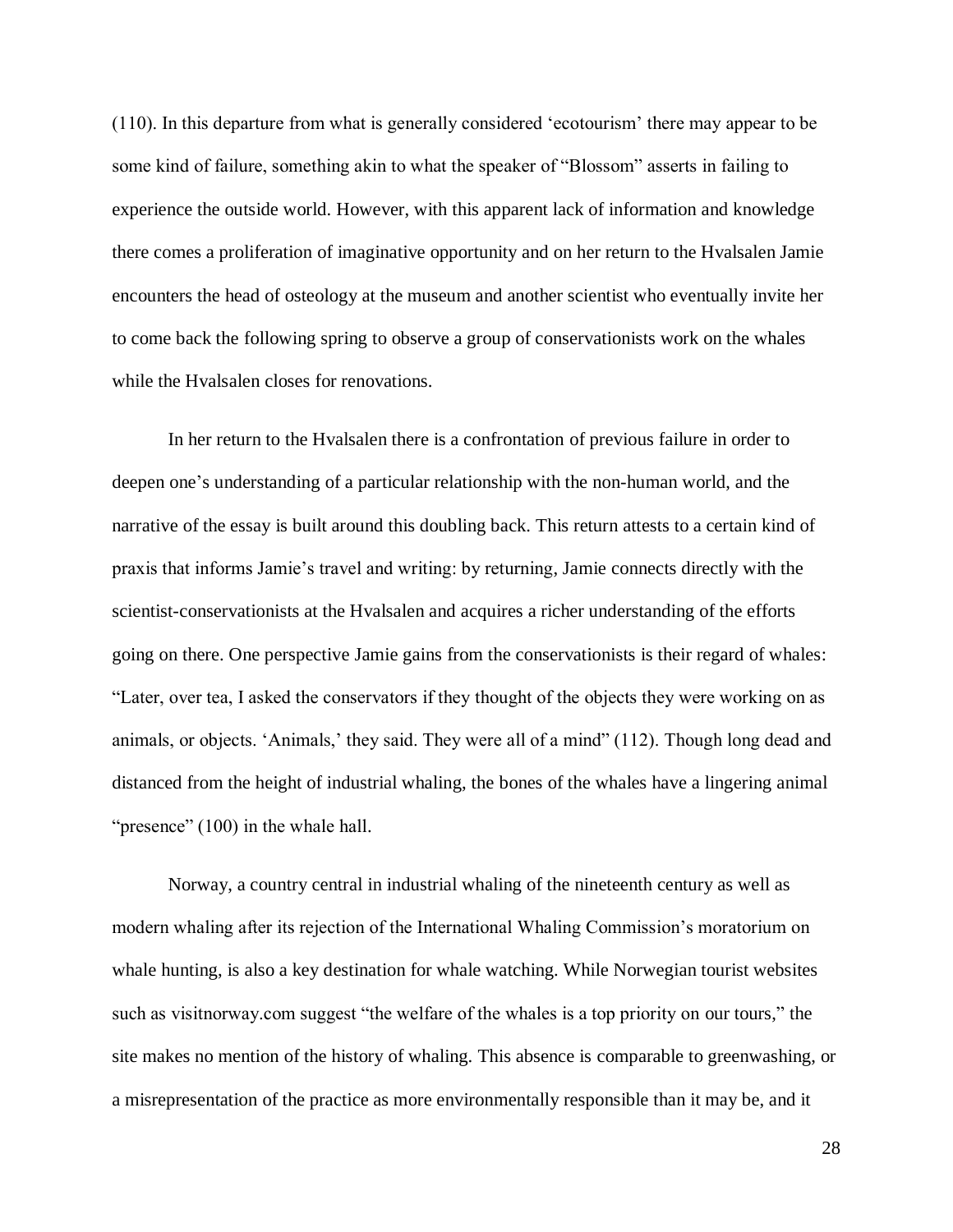(110). In this departure from what is generally considered 'ecotourism' there may appear to be some kind of failure, something akin to what the speaker of "Blossom" asserts in failing to experience the outside world. However, with this apparent lack of information and knowledge there comes a proliferation of imaginative opportunity and on her return to the Hvalsalen Jamie encounters the head of osteology at the museum and another scientist who eventually invite her to come back the following spring to observe a group of conservationists work on the whales while the Hvalsalen closes for renovations.

In her return to the Hvalsalen there is a confrontation of previous failure in order to deepen one's understanding of a particular relationship with the non-human world, and the narrative of the essay is built around this doubling back. This return attests to a certain kind of praxis that informs Jamie's travel and writing: by returning, Jamie connects directly with the scientist-conservationists at the Hvalsalen and acquires a richer understanding of the efforts going on there. One perspective Jamie gains from the conservationists is their regard of whales: "Later, over tea, I asked the conservators if they thought of the objects they were working on as animals, or objects. 'Animals,' they said. They were all of a mind" (112). Though long dead and distanced from the height of industrial whaling, the bones of the whales have a lingering animal "presence" (100) in the whale hall.

Norway, a country central in industrial whaling of the nineteenth century as well as modern whaling after its rejection of the International Whaling Commission's moratorium on whale hunting, is also a key destination for whale watching. While Norwegian tourist websites such as visitnorway.com suggest "the welfare of the whales is a top priority on our tours," the site makes no mention of the history of whaling. This absence is comparable to greenwashing, or a misrepresentation of the practice as more environmentally responsible than it may be, and it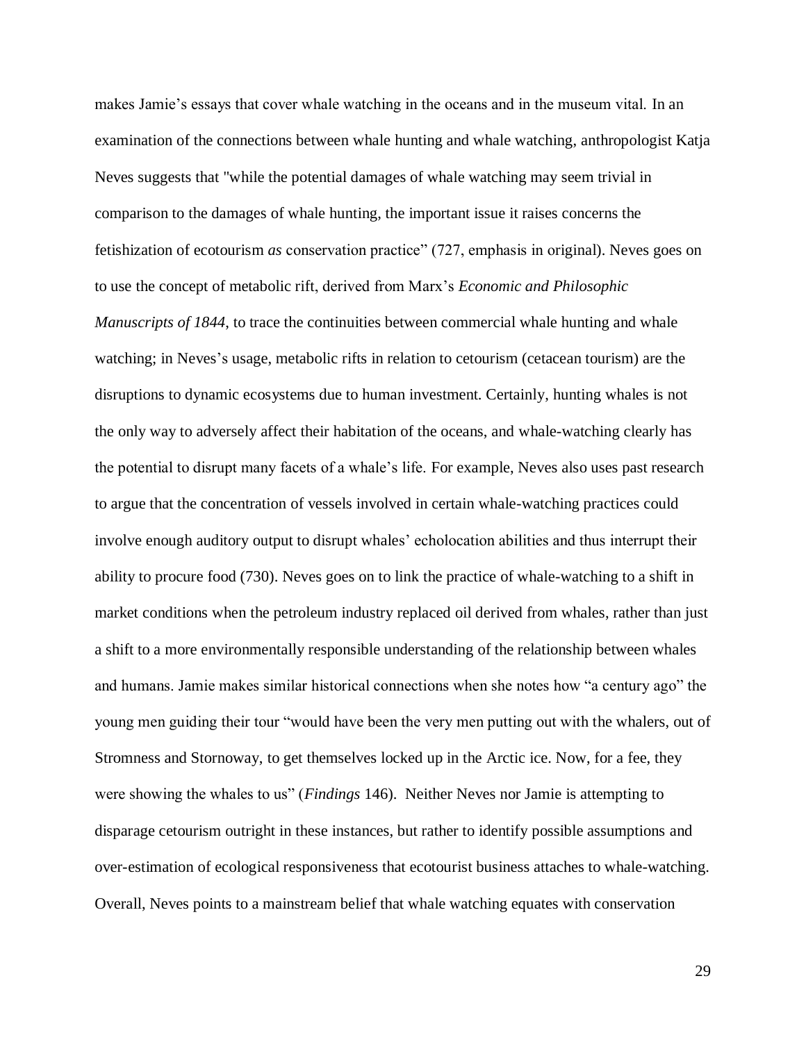makes Jamie's essays that cover whale watching in the oceans and in the museum vital. In an examination of the connections between whale hunting and whale watching, anthropologist Katja Neves suggests that "while the potential damages of whale watching may seem trivial in comparison to the damages of whale hunting, the important issue it raises concerns the fetishization of ecotourism *as* conservation practice" (727, emphasis in original). Neves goes on to use the concept of metabolic rift, derived from Marx's *Economic and Philosophic Manuscripts of 1844,* to trace the continuities between commercial whale hunting and whale watching; in Neves's usage, metabolic rifts in relation to cetourism (cetacean tourism) are the disruptions to dynamic ecosystems due to human investment. Certainly, hunting whales is not the only way to adversely affect their habitation of the oceans, and whale-watching clearly has the potential to disrupt many facets of a whale's life. For example, Neves also uses past research to argue that the concentration of vessels involved in certain whale-watching practices could involve enough auditory output to disrupt whales' echolocation abilities and thus interrupt their ability to procure food (730). Neves goes on to link the practice of whale-watching to a shift in market conditions when the petroleum industry replaced oil derived from whales, rather than just a shift to a more environmentally responsible understanding of the relationship between whales and humans. Jamie makes similar historical connections when she notes how "a century ago" the young men guiding their tour "would have been the very men putting out with the whalers, out of Stromness and Stornoway, to get themselves locked up in the Arctic ice. Now, for a fee, they were showing the whales to us" (*Findings* 146). Neither Neves nor Jamie is attempting to disparage cetourism outright in these instances, but rather to identify possible assumptions and over-estimation of ecological responsiveness that ecotourist business attaches to whale-watching. Overall, Neves points to a mainstream belief that whale watching equates with conservation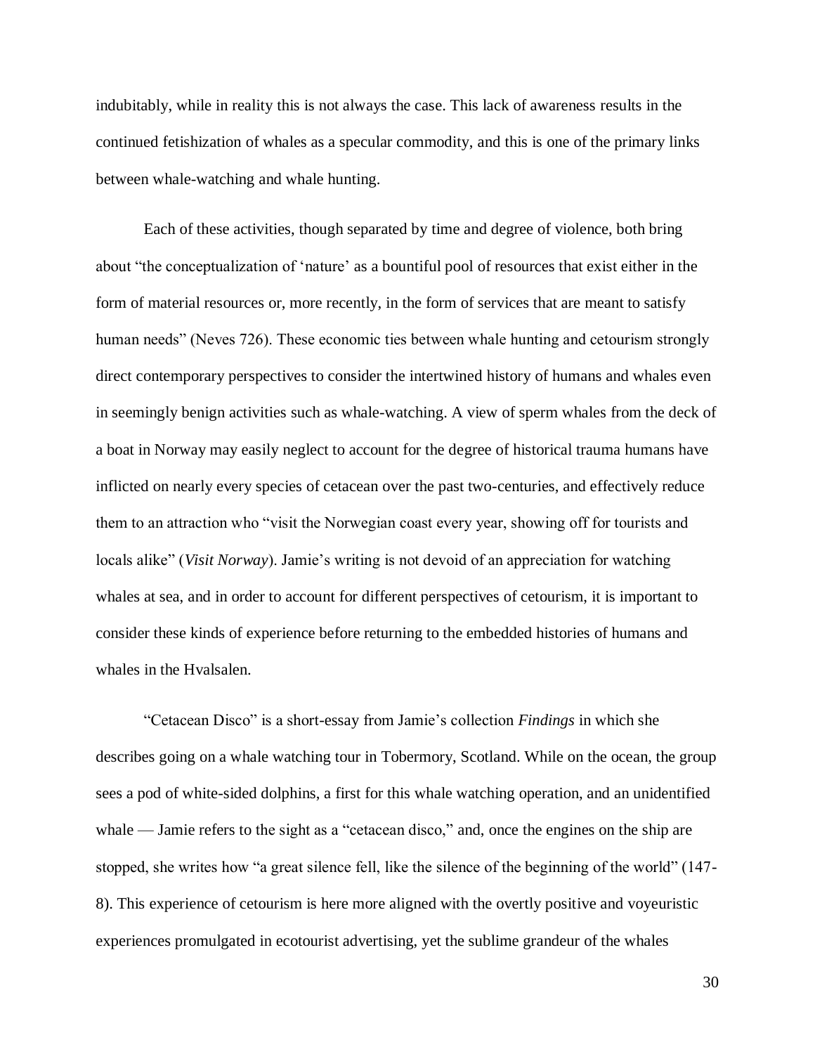indubitably, while in reality this is not always the case. This lack of awareness results in the continued fetishization of whales as a specular commodity, and this is one of the primary links between whale-watching and whale hunting.

Each of these activities, though separated by time and degree of violence, both bring about "the conceptualization of 'nature' as a bountiful pool of resources that exist either in the form of material resources or, more recently, in the form of services that are meant to satisfy human needs" (Neves 726). These economic ties between whale hunting and cetourism strongly direct contemporary perspectives to consider the intertwined history of humans and whales even in seemingly benign activities such as whale-watching. A view of sperm whales from the deck of a boat in Norway may easily neglect to account for the degree of historical trauma humans have inflicted on nearly every species of cetacean over the past two-centuries, and effectively reduce them to an attraction who "visit the Norwegian coast every year, showing off for tourists and locals alike" (*Visit Norway*). Jamie's writing is not devoid of an appreciation for watching whales at sea, and in order to account for different perspectives of cetourism, it is important to consider these kinds of experience before returning to the embedded histories of humans and whales in the Hvalsalen.

"Cetacean Disco" is a short-essay from Jamie's collection *Findings* in which she describes going on a whale watching tour in Tobermory, Scotland. While on the ocean, the group sees a pod of white-sided dolphins, a first for this whale watching operation, and an unidentified whale — Jamie refers to the sight as a "cetacean disco," and, once the engines on the ship are stopped, she writes how "a great silence fell, like the silence of the beginning of the world" (147-8). This experience of cetourism is here more aligned with the overtly positive and voyeuristic experiences promulgated in ecotourist advertising, yet the sublime grandeur of the whales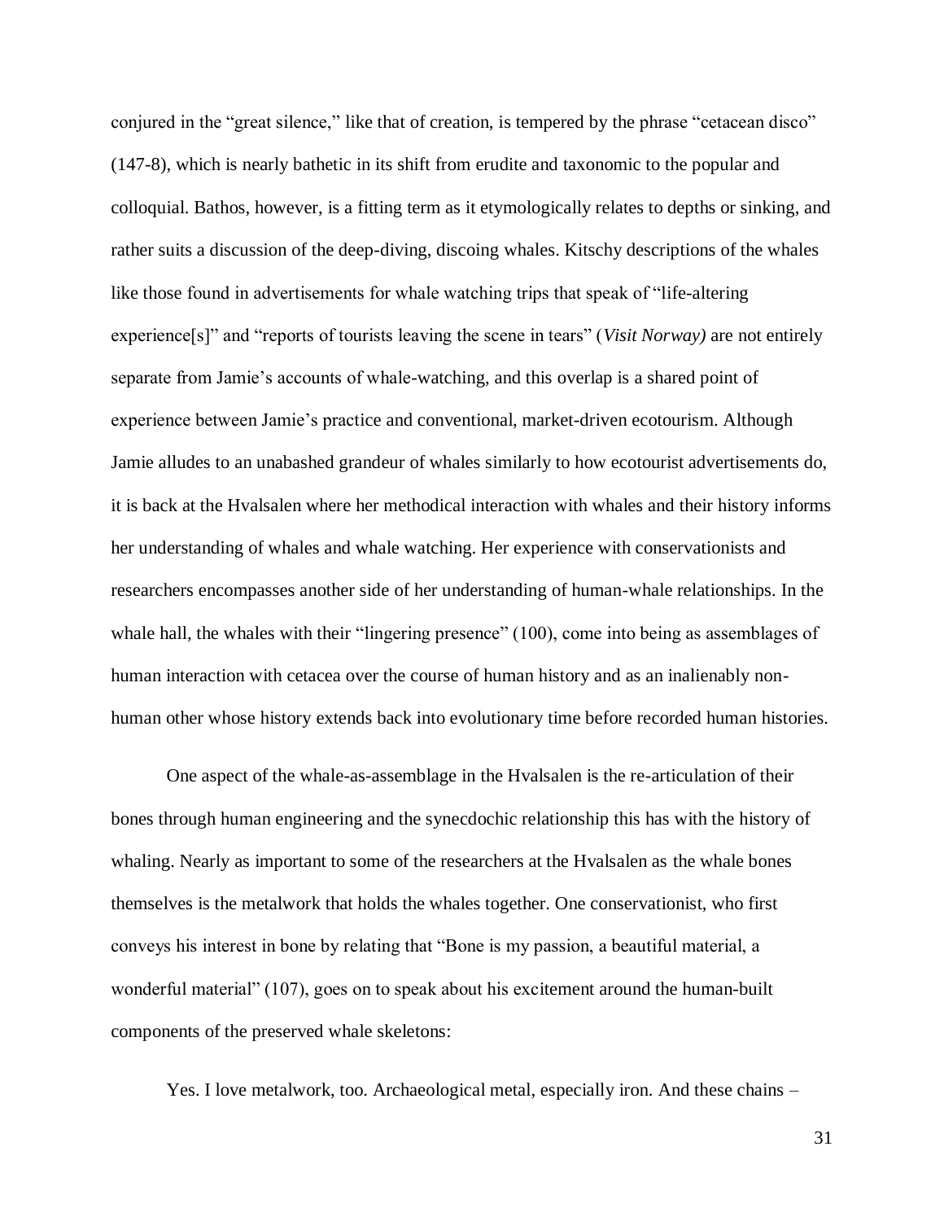conjured in the "great silence," like that of creation, is tempered by the phrase "cetacean disco" (147-8), which is nearly bathetic in its shift from erudite and taxonomic to the popular and colloquial. Bathos, however, is a fitting term as it etymologically relates to depths or sinking, and rather suits a discussion of the deep-diving, discoing whales. Kitschy descriptions of the whales like those found in advertisements for whale watching trips that speak of "life-altering experience[s]" and "reports of tourists leaving the scene in tears" (*Visit Norway)* are not entirely separate from Jamie's accounts of whale-watching, and this overlap is a shared point of experience between Jamie's practice and conventional, market-driven ecotourism. Although Jamie alludes to an unabashed grandeur of whales similarly to how ecotourist advertisements do, it is back at the Hvalsalen where her methodical interaction with whales and their history informs her understanding of whales and whale watching. Her experience with conservationists and researchers encompasses another side of her understanding of human-whale relationships. In the whale hall, the whales with their "lingering presence" (100), come into being as assemblages of human interaction with cetacea over the course of human history and as an inalienably non-human other whose history extends back into evolutionary time before recorded human histories.

One aspect of the whale-as-assemblage in the Hvalsalen is the re-articulation of their bones through human engineering and the synecdochic relationship this has with the history of whaling. Nearly as important to some of the researchers at the Hvalsalen as the whale bones themselves is the metalwork that holds the whales together. One conservationist, who first conveys his interest in bone by relating that "Bone is my passion, a beautiful material, a wonderful material" (107), goes on to speak about his excitement around the human-built components of the preserved whale skeletons:

> Yes. I love metalwork, too. Archaeological metal, especially iron. And these chains –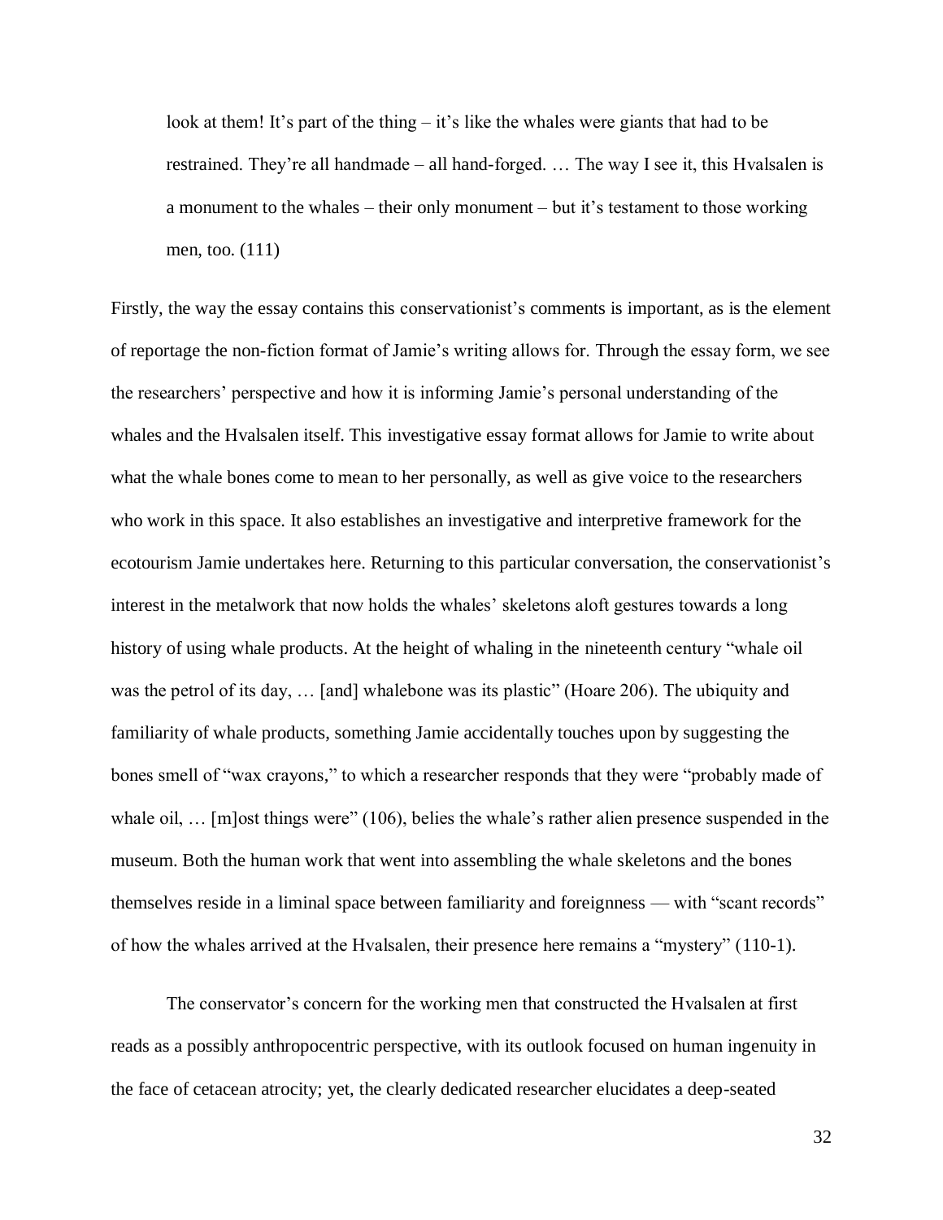> look at them! It's part of the thing – it's like the whales were giants that had to be restrained. They're all handmade – all hand-forged. … The way I see it, this Hvalsalen is a monument to the whales – their only monument – but it's testament to those working men, too. (111)

Firstly, the way the essay contains this conservationist's comments is important, as is the element of reportage the non-fiction format of Jamie's writing allows for. Through the essay form, we see the researchers' perspective and how it is informing Jamie's personal understanding of the whales and the Hvalsalen itself. This investigative essay format allows for Jamie to write about what the whale bones come to mean to her personally, as well as give voice to the researchers who work in this space. It also establishes an investigative and interpretive framework for the ecotourism Jamie undertakes here. Returning to this particular conversation, the conservationist's interest in the metalwork that now holds the whales' skeletons aloft gestures towards a long history of using whale products. At the height of whaling in the nineteenth century "whale oil was the petrol of its day, … [and] whalebone was its plastic" (Hoare 206). The ubiquity and familiarity of whale products, something Jamie accidentally touches upon by suggesting the bones smell of "wax crayons," to which a researcher responds that they were "probably made of whale oil, … [m]ost things were" (106), belies the whale's rather alien presence suspended in the museum. Both the human work that went into assembling the whale skeletons and the bones themselves reside in a liminal space between familiarity and foreignness — with "scant records" of how the whales arrived at the Hvalsalen, their presence here remains a "mystery" (110-1).

The conservator's concern for the working men that constructed the Hvalsalen at first reads as a possibly anthropocentric perspective, with its outlook focused on human ingenuity in the face of cetacean atrocity; yet, the clearly dedicated researcher elucidates a deep-seated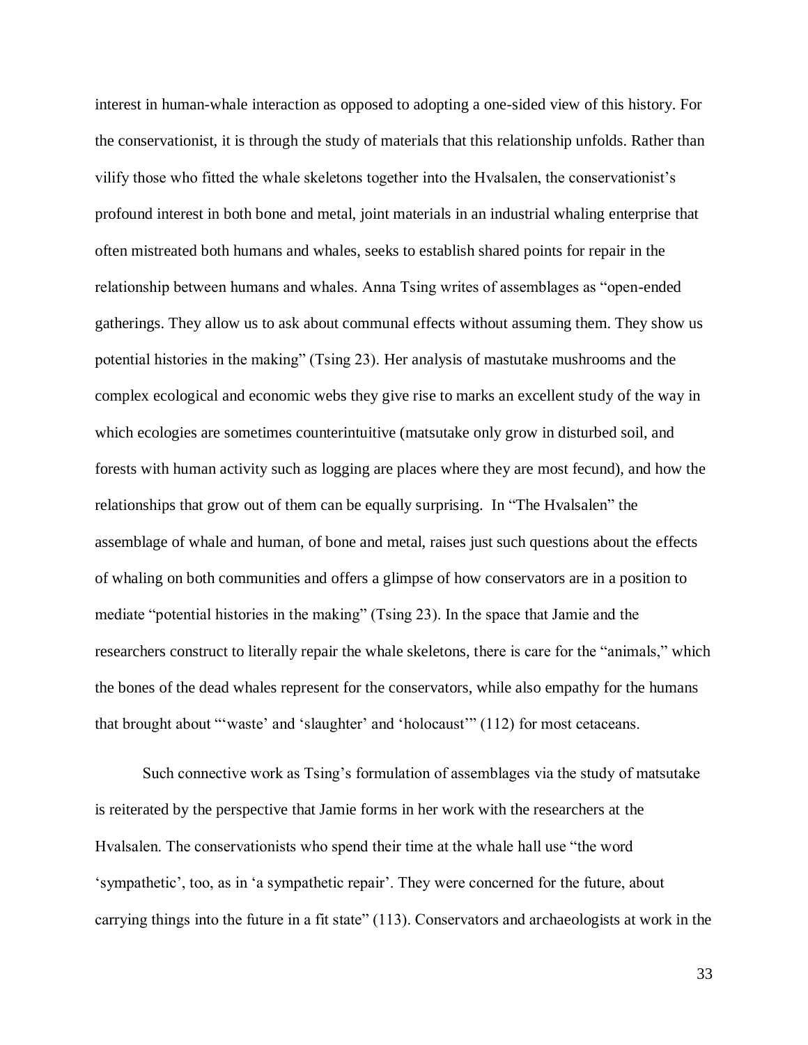interest in human-whale interaction as opposed to adopting a one-sided view of this history. For the conservationist, it is through the study of materials that this relationship unfolds. Rather than vilify those who fitted the whale skeletons together into the Hvalsalen, the conservationist's profound interest in both bone and metal, joint materials in an industrial whaling enterprise that often mistreated both humans and whales, seeks to establish shared points for repair in the relationship between humans and whales. Anna Tsing writes of assemblages as "open-ended gatherings. They allow us to ask about communal effects without assuming them. They show us potential histories in the making" (Tsing 23). Her analysis of mastutake mushrooms and the complex ecological and economic webs they give rise to marks an excellent study of the way in which ecologies are sometimes counterintuitive (matsutake only grow in disturbed soil, and forests with human activity such as logging are places where they are most fecund), and how the relationships that grow out of them can be equally surprising. In "The Hvalsalen" the assemblage of whale and human, of bone and metal, raises just such questions about the effects of whaling on both communities and offers a glimpse of how conservators are in a position to mediate "potential histories in the making" (Tsing 23). In the space that Jamie and the researchers construct to literally repair the whale skeletons, there is care for the "animals," which the bones of the dead whales represent for the conservators, while also empathy for the humans that brought about "'waste' and 'slaughter' and 'holocaust'" (112) for most cetaceans.

Such connective work as Tsing's formulation of assemblages via the study of matsutake is reiterated by the perspective that Jamie forms in her work with the researchers at the Hvalsalen. The conservationists who spend their time at the whale hall use "the word 'sympathetic', too, as in 'a sympathetic repair'. They were concerned for the future, about carrying things into the future in a fit state" (113). Conservators and archaeologists at work in the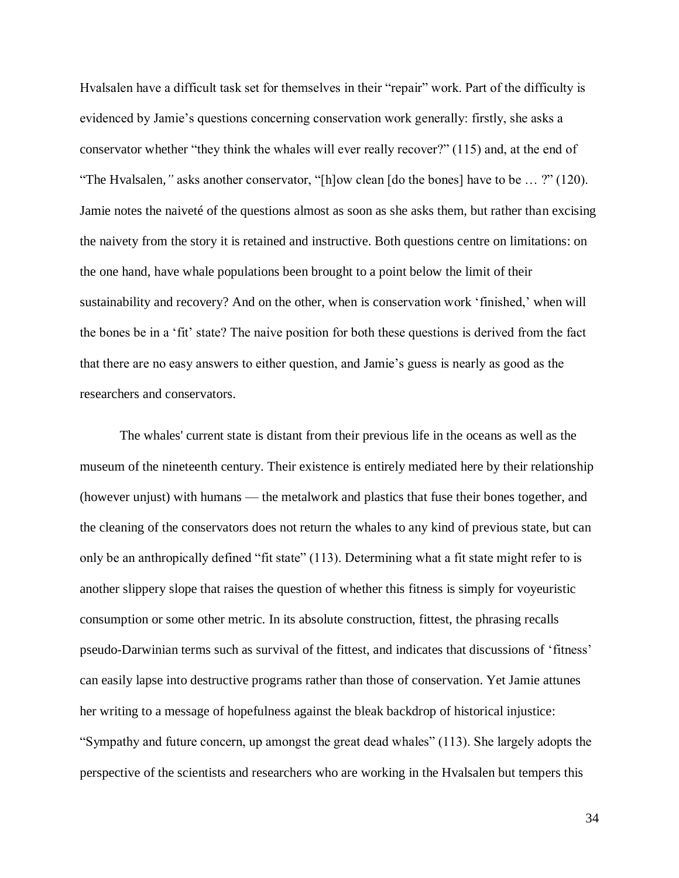Hvalsalen have a difficult task set for themselves in their "repair" work. Part of the difficulty is evidenced by Jamie's questions concerning conservation work generally: firstly, she asks a conservator whether "they think the whales will ever really recover?" (115) and, at the end of "The Hvalsalen*,*" asks another conservator, "[h]ow clean [do the bones] have to be … ?" (120). Jamie notes the naiveté of the questions almost as soon as she asks them, but rather than excising the naivety from the story it is retained and instructive. Both questions centre on limitations: on the one hand, have whale populations been brought to a point below the limit of their sustainability and recovery? And on the other, when is conservation work 'finished,' when will the bones be in a 'fit' state? The naive position for both these questions is derived from the fact that there are no easy answers to either question, and Jamie's guess is nearly as good as the researchers and conservators.

The whales' current state is distant from their previous life in the oceans as well as the museum of the nineteenth century. Their existence is entirely mediated here by their relationship (however unjust) with humans — the metalwork and plastics that fuse their bones together, and the cleaning of the conservators does not return the whales to any kind of previous state, but can only be an anthropically defined "fit state" (113). Determining what a fit state might refer to is another slippery slope that raises the question of whether this fitness is simply for voyeuristic consumption or some other metric. In its absolute construction, fittest, the phrasing recalls pseudo-Darwinian terms such as survival of the fittest, and indicates that discussions of 'fitness' can easily lapse into destructive programs rather than those of conservation. Yet Jamie attunes her writing to a message of hopefulness against the bleak backdrop of historical injustice: "Sympathy and future concern, up amongst the great dead whales" (113). She largely adopts the perspective of the scientists and researchers who are working in the Hvalsalen but tempers this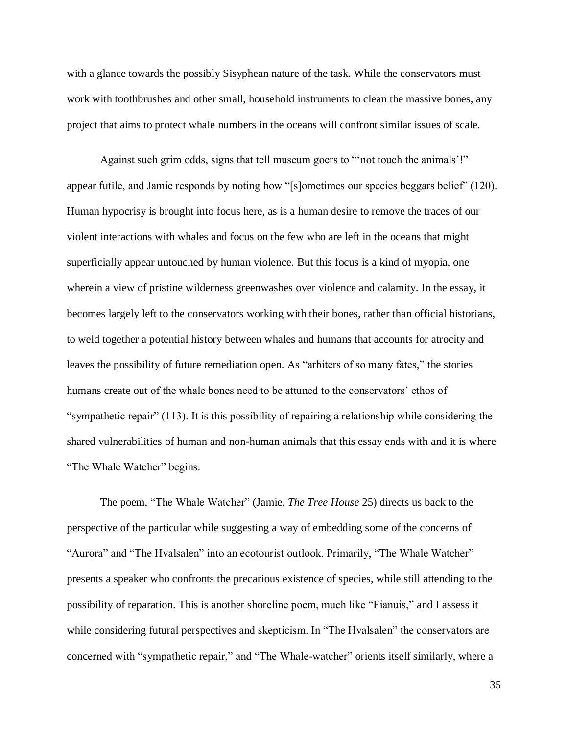with a glance towards the possibly Sisyphean nature of the task. While the conservators must work with toothbrushes and other small, household instruments to clean the massive bones, any project that aims to protect whale numbers in the oceans will confront similar issues of scale.

Against such grim odds, signs that tell museum goers to "'not touch the animals'!" appear futile, and Jamie responds by noting how "[s]ometimes our species beggars belief" (120). Human hypocrisy is brought into focus here, as is a human desire to remove the traces of our violent interactions with whales and focus on the few who are left in the oceans that might superficially appear untouched by human violence. But this focus is a kind of myopia, one wherein a view of pristine wilderness greenwashes over violence and calamity. In the essay, it becomes largely left to the conservators working with their bones, rather than official historians, to weld together a potential history between whales and humans that accounts for atrocity and leaves the possibility of future remediation open. As "arbiters of so many fates," the stories humans create out of the whale bones need to be attuned to the conservators' ethos of "sympathetic repair" (113). It is this possibility of repairing a relationship while considering the shared vulnerabilities of human and non-human animals that this essay ends with and it is where "The Whale Watcher" begins.

The poem, "The Whale Watcher" (Jamie, *The Tree House* 25) directs us back to the perspective of the particular while suggesting a way of embedding some of the concerns of "Aurora" and "The Hvalsalen" into an ecotourist outlook. Primarily, "The Whale Watcher" presents a speaker who confronts the precarious existence of species, while still attending to the possibility of reparation. This is another shoreline poem, much like "Fianuis," and I assess it while considering futural perspectives and skepticism. In "The Hvalsalen" the conservators are concerned with "sympathetic repair," and "The Whale-watcher" orients itself similarly, where a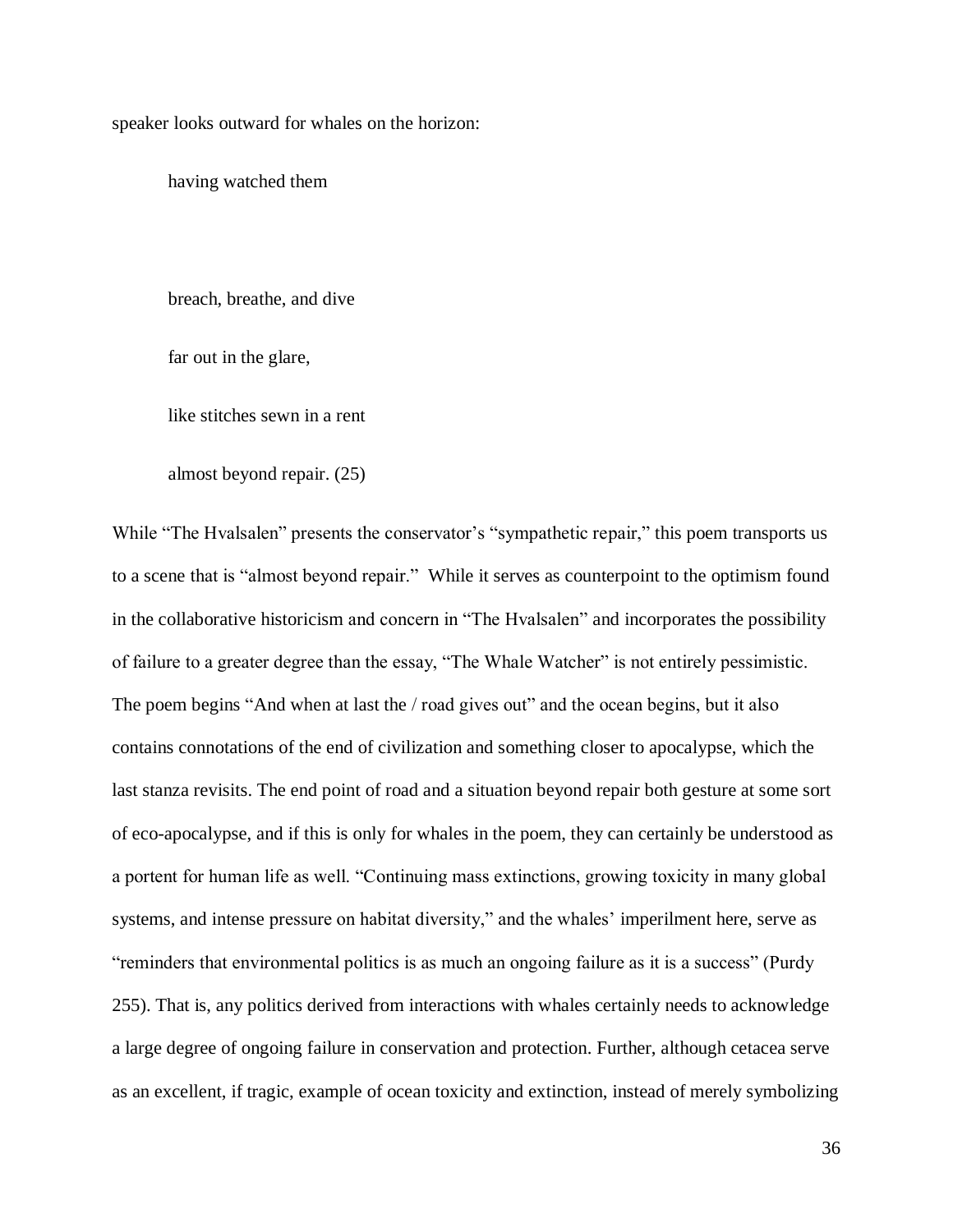speaker looks outward for whales on the horizon:

> having watched them
>
> breach, breathe, and dive
>
> far out in the glare,
>
> like stitches sewn in a rent
>
> almost beyond repair. (25)

While "The Hvalsalen" presents the conservator's "sympathetic repair," this poem transports us to a scene that is "almost beyond repair." While it serves as counterpoint to the optimism found in the collaborative historicism and concern in "The Hvalsalen" and incorporates the possibility of failure to a greater degree than the essay, "The Whale Watcher" is not entirely pessimistic. The poem begins "And when at last the / road gives out" and the ocean begins, but it also contains connotations of the end of civilization and something closer to apocalypse, which the last stanza revisits. The end point of road and a situation beyond repair both gesture at some sort of eco-apocalypse, and if this is only for whales in the poem, they can certainly be understood as a portent for human life as well. "Continuing mass extinctions, growing toxicity in many global systems, and intense pressure on habitat diversity," and the whales' imperilment here, serve as "reminders that environmental politics is as much an ongoing failure as it is a success" (Purdy 255). That is, any politics derived from interactions with whales certainly needs to acknowledge a large degree of ongoing failure in conservation and protection. Further, although cetacea serve as an excellent, if tragic, example of ocean toxicity and extinction, instead of merely symbolizing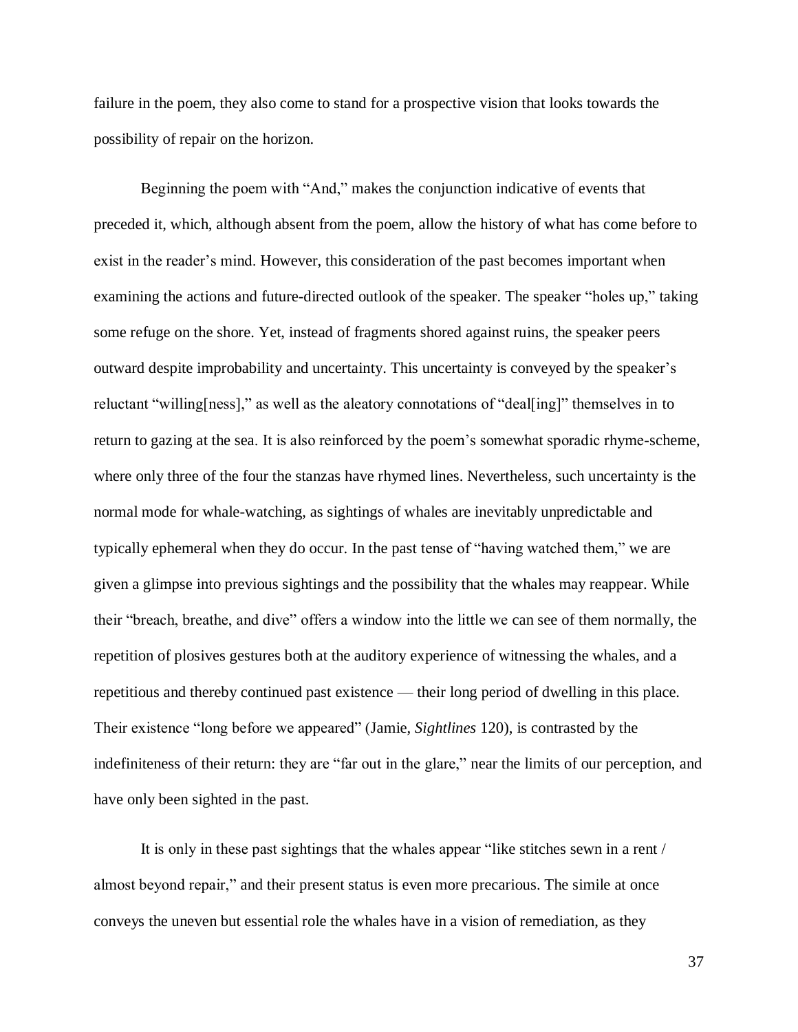failure in the poem, they also come to stand for a prospective vision that looks towards the possibility of repair on the horizon.

Beginning the poem with "And," makes the conjunction indicative of events that preceded it, which, although absent from the poem, allow the history of what has come before to exist in the reader's mind. However, this consideration of the past becomes important when examining the actions and future-directed outlook of the speaker. The speaker "holes up," taking some refuge on the shore. Yet, instead of fragments shored against ruins, the speaker peers outward despite improbability and uncertainty. This uncertainty is conveyed by the speaker's reluctant "willing[ness]," as well as the aleatory connotations of "deal[ing]" themselves in to return to gazing at the sea. It is also reinforced by the poem's somewhat sporadic rhyme-scheme, where only three of the four the stanzas have rhymed lines. Nevertheless, such uncertainty is the normal mode for whale-watching, as sightings of whales are inevitably unpredictable and typically ephemeral when they do occur. In the past tense of "having watched them," we are given a glimpse into previous sightings and the possibility that the whales may reappear. While their "breach, breathe, and dive" offers a window into the little we can see of them normally, the repetition of plosives gestures both at the auditory experience of witnessing the whales, and a repetitious and thereby continued past existence — their long period of dwelling in this place. Their existence "long before we appeared" (Jamie, *Sightlines* 120), is contrasted by the indefiniteness of their return: they are "far out in the glare," near the limits of our perception, and have only been sighted in the past.

It is only in these past sightings that the whales appear "like stitches sewn in a rent / almost beyond repair," and their present status is even more precarious. The simile at once conveys the uneven but essential role the whales have in a vision of remediation, as they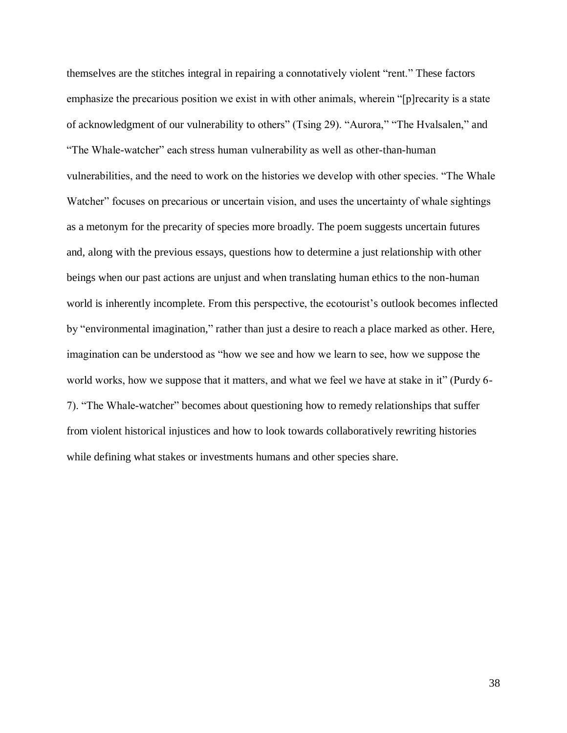themselves are the stitches integral in repairing a connotatively violent "rent." These factors emphasize the precarious position we exist in with other animals, wherein "[p]recarity is a state of acknowledgment of our vulnerability to others" (Tsing 29). "Aurora," "The Hvalsalen," and "The Whale-watcher" each stress human vulnerability as well as other-than-human vulnerabilities, and the need to work on the histories we develop with other species. "The Whale Watcher" focuses on precarious or uncertain vision, and uses the uncertainty of whale sightings as a metonym for the precarity of species more broadly. The poem suggests uncertain futures and, along with the previous essays, questions how to determine a just relationship with other beings when our past actions are unjust and when translating human ethics to the non-human world is inherently incomplete. From this perspective, the ecotourist's outlook becomes inflected by "environmental imagination," rather than just a desire to reach a place marked as other. Here, imagination can be understood as "how we see and how we learn to see, how we suppose the world works, how we suppose that it matters, and what we feel we have at stake in it" (Purdy 6-7). "The Whale-watcher" becomes about questioning how to remedy relationships that suffer from violent historical injustices and how to look towards collaboratively rewriting histories while defining what stakes or investments humans and other species share.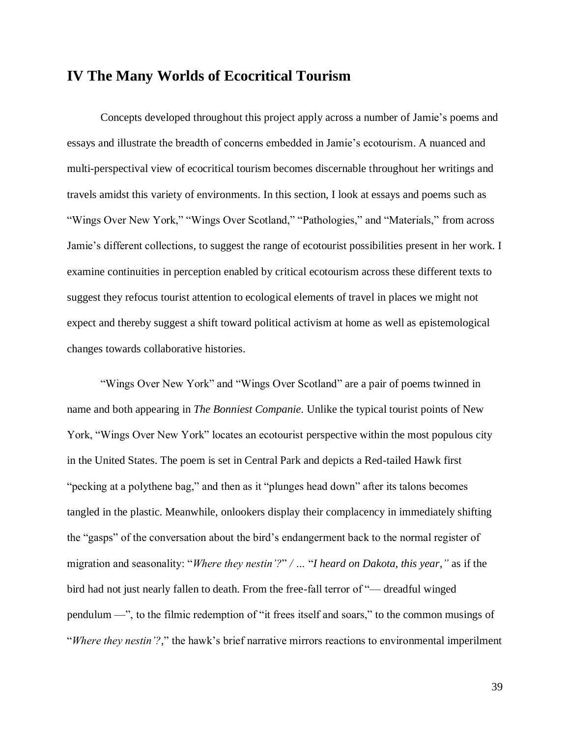## IV The Many Worlds of Ecocritical Tourism

Concepts developed throughout this project apply across a number of Jamie's poems and essays and illustrate the breadth of concerns embedded in Jamie's ecotourism. A nuanced and multi-perspectival view of ecocritical tourism becomes discernable throughout her writings and travels amidst this variety of environments. In this section, I look at essays and poems such as "Wings Over New York," "Wings Over Scotland," "Pathologies," and "Materials," from across Jamie's different collections, to suggest the range of ecotourist possibilities present in her work. I examine continuities in perception enabled by critical ecotourism across these different texts to suggest they refocus tourist attention to ecological elements of travel in places we might not expect and thereby suggest a shift toward political activism at home as well as epistemological changes towards collaborative histories.

"Wings Over New York" and "Wings Over Scotland" are a pair of poems twinned in name and both appearing in *The Bonniest Companie*. Unlike the typical tourist points of New York, "Wings Over New York" locates an ecotourist perspective within the most populous city in the United States. The poem is set in Central Park and depicts a Red-tailed Hawk first "pecking at a polythene bag," and then as it "plunges head down" after its talons becomes tangled in the plastic. Meanwhile, onlookers display their complacency in immediately shifting the "gasps" of the conversation about the bird's endangerment back to the normal register of migration and seasonality: "*Where they nestin'?*" / … "*I heard on Dakota, this year,"* as if the bird had not just nearly fallen to death. From the free-fall terror of "— dreadful winged pendulum —", to the filmic redemption of "it frees itself and soars," to the common musings of "*Where they nestin'?,*" the hawk's brief narrative mirrors reactions to environmental imperilment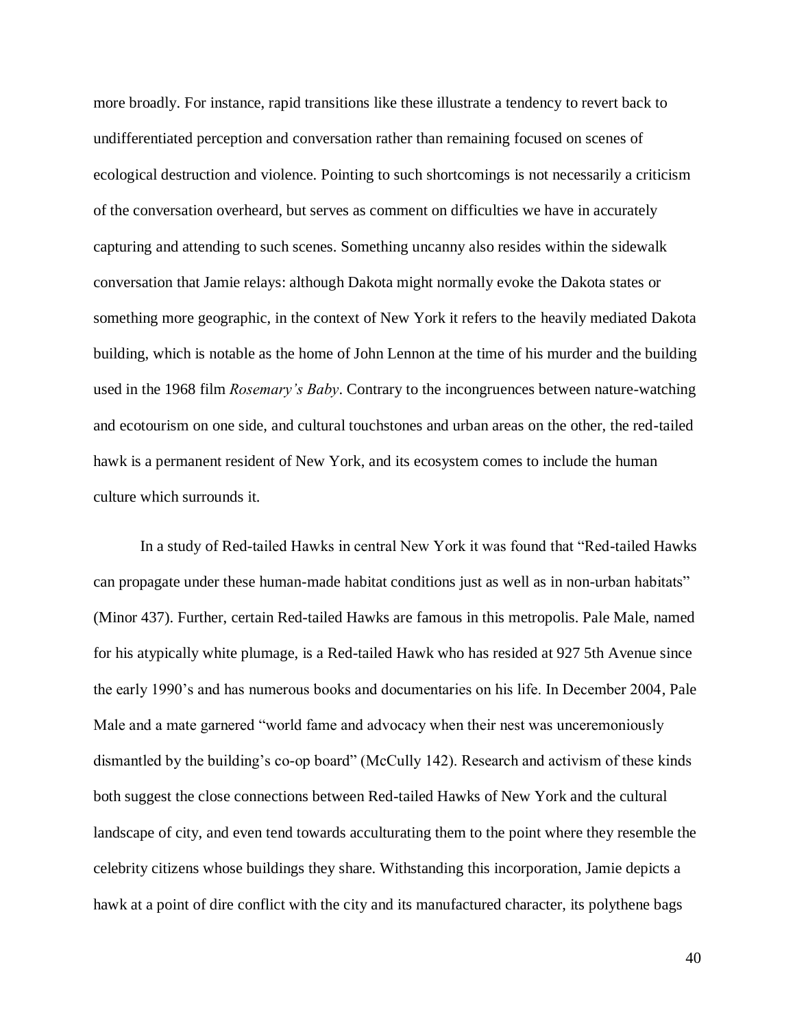more broadly. For instance, rapid transitions like these illustrate a tendency to revert back to undifferentiated perception and conversation rather than remaining focused on scenes of ecological destruction and violence. Pointing to such shortcomings is not necessarily a criticism of the conversation overheard, but serves as comment on difficulties we have in accurately capturing and attending to such scenes. Something uncanny also resides within the sidewalk conversation that Jamie relays: although Dakota might normally evoke the Dakota states or something more geographic, in the context of New York it refers to the heavily mediated Dakota building, which is notable as the home of John Lennon at the time of his murder and the building used in the 1968 film *Rosemary's Baby*. Contrary to the incongruences between nature-watching and ecotourism on one side, and cultural touchstones and urban areas on the other, the red-tailed hawk is a permanent resident of New York, and its ecosystem comes to include the human culture which surrounds it.

In a study of Red-tailed Hawks in central New York it was found that "Red-tailed Hawks can propagate under these human-made habitat conditions just as well as in non-urban habitats" (Minor 437). Further, certain Red-tailed Hawks are famous in this metropolis. Pale Male, named for his atypically white plumage, is a Red-tailed Hawk who has resided at 927 5th Avenue since the early 1990's and has numerous books and documentaries on his life. In December 2004, Pale Male and a mate garnered "world fame and advocacy when their nest was unceremoniously dismantled by the building's co-op board" (McCully 142). Research and activism of these kinds both suggest the close connections between Red-tailed Hawks of New York and the cultural landscape of city, and even tend towards acculturating them to the point where they resemble the celebrity citizens whose buildings they share. Withstanding this incorporation, Jamie depicts a hawk at a point of dire conflict with the city and its manufactured character, its polythene bags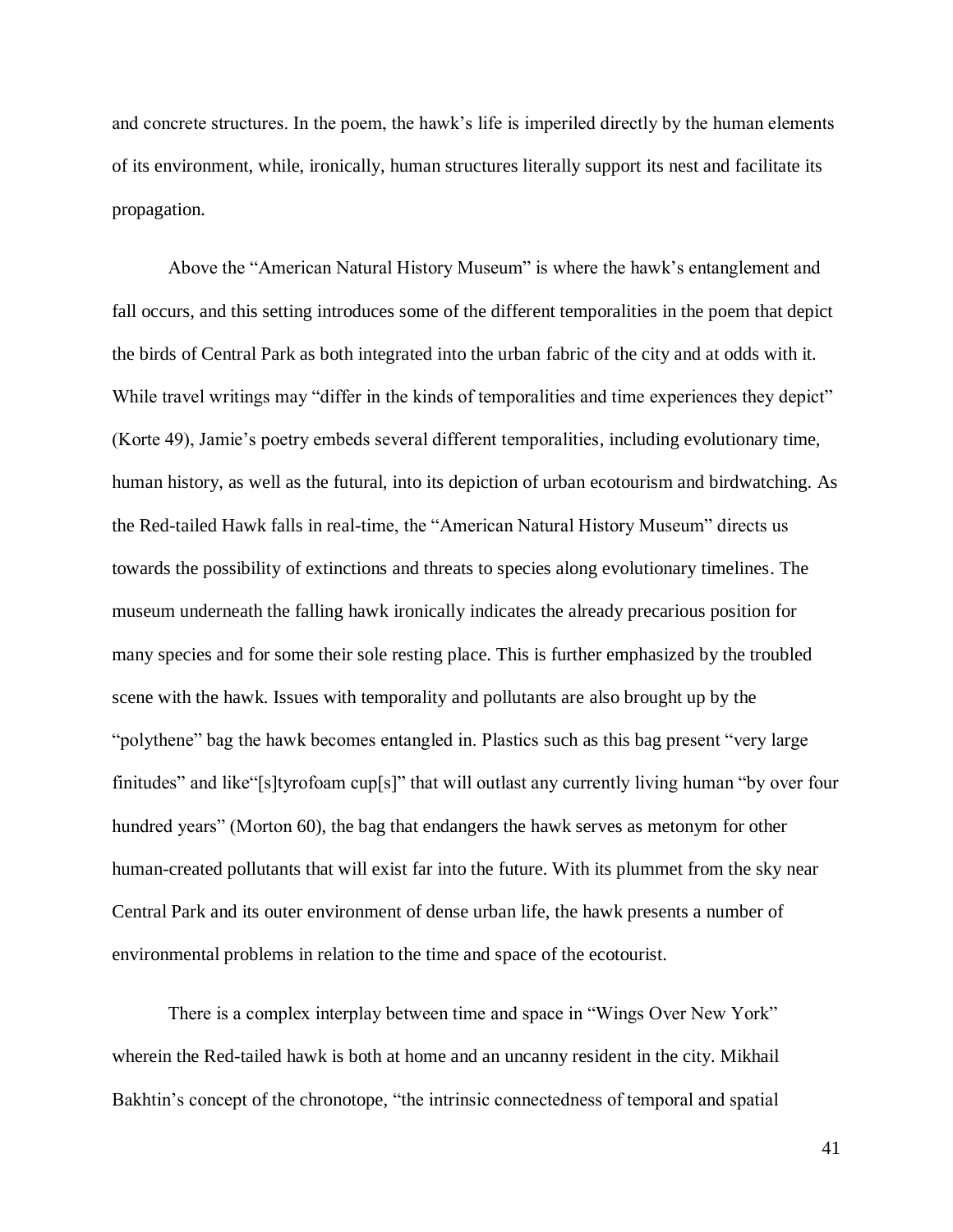and concrete structures. In the poem, the hawk's life is imperiled directly by the human elements of its environment, while, ironically, human structures literally support its nest and facilitate its propagation.

Above the "American Natural History Museum" is where the hawk's entanglement and fall occurs, and this setting introduces some of the different temporalities in the poem that depict the birds of Central Park as both integrated into the urban fabric of the city and at odds with it. While travel writings may "differ in the kinds of temporalities and time experiences they depict" (Korte 49), Jamie's poetry embeds several different temporalities, including evolutionary time, human history, as well as the futural, into its depiction of urban ecotourism and birdwatching. As the Red-tailed Hawk falls in real-time, the "American Natural History Museum" directs us towards the possibility of extinctions and threats to species along evolutionary timelines. The museum underneath the falling hawk ironically indicates the already precarious position for many species and for some their sole resting place. This is further emphasized by the troubled scene with the hawk. Issues with temporality and pollutants are also brought up by the "polythene" bag the hawk becomes entangled in. Plastics such as this bag present "very large finitudes" and like"[s]tyrofoam cup[s]" that will outlast any currently living human "by over four hundred years" (Morton 60), the bag that endangers the hawk serves as metonym for other human-created pollutants that will exist far into the future. With its plummet from the sky near Central Park and its outer environment of dense urban life, the hawk presents a number of environmental problems in relation to the time and space of the ecotourist.

There is a complex interplay between time and space in "Wings Over New York" wherein the Red-tailed hawk is both at home and an uncanny resident in the city. Mikhail Bakhtin's concept of the chronotope, "the intrinsic connectedness of temporal and spatial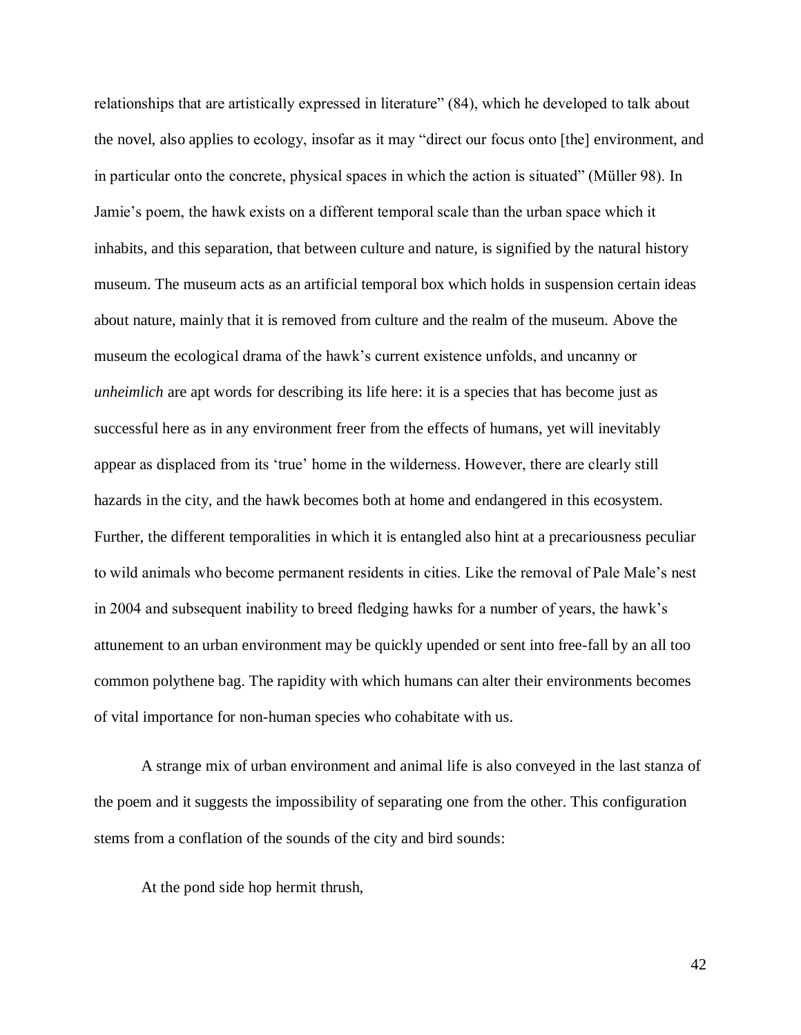relationships that are artistically expressed in literature" (84), which he developed to talk about the novel, also applies to ecology, insofar as it may "direct our focus onto [the] environment, and in particular onto the concrete, physical spaces in which the action is situated" (Müller 98). In Jamie's poem, the hawk exists on a different temporal scale than the urban space which it inhabits, and this separation, that between culture and nature, is signified by the natural history museum. The museum acts as an artificial temporal box which holds in suspension certain ideas about nature, mainly that it is removed from culture and the realm of the museum. Above the museum the ecological drama of the hawk's current existence unfolds, and uncanny or *unheimlich* are apt words for describing its life here: it is a species that has become just as successful here as in any environment freer from the effects of humans, yet will inevitably appear as displaced from its 'true' home in the wilderness. However, there are clearly still hazards in the city, and the hawk becomes both at home and endangered in this ecosystem. Further, the different temporalities in which it is entangled also hint at a precariousness peculiar to wild animals who become permanent residents in cities. Like the removal of Pale Male's nest in 2004 and subsequent inability to breed fledging hawks for a number of years, the hawk's attunement to an urban environment may be quickly upended or sent into free-fall by an all too common polythene bag. The rapidity with which humans can alter their environments becomes of vital importance for non-human species who cohabitate with us.

A strange mix of urban environment and animal life is also conveyed in the last stanza of the poem and it suggests the impossibility of separating one from the other. This configuration stems from a conflation of the sounds of the city and bird sounds:

At the pond side hop hermit thrush,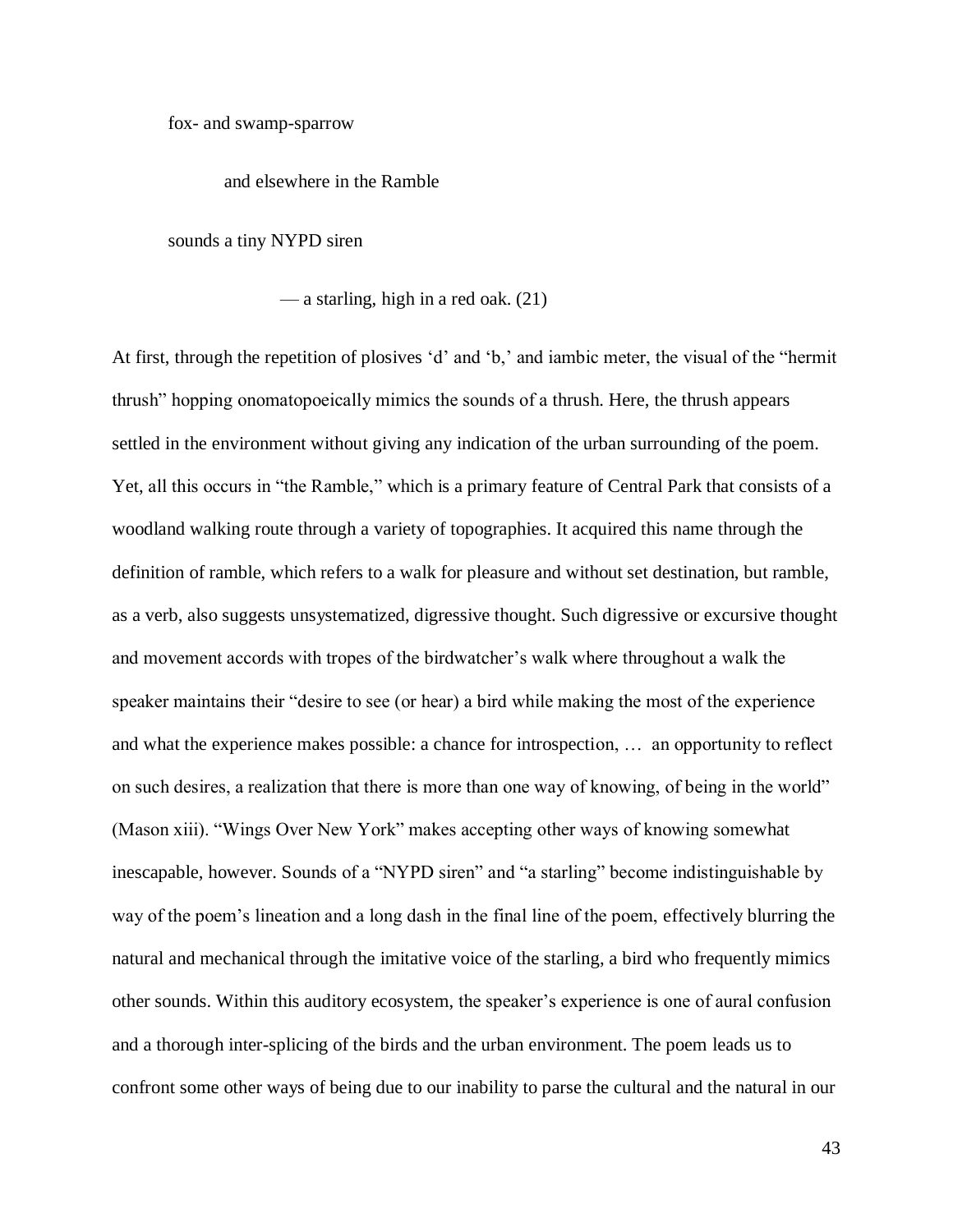fox- and swamp-sparrow

and elsewhere in the Ramble

sounds a tiny NYPD siren

— a starling, high in a red oak. (21)

At first, through the repetition of plosives 'd' and 'b,' and iambic meter, the visual of the "hermit thrush" hopping onomatopoeically mimics the sounds of a thrush. Here, the thrush appears settled in the environment without giving any indication of the urban surrounding of the poem. Yet, all this occurs in "the Ramble," which is a primary feature of Central Park that consists of a woodland walking route through a variety of topographies. It acquired this name through the definition of ramble, which refers to a walk for pleasure and without set destination, but ramble, as a verb, also suggests unsystematized, digressive thought. Such digressive or excursive thought and movement accords with tropes of the birdwatcher's walk where throughout a walk the speaker maintains their "desire to see (or hear) a bird while making the most of the experience and what the experience makes possible: a chance for introspection, … an opportunity to reflect on such desires, a realization that there is more than one way of knowing, of being in the world" (Mason xiii). "Wings Over New York" makes accepting other ways of knowing somewhat inescapable, however. Sounds of a "NYPD siren" and "a starling" become indistinguishable by way of the poem's lineation and a long dash in the final line of the poem, effectively blurring the natural and mechanical through the imitative voice of the starling, a bird who frequently mimics other sounds. Within this auditory ecosystem, the speaker's experience is one of aural confusion and a thorough inter-splicing of the birds and the urban environment. The poem leads us to confront some other ways of being due to our inability to parse the cultural and the natural in our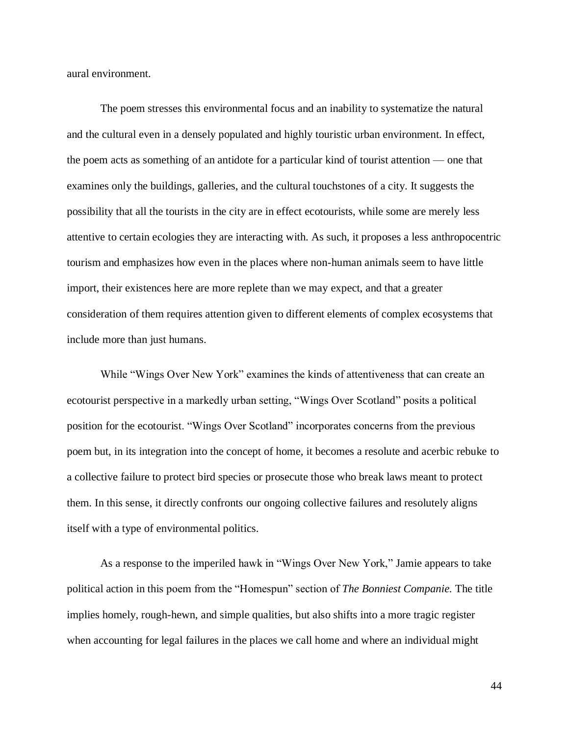aural environment.

The poem stresses this environmental focus and an inability to systematize the natural and the cultural even in a densely populated and highly touristic urban environment. In effect, the poem acts as something of an antidote for a particular kind of tourist attention — one that examines only the buildings, galleries, and the cultural touchstones of a city. It suggests the possibility that all the tourists in the city are in effect ecotourists, while some are merely less attentive to certain ecologies they are interacting with. As such, it proposes a less anthropocentric tourism and emphasizes how even in the places where non-human animals seem to have little import, their existences here are more replete than we may expect, and that a greater consideration of them requires attention given to different elements of complex ecosystems that include more than just humans.

While "Wings Over New York" examines the kinds of attentiveness that can create an ecotourist perspective in a markedly urban setting, "Wings Over Scotland" posits a political position for the ecotourist. "Wings Over Scotland" incorporates concerns from the previous poem but, in its integration into the concept of home, it becomes a resolute and acerbic rebuke to a collective failure to protect bird species or prosecute those who break laws meant to protect them. In this sense, it directly confronts our ongoing collective failures and resolutely aligns itself with a type of environmental politics.

As a response to the imperiled hawk in "Wings Over New York," Jamie appears to take political action in this poem from the "Homespun" section of *The Bonniest Companie.* The title implies homely, rough-hewn, and simple qualities, but also shifts into a more tragic register when accounting for legal failures in the places we call home and where an individual might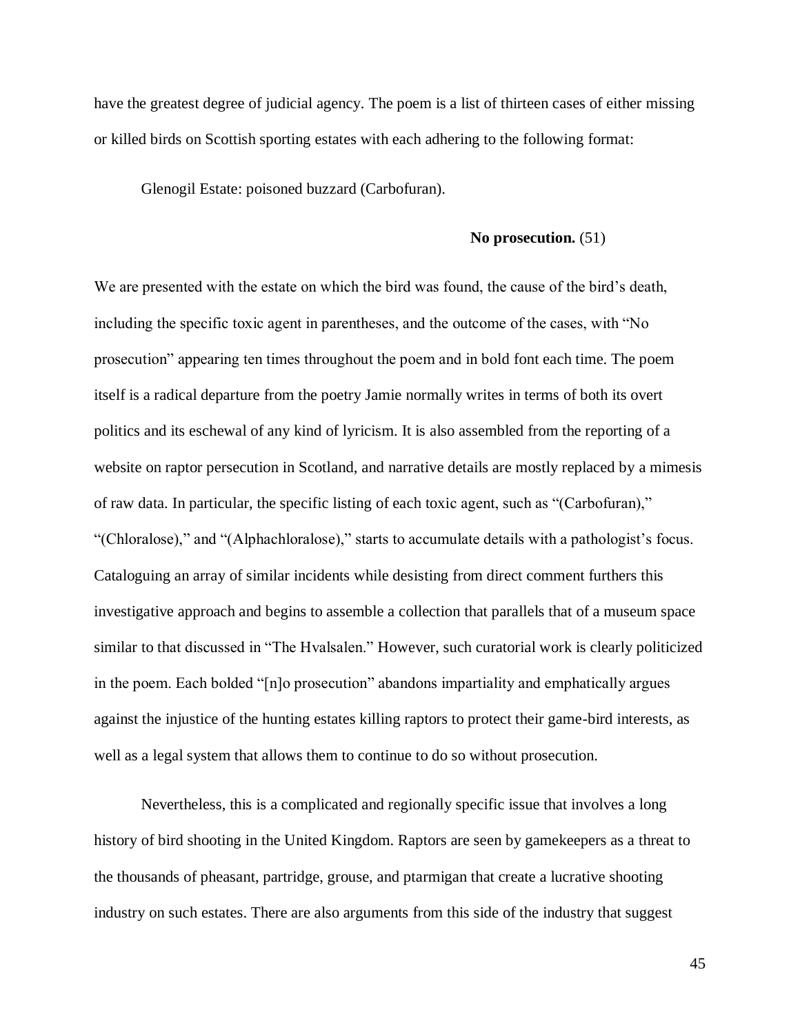have the greatest degree of judicial agency. The poem is a list of thirteen cases of either missing or killed birds on Scottish sporting estates with each adhering to the following format:

> Glenogil Estate: poisoned buzzard (Carbofuran).
>
> **No prosecution.** (51)

We are presented with the estate on which the bird was found, the cause of the bird's death, including the specific toxic agent in parentheses, and the outcome of the cases, with "No prosecution" appearing ten times throughout the poem and in bold font each time. The poem itself is a radical departure from the poetry Jamie normally writes in terms of both its overt politics and its eschewal of any kind of lyricism. It is also assembled from the reporting of a website on raptor persecution in Scotland, and narrative details are mostly replaced by a mimesis of raw data. In particular, the specific listing of each toxic agent, such as "(Carbofuran)," "(Chloralose)," and "(Alphachloralose)," starts to accumulate details with a pathologist's focus. Cataloguing an array of similar incidents while desisting from direct comment furthers this investigative approach and begins to assemble a collection that parallels that of a museum space similar to that discussed in "The Hvalsalen." However, such curatorial work is clearly politicized in the poem. Each bolded "[n]o prosecution" abandons impartiality and emphatically argues against the injustice of the hunting estates killing raptors to protect their game-bird interests, as well as a legal system that allows them to continue to do so without prosecution.

Nevertheless, this is a complicated and regionally specific issue that involves a long history of bird shooting in the United Kingdom. Raptors are seen by gamekeepers as a threat to the thousands of pheasant, partridge, grouse, and ptarmigan that create a lucrative shooting industry on such estates. There are also arguments from this side of the industry that suggest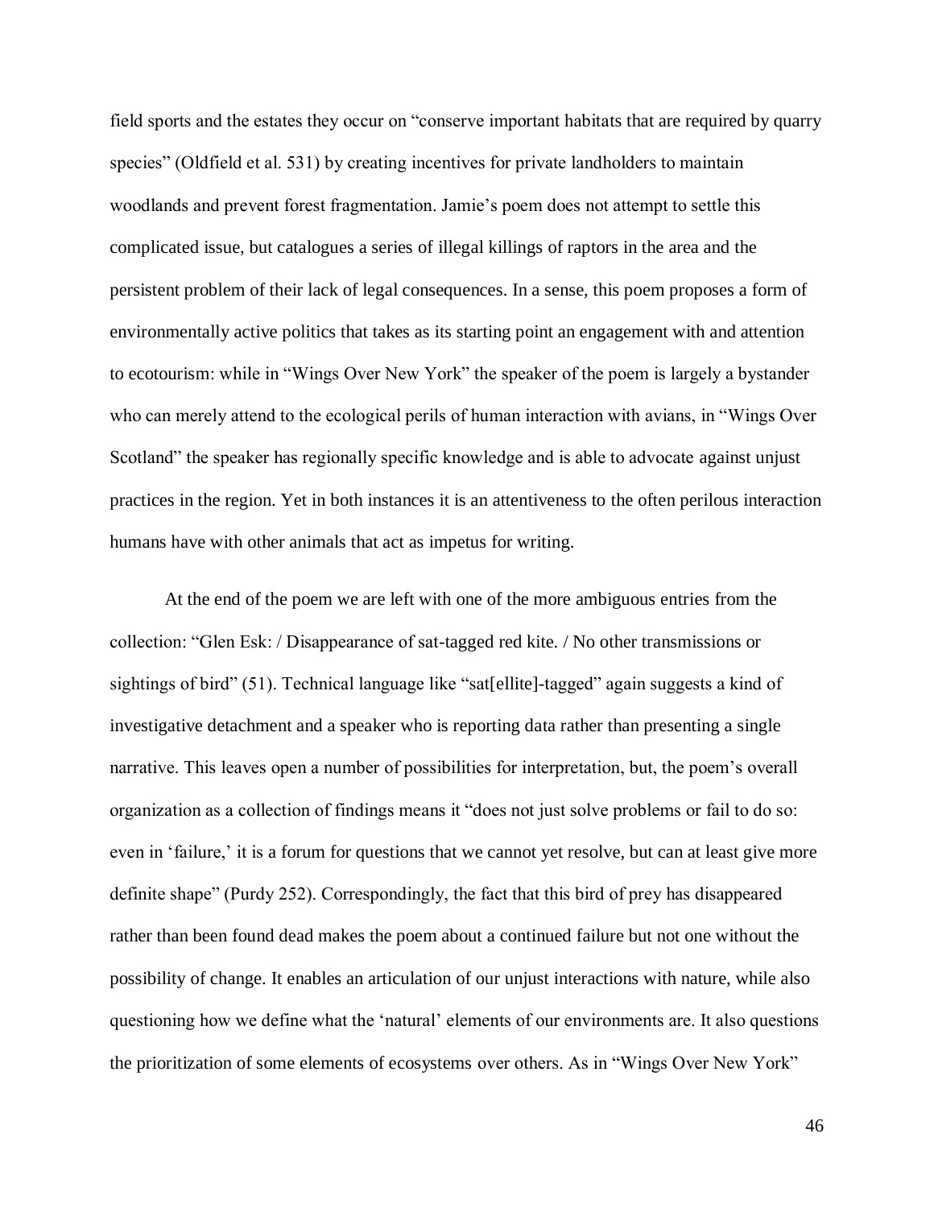field sports and the estates they occur on "conserve important habitats that are required by quarry species" (Oldfield et al. 531) by creating incentives for private landholders to maintain woodlands and prevent forest fragmentation. Jamie's poem does not attempt to settle this complicated issue, but catalogues a series of illegal killings of raptors in the area and the persistent problem of their lack of legal consequences. In a sense, this poem proposes a form of environmentally active politics that takes as its starting point an engagement with and attention to ecotourism: while in "Wings Over New York" the speaker of the poem is largely a bystander who can merely attend to the ecological perils of human interaction with avians, in "Wings Over Scotland" the speaker has regionally specific knowledge and is able to advocate against unjust practices in the region. Yet in both instances it is an attentiveness to the often perilous interaction humans have with other animals that act as impetus for writing.

At the end of the poem we are left with one of the more ambiguous entries from the collection: "Glen Esk: / Disappearance of sat-tagged red kite. / No other transmissions or sightings of bird" (51). Technical language like "sat[ellite]-tagged" again suggests a kind of investigative detachment and a speaker who is reporting data rather than presenting a single narrative. This leaves open a number of possibilities for interpretation, but, the poem's overall organization as a collection of findings means it "does not just solve problems or fail to do so: even in 'failure,' it is a forum for questions that we cannot yet resolve, but can at least give more definite shape" (Purdy 252). Correspondingly, the fact that this bird of prey has disappeared rather than been found dead makes the poem about a continued failure but not one without the possibility of change. It enables an articulation of our unjust interactions with nature, while also questioning how we define what the 'natural' elements of our environments are. It also questions the prioritization of some elements of ecosystems over others. As in "Wings Over New York"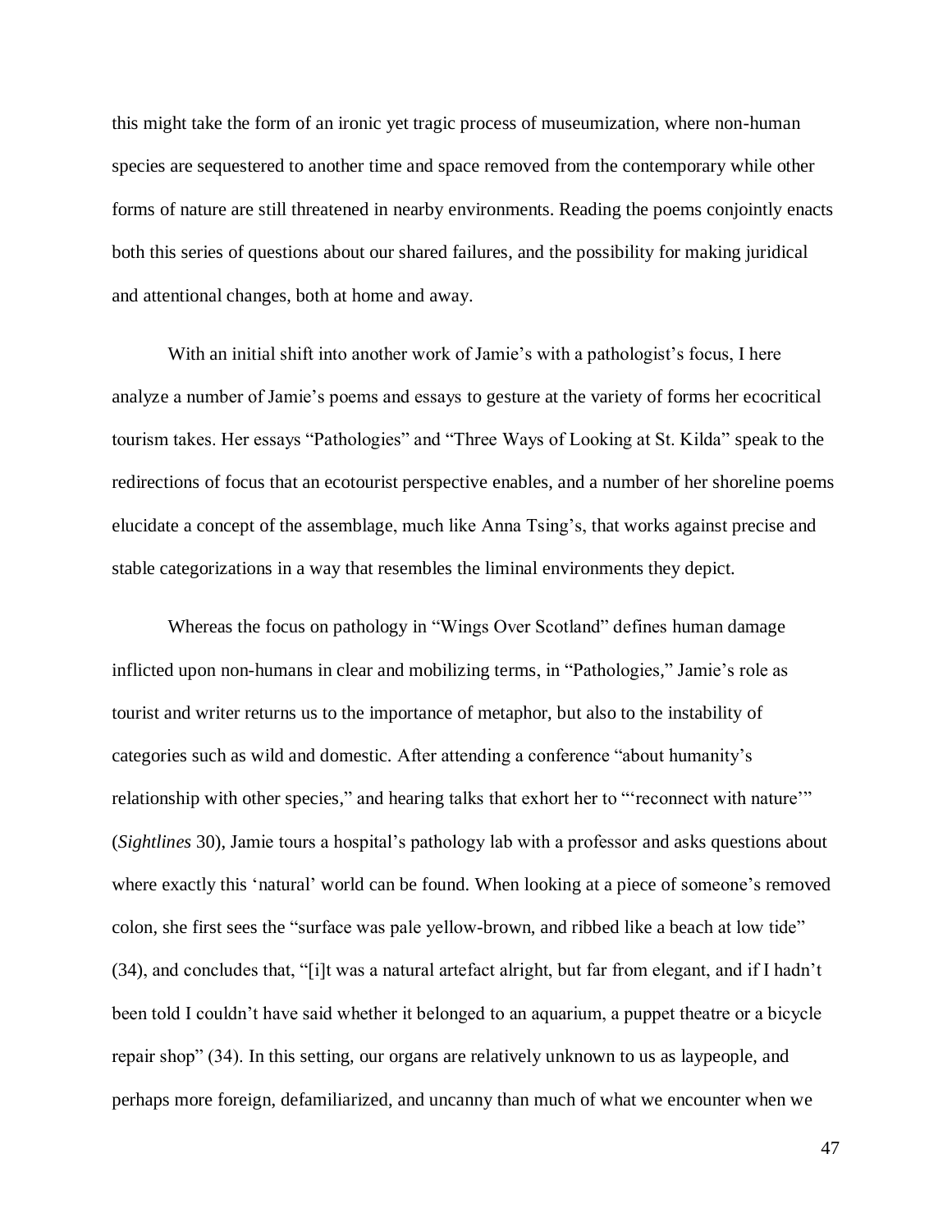this might take the form of an ironic yet tragic process of museumization, where non-human species are sequestered to another time and space removed from the contemporary while other forms of nature are still threatened in nearby environments. Reading the poems conjointly enacts both this series of questions about our shared failures, and the possibility for making juridical and attentional changes, both at home and away.

With an initial shift into another work of Jamie's with a pathologist's focus, I here analyze a number of Jamie's poems and essays to gesture at the variety of forms her ecocritical tourism takes. Her essays "Pathologies" and "Three Ways of Looking at St. Kilda" speak to the redirections of focus that an ecotourist perspective enables, and a number of her shoreline poems elucidate a concept of the assemblage, much like Anna Tsing's, that works against precise and stable categorizations in a way that resembles the liminal environments they depict.

Whereas the focus on pathology in "Wings Over Scotland" defines human damage inflicted upon non-humans in clear and mobilizing terms, in "Pathologies," Jamie's role as tourist and writer returns us to the importance of metaphor, but also to the instability of categories such as wild and domestic. After attending a conference "about humanity's relationship with other species," and hearing talks that exhort her to "'reconnect with nature'" (*Sightlines* 30), Jamie tours a hospital's pathology lab with a professor and asks questions about where exactly this 'natural' world can be found. When looking at a piece of someone's removed colon, she first sees the "surface was pale yellow-brown, and ribbed like a beach at low tide" (34), and concludes that, "[i]t was a natural artefact alright, but far from elegant, and if I hadn't been told I couldn't have said whether it belonged to an aquarium, a puppet theatre or a bicycle repair shop" (34). In this setting, our organs are relatively unknown to us as laypeople, and perhaps more foreign, defamiliarized, and uncanny than much of what we encounter when we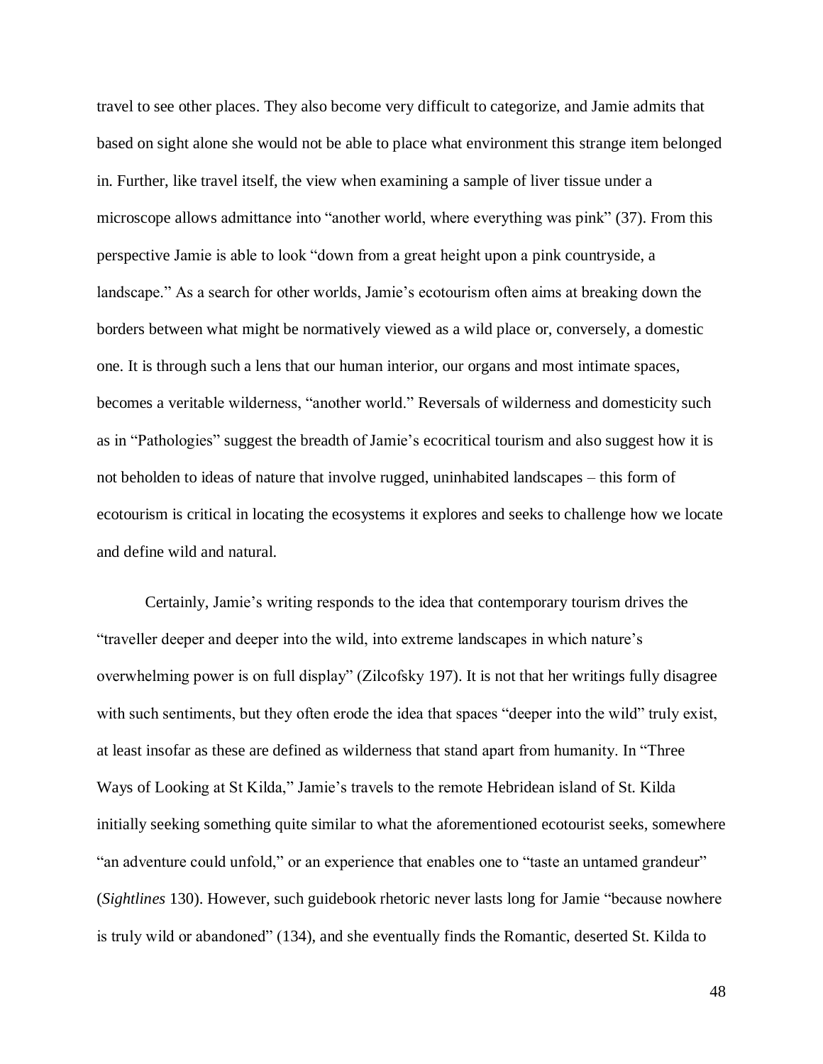travel to see other places. They also become very difficult to categorize, and Jamie admits that based on sight alone she would not be able to place what environment this strange item belonged in. Further, like travel itself, the view when examining a sample of liver tissue under a microscope allows admittance into "another world, where everything was pink" (37). From this perspective Jamie is able to look "down from a great height upon a pink countryside, a landscape." As a search for other worlds, Jamie's ecotourism often aims at breaking down the borders between what might be normatively viewed as a wild place or, conversely, a domestic one. It is through such a lens that our human interior, our organs and most intimate spaces, becomes a veritable wilderness, "another world." Reversals of wilderness and domesticity such as in "Pathologies" suggest the breadth of Jamie's ecocritical tourism and also suggest how it is not beholden to ideas of nature that involve rugged, uninhabited landscapes – this form of ecotourism is critical in locating the ecosystems it explores and seeks to challenge how we locate and define wild and natural.

Certainly, Jamie's writing responds to the idea that contemporary tourism drives the "traveller deeper and deeper into the wild, into extreme landscapes in which nature's overwhelming power is on full display" (Zilcofsky 197). It is not that her writings fully disagree with such sentiments, but they often erode the idea that spaces "deeper into the wild" truly exist, at least insofar as these are defined as wilderness that stand apart from humanity. In "Three Ways of Looking at St Kilda," Jamie's travels to the remote Hebridean island of St. Kilda initially seeking something quite similar to what the aforementioned ecotourist seeks, somewhere "an adventure could unfold," or an experience that enables one to "taste an untamed grandeur" (*Sightlines* 130). However, such guidebook rhetoric never lasts long for Jamie "because nowhere is truly wild or abandoned" (134), and she eventually finds the Romantic, deserted St. Kilda to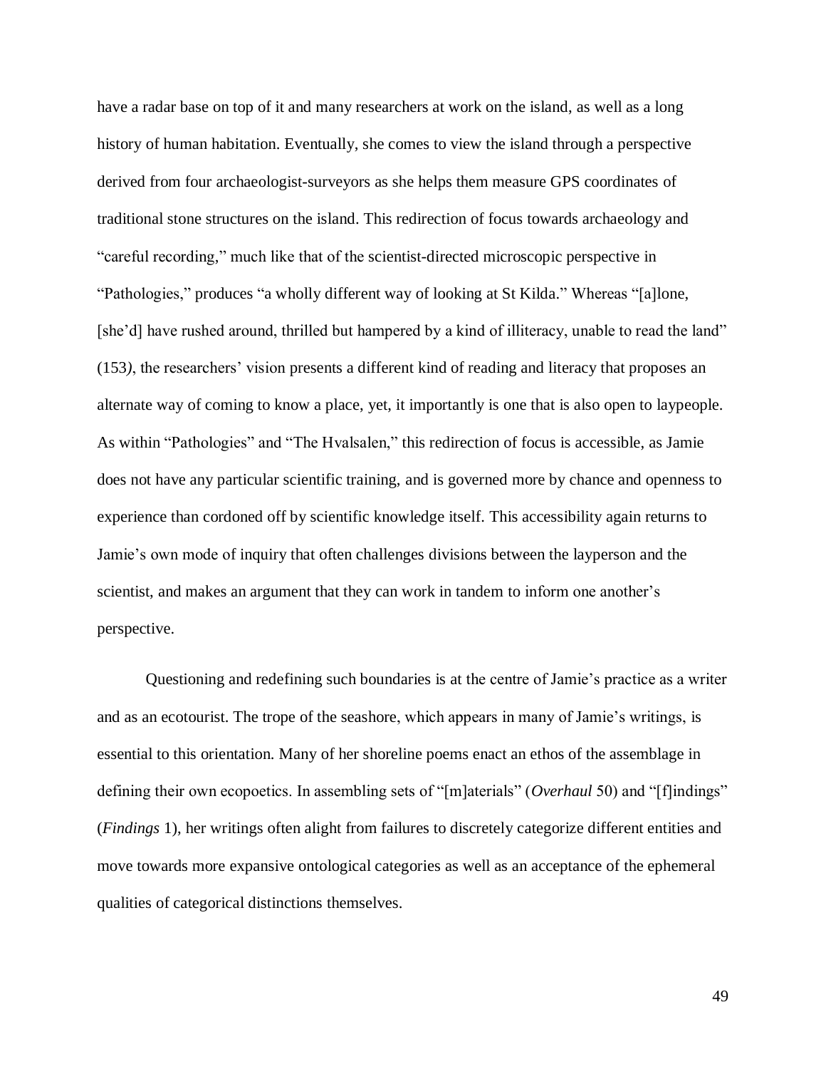have a radar base on top of it and many researchers at work on the island, as well as a long history of human habitation. Eventually, she comes to view the island through a perspective derived from four archaeologist-surveyors as she helps them measure GPS coordinates of traditional stone structures on the island. This redirection of focus towards archaeology and "careful recording," much like that of the scientist-directed microscopic perspective in "Pathologies," produces "a wholly different way of looking at St Kilda." Whereas "[a]lone, [she'd] have rushed around, thrilled but hampered by a kind of illiteracy, unable to read the land" (153*)*, the researchers' vision presents a different kind of reading and literacy that proposes an alternate way of coming to know a place, yet, it importantly is one that is also open to laypeople. As within "Pathologies" and "The Hvalsalen," this redirection of focus is accessible, as Jamie does not have any particular scientific training, and is governed more by chance and openness to experience than cordoned off by scientific knowledge itself. This accessibility again returns to Jamie's own mode of inquiry that often challenges divisions between the layperson and the scientist, and makes an argument that they can work in tandem to inform one another's perspective.

Questioning and redefining such boundaries is at the centre of Jamie's practice as a writer and as an ecotourist. The trope of the seashore, which appears in many of Jamie's writings, is essential to this orientation. Many of her shoreline poems enact an ethos of the assemblage in defining their own ecopoetics. In assembling sets of "[m]aterials" (*Overhaul* 50) and "[f]indings" (*Findings* 1), her writings often alight from failures to discretely categorize different entities and move towards more expansive ontological categories as well as an acceptance of the ephemeral qualities of categorical distinctions themselves.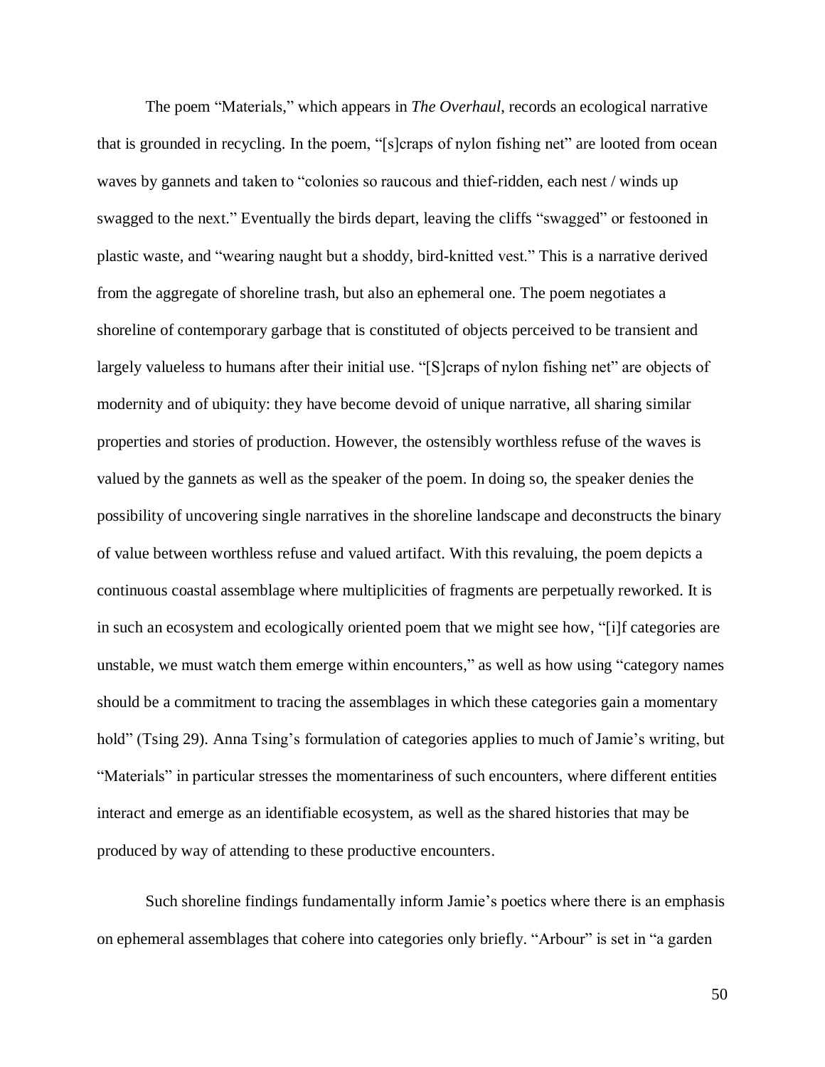The poem "Materials," which appears in *The Overhaul*, records an ecological narrative that is grounded in recycling. In the poem, "[s]craps of nylon fishing net" are looted from ocean waves by gannets and taken to "colonies so raucous and thief-ridden, each nest / winds up swagged to the next." Eventually the birds depart, leaving the cliffs "swagged" or festooned in plastic waste, and "wearing naught but a shoddy, bird-knitted vest." This is a narrative derived from the aggregate of shoreline trash, but also an ephemeral one. The poem negotiates a shoreline of contemporary garbage that is constituted of objects perceived to be transient and largely valueless to humans after their initial use. "[S]craps of nylon fishing net" are objects of modernity and of ubiquity: they have become devoid of unique narrative, all sharing similar properties and stories of production. However, the ostensibly worthless refuse of the waves is valued by the gannets as well as the speaker of the poem. In doing so, the speaker denies the possibility of uncovering single narratives in the shoreline landscape and deconstructs the binary of value between worthless refuse and valued artifact. With this revaluing, the poem depicts a continuous coastal assemblage where multiplicities of fragments are perpetually reworked. It is in such an ecosystem and ecologically oriented poem that we might see how, "[i]f categories are unstable, we must watch them emerge within encounters," as well as how using "category names should be a commitment to tracing the assemblages in which these categories gain a momentary hold" (Tsing 29). Anna Tsing's formulation of categories applies to much of Jamie's writing, but "Materials" in particular stresses the momentariness of such encounters, where different entities interact and emerge as an identifiable ecosystem, as well as the shared histories that may be produced by way of attending to these productive encounters.

Such shoreline findings fundamentally inform Jamie's poetics where there is an emphasis on ephemeral assemblages that cohere into categories only briefly. "Arbour" is set in "a garden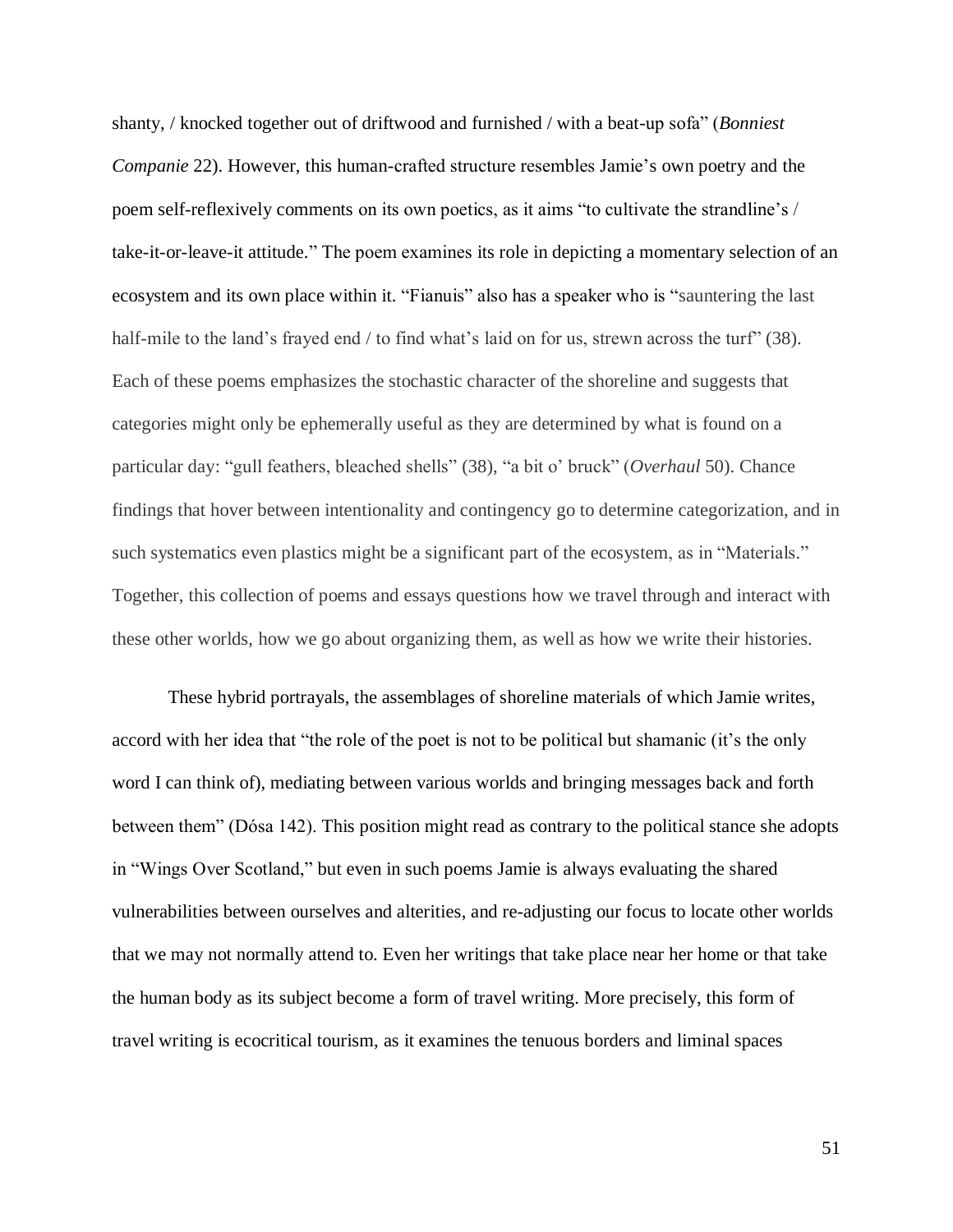shanty, / knocked together out of driftwood and furnished / with a beat-up sofa" (*Bonniest Companie* 22). However, this human-crafted structure resembles Jamie's own poetry and the poem self-reflexively comments on its own poetics, as it aims "to cultivate the strandline's / take-it-or-leave-it attitude." The poem examines its role in depicting a momentary selection of an ecosystem and its own place within it. "Fianuis" also has a speaker who is "sauntering the last half-mile to the land's frayed end / to find what's laid on for us, strewn across the turf" (38). Each of these poems emphasizes the stochastic character of the shoreline and suggests that categories might only be ephemerally useful as they are determined by what is found on a particular day: "gull feathers, bleached shells" (38), "a bit o' bruck" (*Overhaul* 50). Chance findings that hover between intentionality and contingency go to determine categorization, and in such systematics even plastics might be a significant part of the ecosystem, as in "Materials." Together, this collection of poems and essays questions how we travel through and interact with these other worlds, how we go about organizing them, as well as how we write their histories.

These hybrid portrayals, the assemblages of shoreline materials of which Jamie writes, accord with her idea that "the role of the poet is not to be political but shamanic (it's the only word I can think of), mediating between various worlds and bringing messages back and forth between them" (Dósa 142). This position might read as contrary to the political stance she adopts in "Wings Over Scotland," but even in such poems Jamie is always evaluating the shared vulnerabilities between ourselves and alterities, and re-adjusting our focus to locate other worlds that we may not normally attend to. Even her writings that take place near her home or that take the human body as its subject become a form of travel writing. More precisely, this form of travel writing is ecocritical tourism, as it examines the tenuous borders and liminal spaces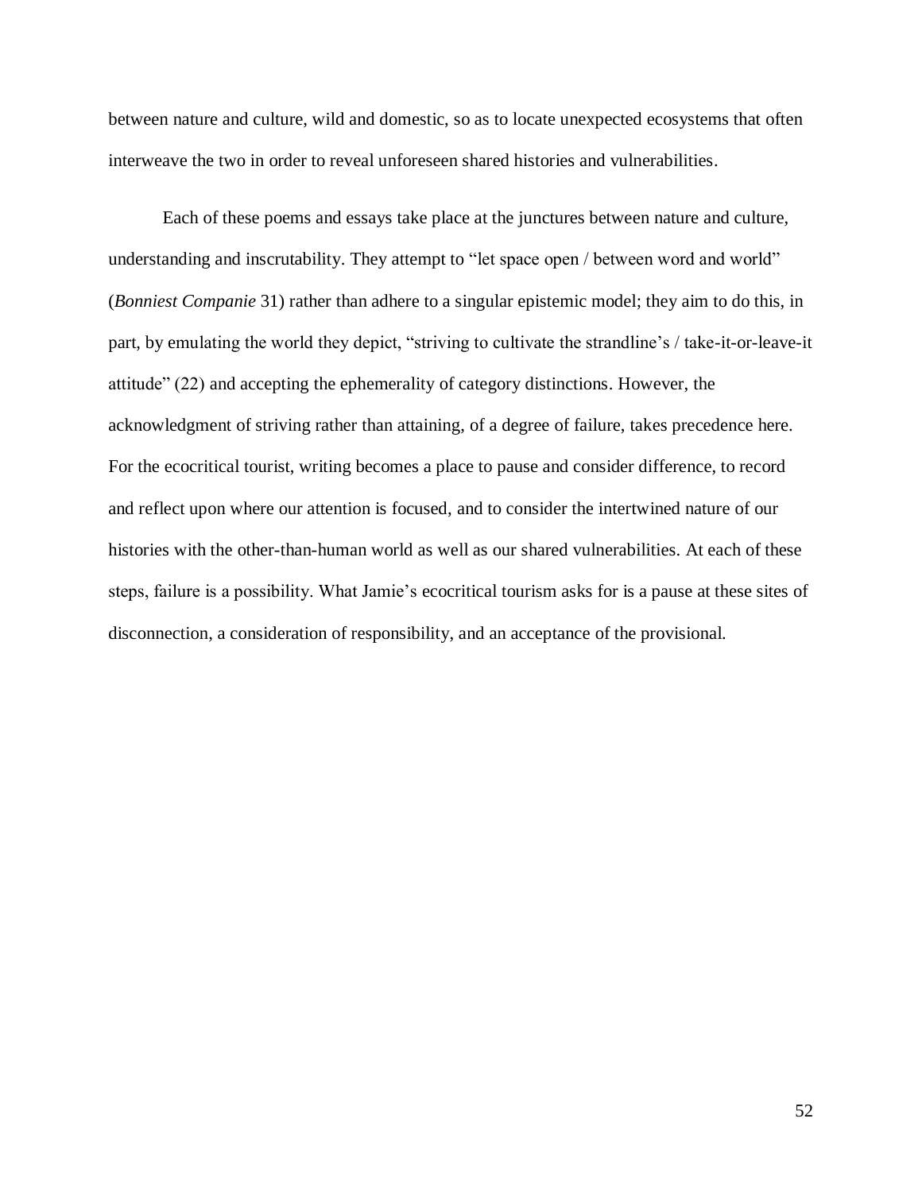between nature and culture, wild and domestic, so as to locate unexpected ecosystems that often interweave the two in order to reveal unforeseen shared histories and vulnerabilities.

Each of these poems and essays take place at the junctures between nature and culture, understanding and inscrutability. They attempt to "let space open / between word and world" (*Bonniest Companie* 31) rather than adhere to a singular epistemic model; they aim to do this, in part, by emulating the world they depict, "striving to cultivate the strandline's / take-it-or-leave-it attitude" (22) and accepting the ephemerality of category distinctions. However, the acknowledgment of striving rather than attaining, of a degree of failure, takes precedence here. For the ecocritical tourist, writing becomes a place to pause and consider difference, to record and reflect upon where our attention is focused, and to consider the intertwined nature of our histories with the other-than-human world as well as our shared vulnerabilities. At each of these steps, failure is a possibility. What Jamie's ecocritical tourism asks for is a pause at these sites of disconnection, a consideration of responsibility, and an acceptance of the provisional.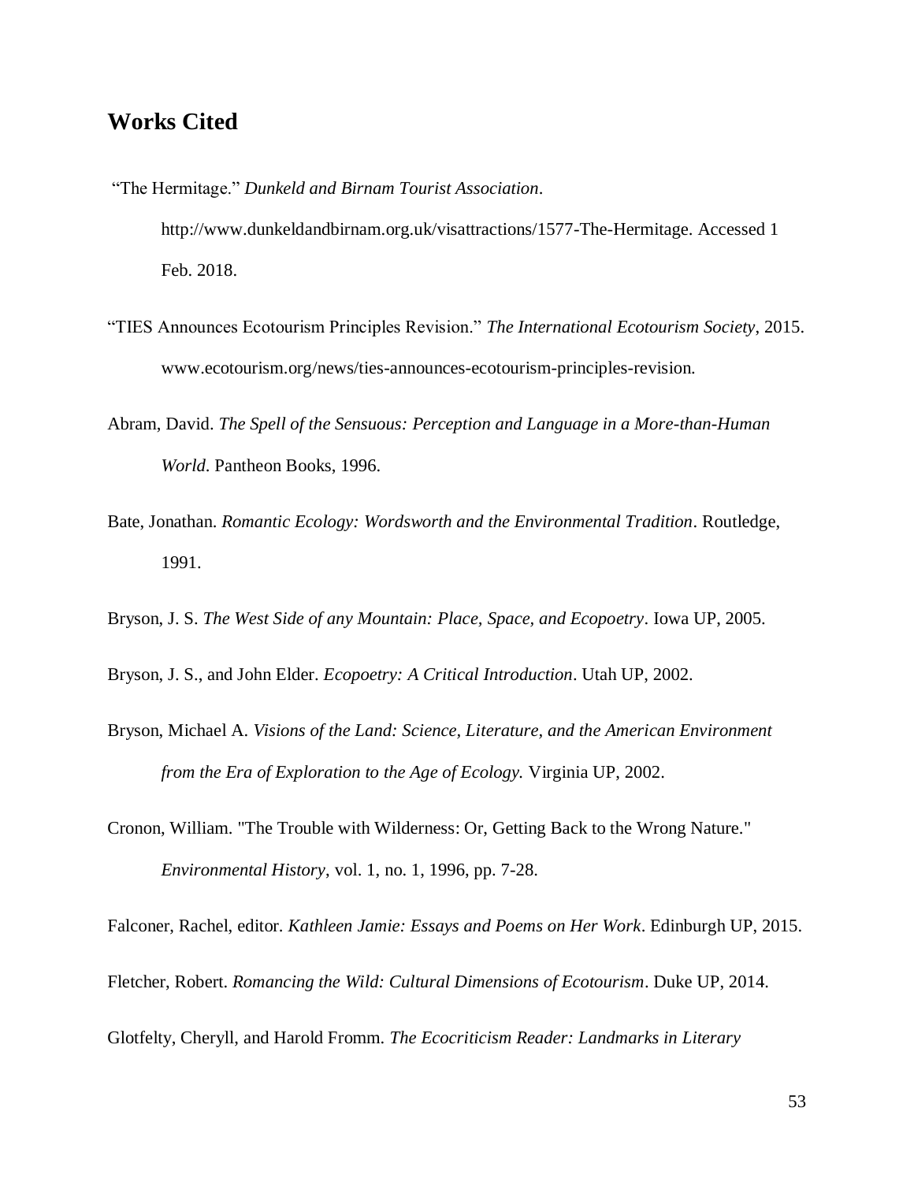## Works Cited

"The Hermitage." *Dunkeld and Birnam Tourist Association*. http://www.dunkeldandbirnam.org.uk/visattractions/1577-The-Hermitage. Accessed 1 Feb. 2018.

"TIES Announces Ecotourism Principles Revision." *The International Ecotourism Society*, 2015. www.ecotourism.org/news/ties-announces-ecotourism-principles-revision.

Abram, David. *The Spell of the Sensuous: Perception and Language in a More-than-Human World*. Pantheon Books, 1996.

Bate, Jonathan. *Romantic Ecology: Wordsworth and the Environmental Tradition*. Routledge, 1991.

Bryson, J. S. *The West Side of any Mountain: Place, Space, and Ecopoetry*. Iowa UP, 2005.

Bryson, J. S., and John Elder. *Ecopoetry: A Critical Introduction*. Utah UP, 2002.

Bryson, Michael A. *Visions of the Land: Science, Literature, and the American Environment from the Era of Exploration to the Age of Ecology.* Virginia UP, 2002.

Cronon, William. "The Trouble with Wilderness: Or, Getting Back to the Wrong Nature." *Environmental History*, vol. 1, no. 1, 1996, pp. 7-28.

Falconer, Rachel, editor. *Kathleen Jamie: Essays and Poems on Her Work*. Edinburgh UP, 2015.

Fletcher, Robert. *Romancing the Wild: Cultural Dimensions of Ecotourism*. Duke UP, 2014.

Glotfelty, Cheryll, and Harold Fromm. *The Ecocriticism Reader: Landmarks in Literary*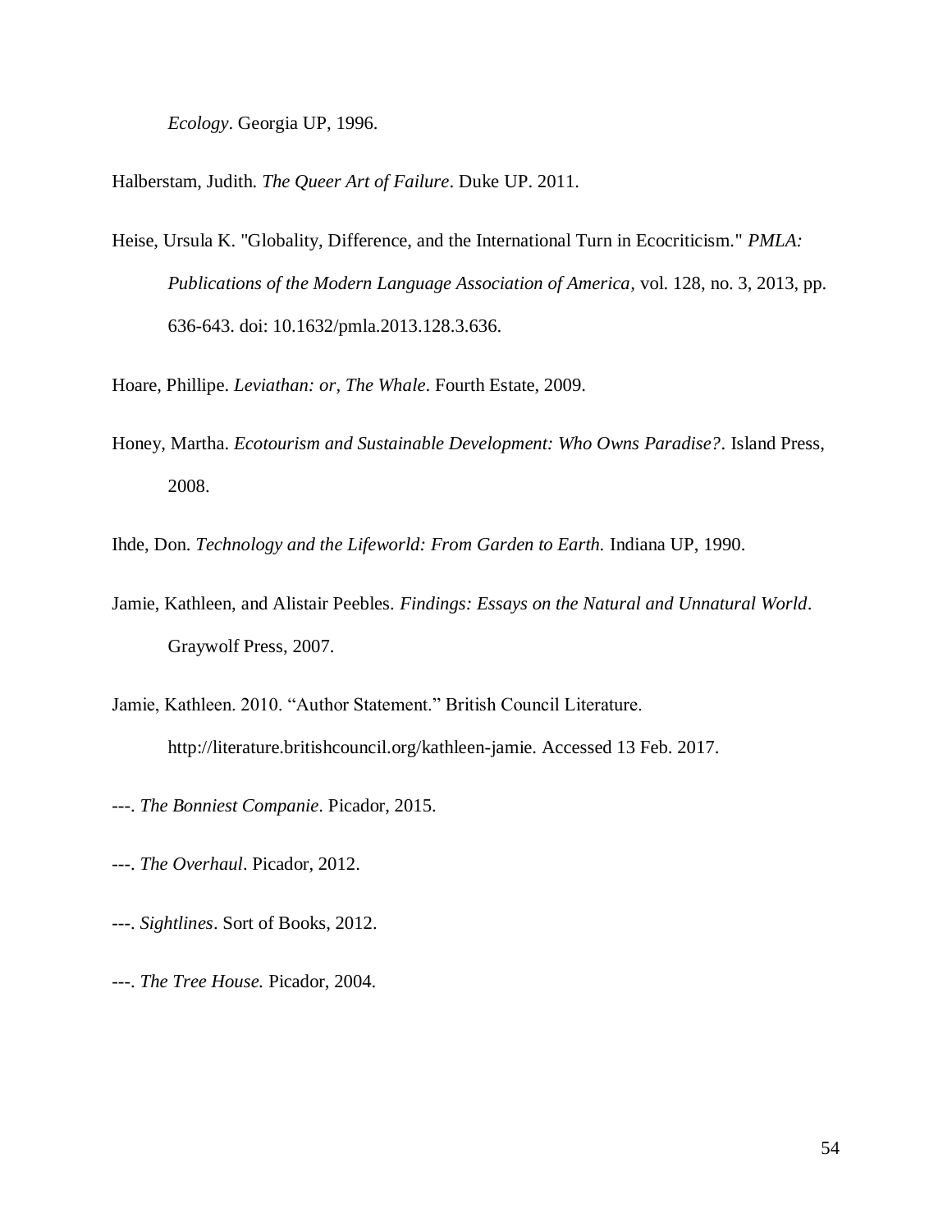*Ecology*. Georgia UP, 1996.

Halberstam, Judith. *The Queer Art of Failure*. Duke UP. 2011.

Heise, Ursula K. "Globality, Difference, and the International Turn in Ecocriticism." *PMLA: Publications of the Modern Language Association of America*, vol. 128, no. 3, 2013, pp. 636-643. doi: 10.1632/pmla.2013.128.3.636.

Hoare, Phillipe. *Leviathan: or, The Whale*. Fourth Estate, 2009.

Honey, Martha. *Ecotourism and Sustainable Development: Who Owns Paradise?*. Island Press, 2008.

Ihde, Don. *Technology and the Lifeworld: From Garden to Earth.* Indiana UP, 1990.

Jamie, Kathleen, and Alistair Peebles. *Findings: Essays on the Natural and Unnatural World*. Graywolf Press, 2007.

Jamie, Kathleen. 2010. "Author Statement." British Council Literature. http://literature.britishcouncil.org/kathleen-jamie. Accessed 13 Feb. 2017.

---. *The Bonniest Companie*. Picador, 2015.

---. *The Overhaul*. Picador, 2012.

---. *Sightlines*. Sort of Books, 2012.

---. *The Tree House.* Picador, 2004.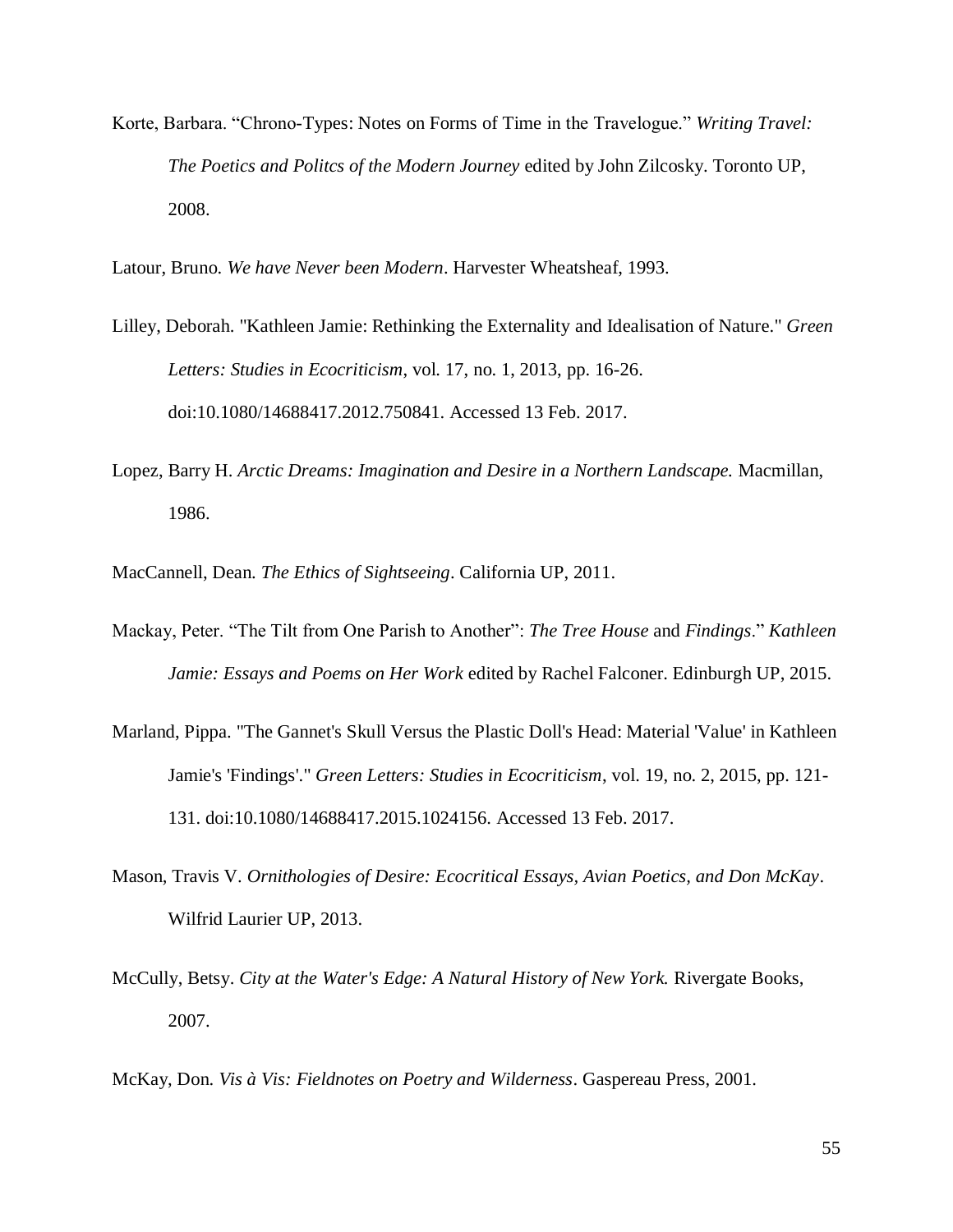Korte, Barbara. "Chrono-Types: Notes on Forms of Time in the Travelogue." *Writing Travel: The Poetics and Politcs of the Modern Journey* edited by John Zilcosky. Toronto UP, 2008.

Latour, Bruno. *We have Never been Modern*. Harvester Wheatsheaf, 1993.

Lilley, Deborah. "Kathleen Jamie: Rethinking the Externality and Idealisation of Nature." *Green Letters: Studies in Ecocriticism*, vol. 17, no. 1, 2013, pp. 16-26. doi:10.1080/14688417.2012.750841. Accessed 13 Feb. 2017.

Lopez, Barry H. *Arctic Dreams: Imagination and Desire in a Northern Landscape.* Macmillan, 1986.

MacCannell, Dean. *The Ethics of Sightseeing*. California UP, 2011.

Mackay, Peter. "The Tilt from One Parish to Another": *The Tree House* and *Findings*." *Kathleen Jamie: Essays and Poems on Her Work* edited by Rachel Falconer. Edinburgh UP, 2015.

Marland, Pippa. "The Gannet's Skull Versus the Plastic Doll's Head: Material 'Value' in Kathleen Jamie's 'Findings'." *Green Letters: Studies in Ecocriticism*, vol. 19, no. 2, 2015, pp. 121-131. doi:10.1080/14688417.2015.1024156. Accessed 13 Feb. 2017.

Mason, Travis V. *Ornithologies of Desire: Ecocritical Essays, Avian Poetics, and Don McKay*. Wilfrid Laurier UP, 2013.

McCully, Betsy. *City at the Water's Edge: A Natural History of New York.* Rivergate Books, 2007.

McKay, Don. *Vis à Vis: Fieldnotes on Poetry and Wilderness*. Gaspereau Press, 2001.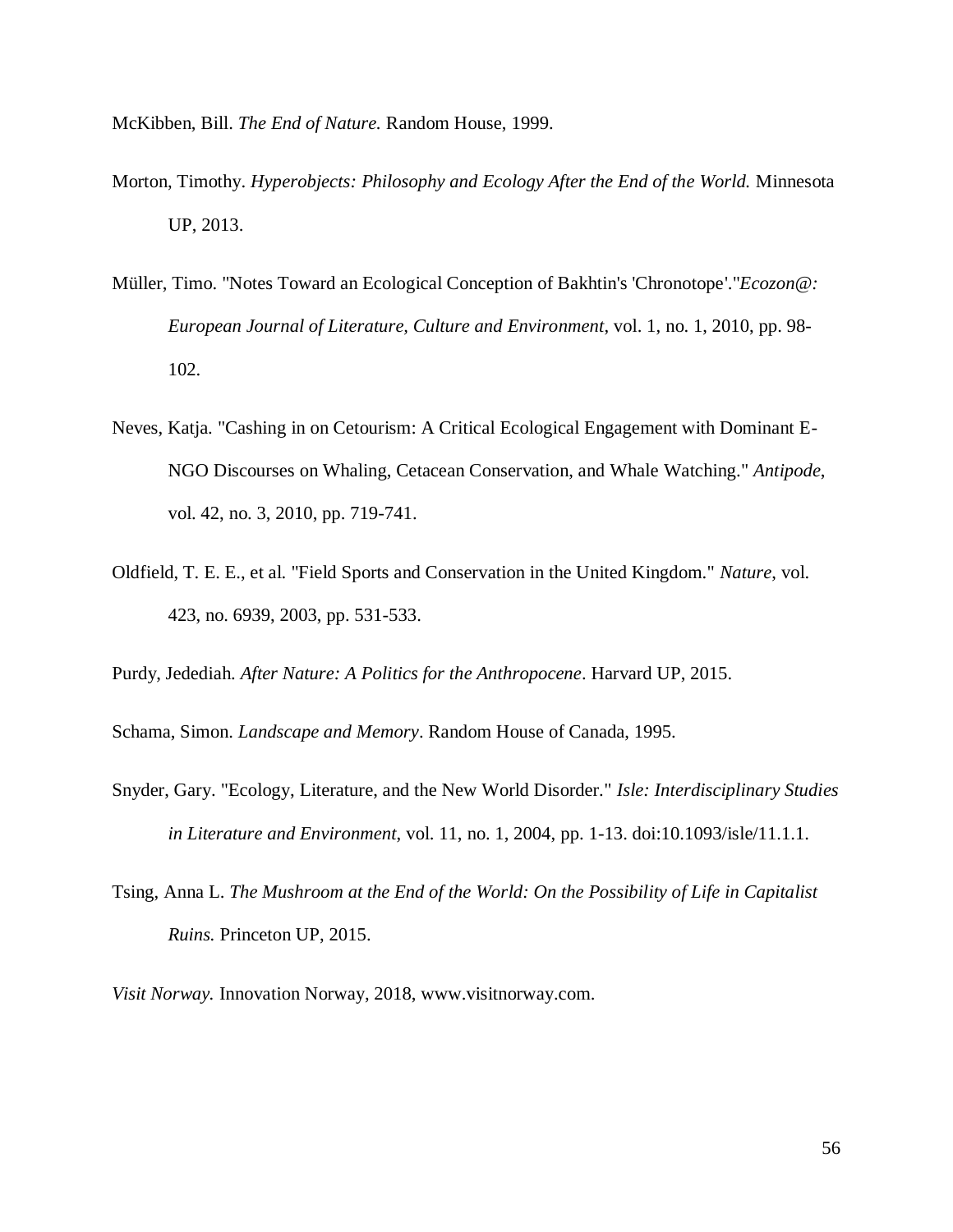McKibben, Bill. *The End of Nature.* Random House, 1999.

Morton, Timothy. *Hyperobjects: Philosophy and Ecology After the End of the World.* Minnesota UP, 2013.

Müller, Timo. "Notes Toward an Ecological Conception of Bakhtin's 'Chronotope'."*Ecozon@: European Journal of Literature, Culture and Environment*, vol. 1, no. 1, 2010, pp. 98-102.

Neves, Katja. "Cashing in on Cetourism: A Critical Ecological Engagement with Dominant E-NGO Discourses on Whaling, Cetacean Conservation, and Whale Watching." *Antipode*, vol. 42, no. 3, 2010, pp. 719-741.

Oldfield, T. E. E., et al. "Field Sports and Conservation in the United Kingdom." *Nature*, vol. 423, no. 6939, 2003, pp. 531-533.

Purdy, Jedediah. *After Nature: A Politics for the Anthropocene*. Harvard UP, 2015.

Schama, Simon. *Landscape and Memory*. Random House of Canada, 1995.

Snyder, Gary. "Ecology, Literature, and the New World Disorder." *Isle: Interdisciplinary Studies in Literature and Environment,* vol. 11, no. 1, 2004, pp. 1-13. doi:10.1093/isle/11.1.1.

Tsing, Anna L. *The Mushroom at the End of the World: On the Possibility of Life in Capitalist Ruins.* Princeton UP, 2015.

*Visit Norway.* Innovation Norway, 2018, www.visitnorway.com.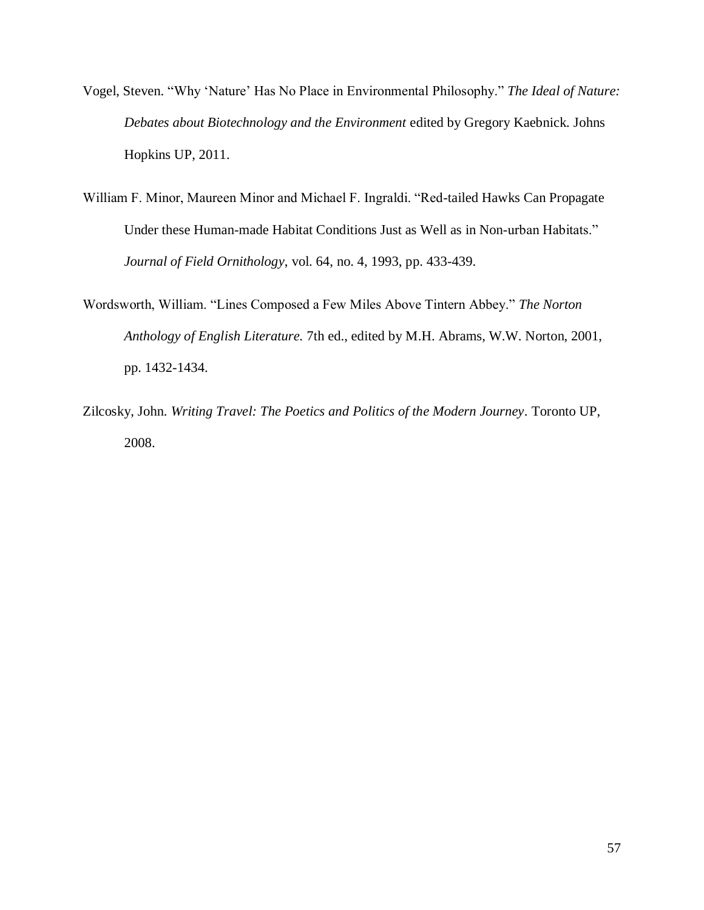Vogel, Steven. “Why ‘Nature’ Has No Place in Environmental Philosophy.” *The Ideal of Nature: Debates about Biotechnology and the Environment* edited by Gregory Kaebnick. Johns Hopkins UP, 2011.

William F. Minor, Maureen Minor and Michael F. Ingraldi. “Red-tailed Hawks Can Propagate Under these Human-made Habitat Conditions Just as Well as in Non-urban Habitats.” *Journal of Field Ornithology*, vol. 64, no. 4, 1993, pp. 433-439.

Wordsworth, William. “Lines Composed a Few Miles Above Tintern Abbey.” *The Norton Anthology of English Literature.* 7th ed., edited by M.H. Abrams, W.W. Norton, 2001, pp. 1432-1434.

Zilcosky, John. *Writing Travel: The Poetics and Politics of the Modern Journey*. Toronto UP, 2008.